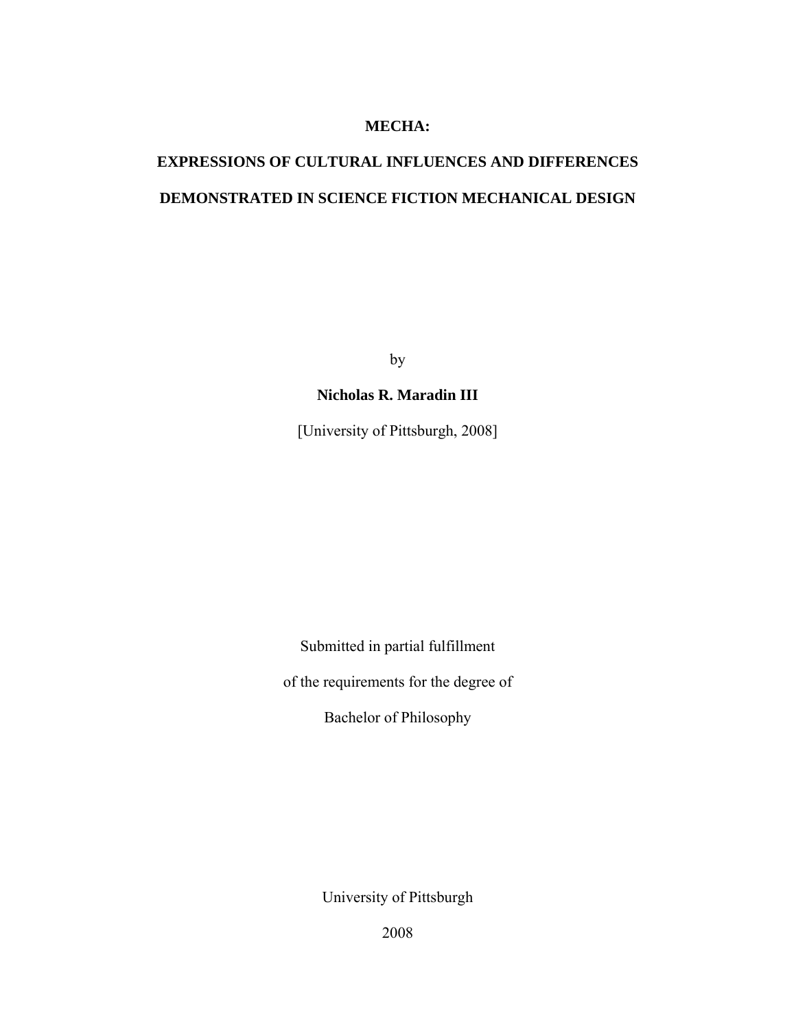# MECHA:

# EXPRESSIONS OF CULTURAL INFLUENCES AND DIFFERENCES DEMONSTRATED IN SCIENCE FICTION MECHANICAL DESIGN

by

**Nicholas R. Maradin III**

[University of Pittsburgh, 2008]

Submitted in partial fulfillment

of the requirements for the degree of

Bachelor of Philosophy

University of Pittsburgh

2008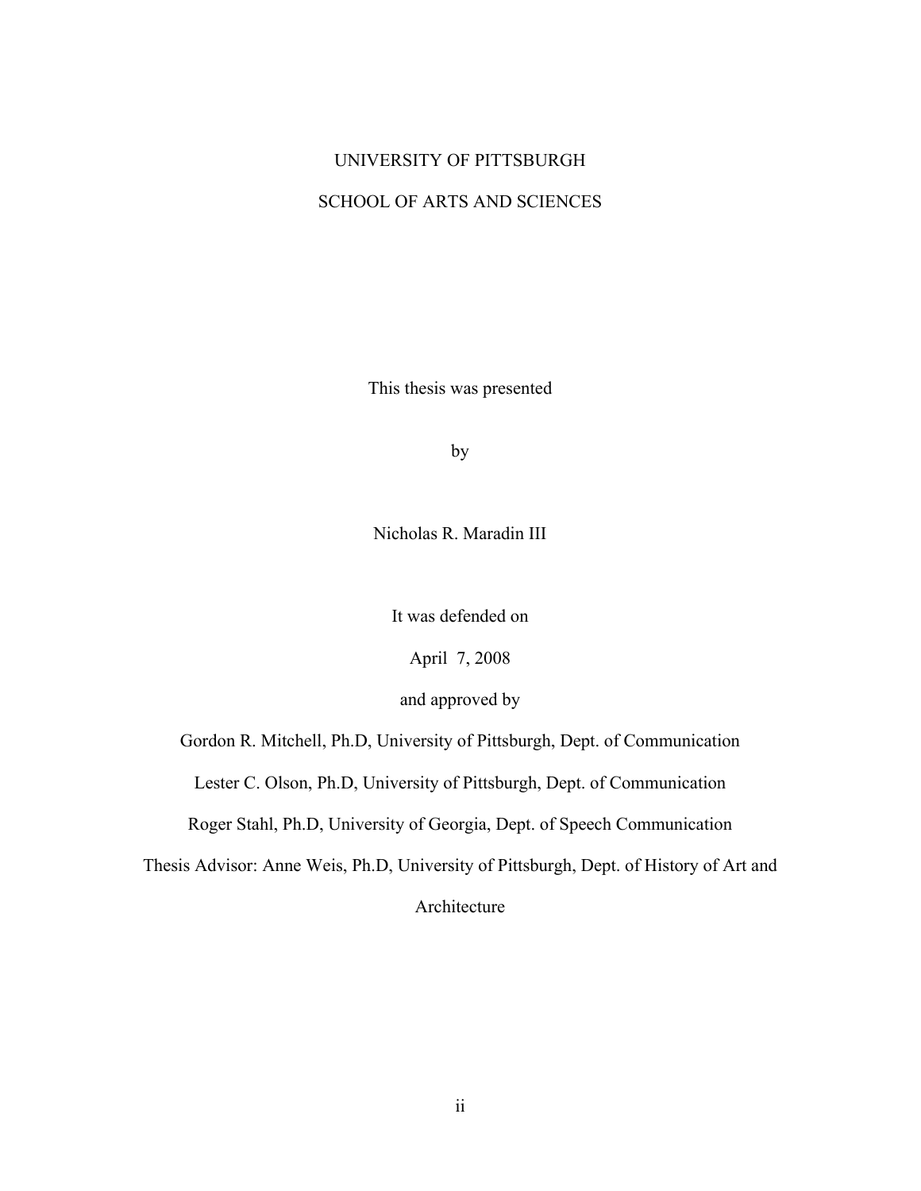UNIVERSITY OF PITTSBURGH

SCHOOL OF ARTS AND SCIENCES

This thesis was presented

by

Nicholas R. Maradin III

It was defended on

April 7, 2008

and approved by

Gordon R. Mitchell, Ph.D, University of Pittsburgh, Dept. of Communication

Lester C. Olson, Ph.D, University of Pittsburgh, Dept. of Communication

Roger Stahl, Ph.D, University of Georgia, Dept. of Speech Communication

Thesis Advisor: Anne Weis, Ph.D, University of Pittsburgh, Dept. of History of Art and Architecture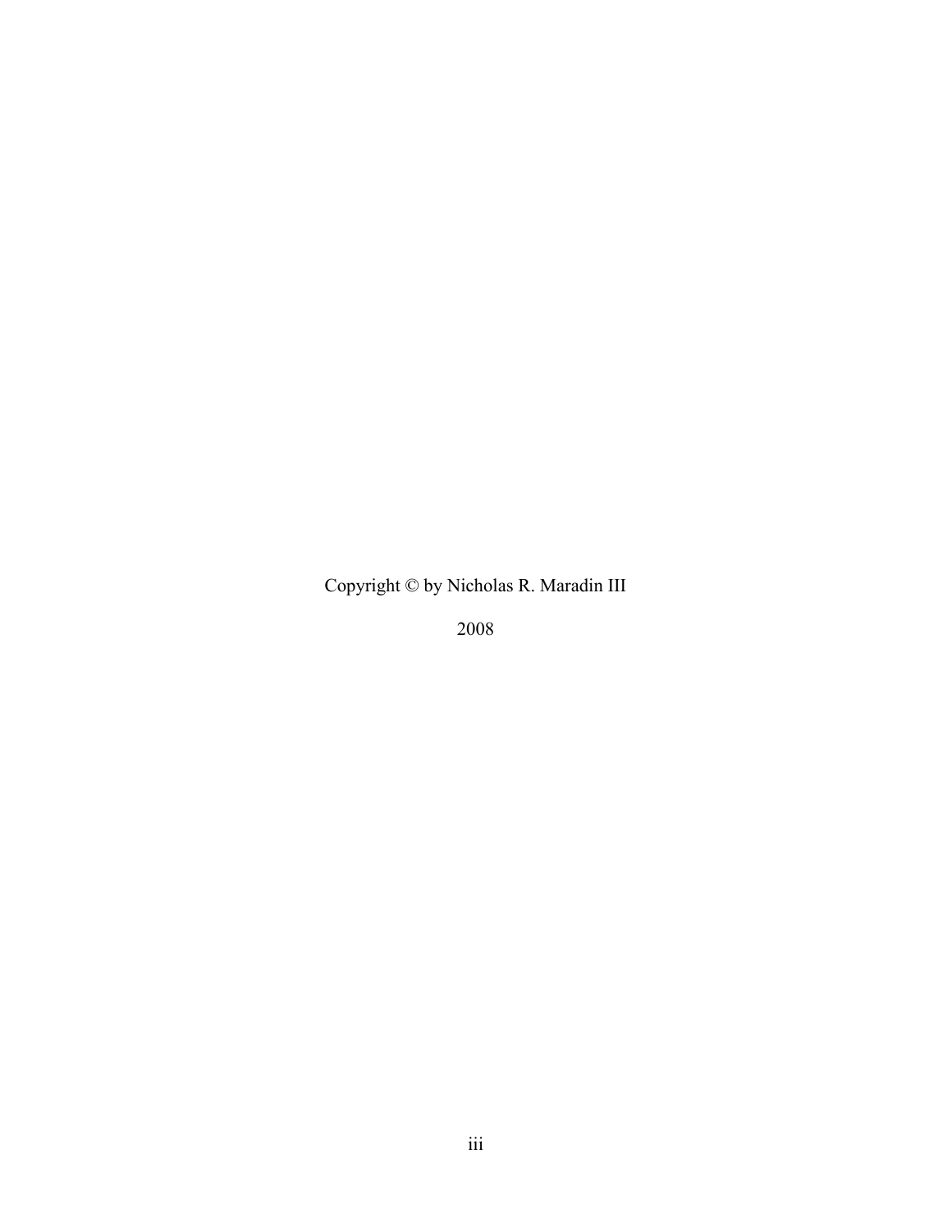Copyright © by Nicholas R. Maradin III

2008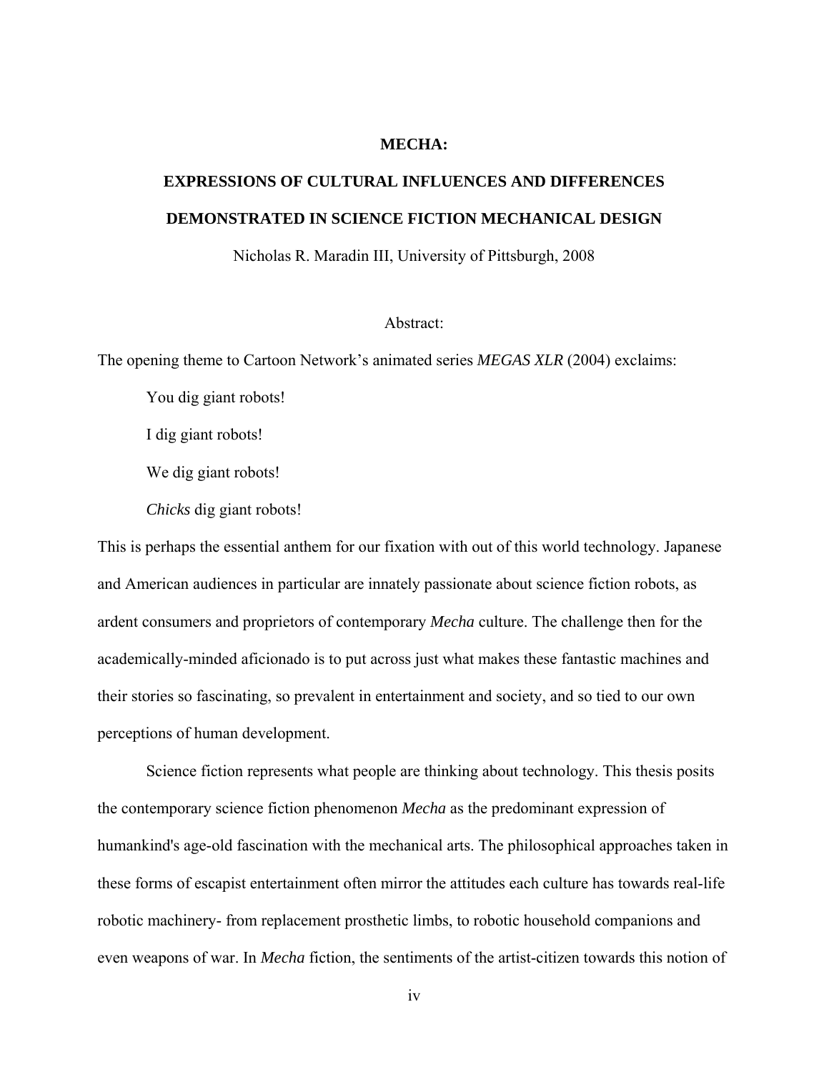**MECHA:**

**EXPRESSIONS OF CULTURAL INFLUENCES AND DIFFERENCES**

**DEMONSTRATED IN SCIENCE FICTION MECHANICAL DESIGN**

Nicholas R. Maradin III, University of Pittsburgh, 2008

Abstract:

The opening theme to Cartoon Network's animated series *MEGAS XLR* (2004) exclaims:

> You dig giant robots!
>
> I dig giant robots!
>
> We dig giant robots!
>
> *Chicks* dig giant robots!

This is perhaps the essential anthem for our fixation with out of this world technology. Japanese and American audiences in particular are innately passionate about science fiction robots, as ardent consumers and proprietors of contemporary *Mecha* culture. The challenge then for the academically-minded aficionado is to put across just what makes these fantastic machines and their stories so fascinating, so prevalent in entertainment and society, and so tied to our own perceptions of human development.

Science fiction represents what people are thinking about technology. This thesis posits the contemporary science fiction phenomenon *Mecha* as the predominant expression of humankind's age-old fascination with the mechanical arts. The philosophical approaches taken in these forms of escapist entertainment often mirror the attitudes each culture has towards real-life robotic machinery- from replacement prosthetic limbs, to robotic household companions and even weapons of war. In *Mecha* fiction, the sentiments of the artist-citizen towards this notion of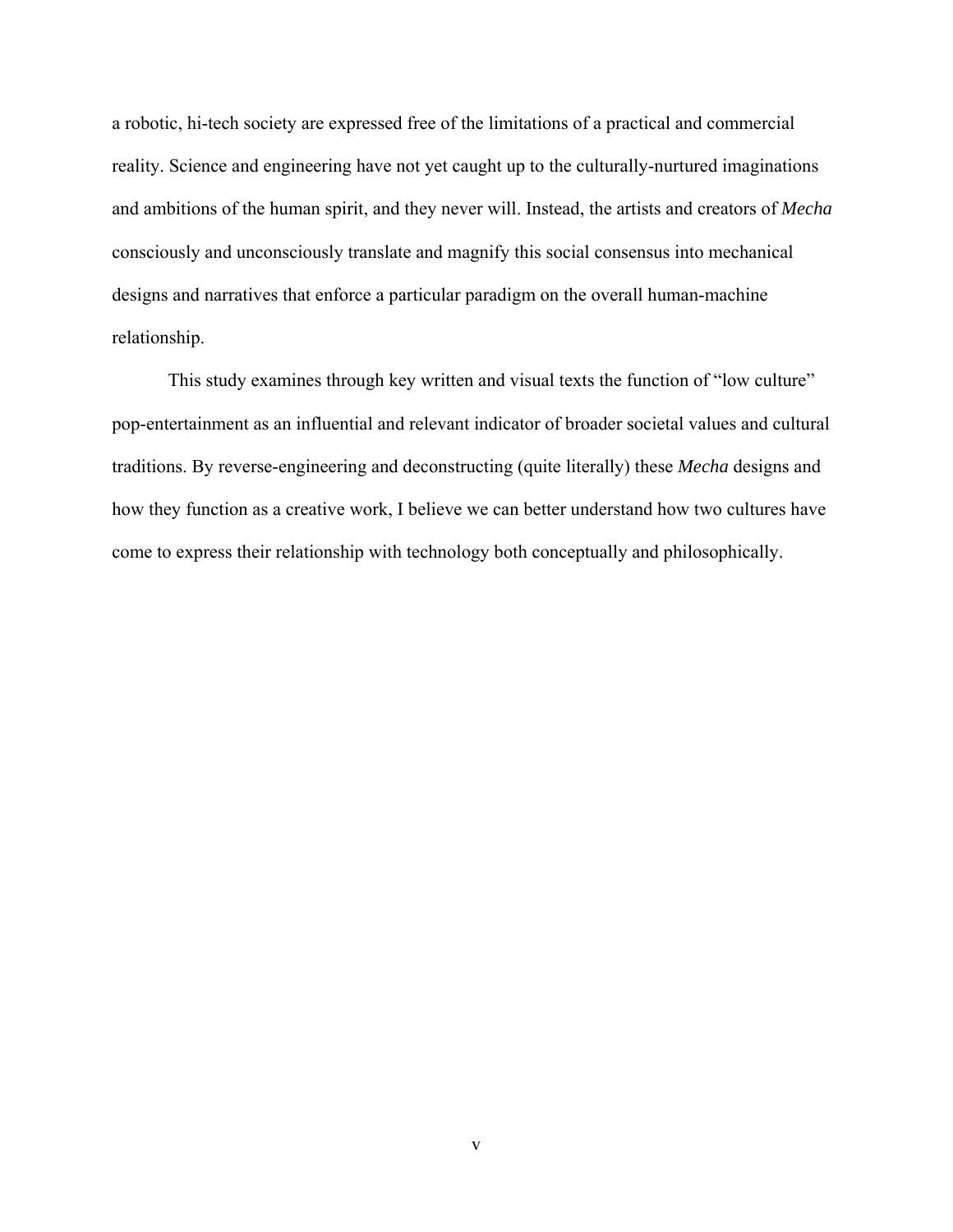a robotic, hi-tech society are expressed free of the limitations of a practical and commercial reality. Science and engineering have not yet caught up to the culturally-nurtured imaginations and ambitions of the human spirit, and they never will. Instead, the artists and creators of *Mecha* consciously and unconsciously translate and magnify this social consensus into mechanical designs and narratives that enforce a particular paradigm on the overall human-machine relationship.

This study examines through key written and visual texts the function of "low culture" pop-entertainment as an influential and relevant indicator of broader societal values and cultural traditions. By reverse-engineering and deconstructing (quite literally) these *Mecha* designs and how they function as a creative work, I believe we can better understand how two cultures have come to express their relationship with technology both conceptually and philosophically.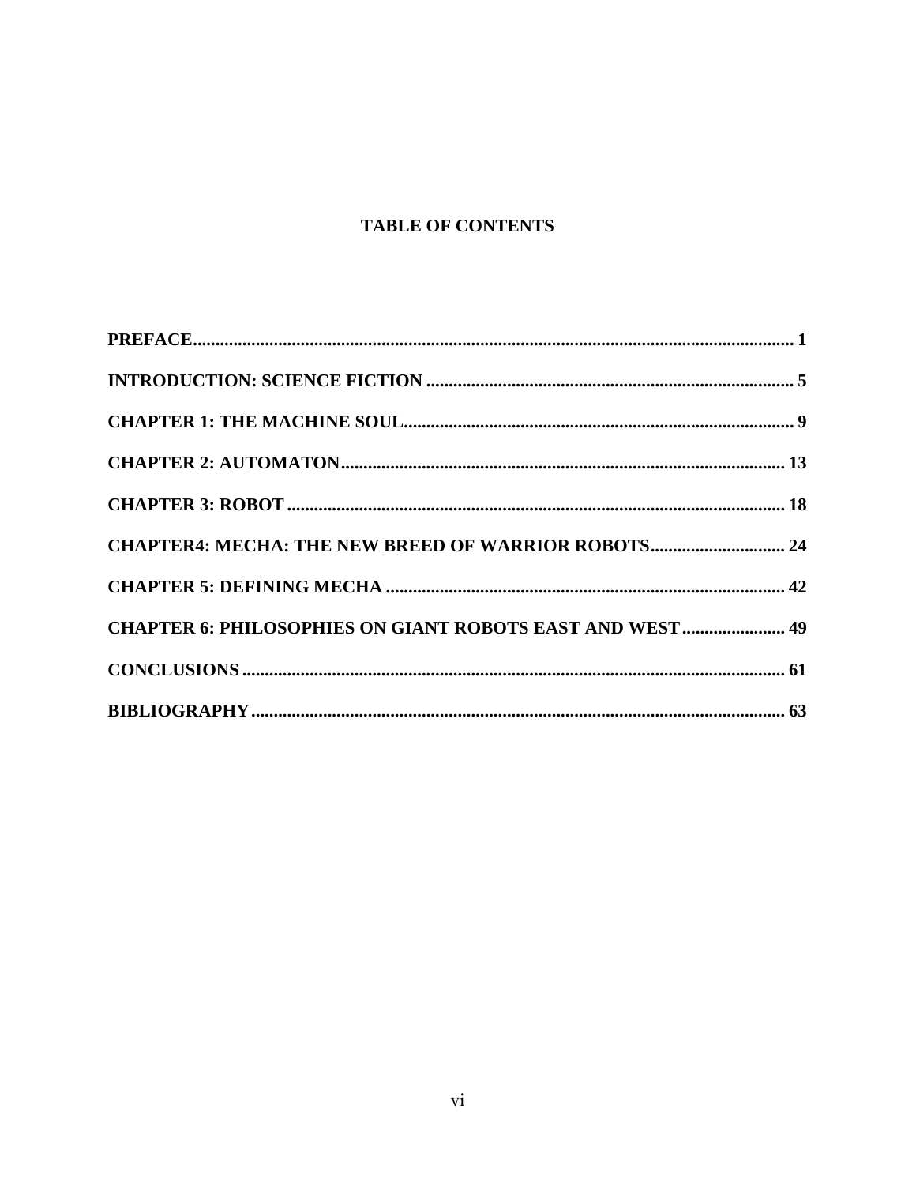# TABLE OF CONTENTS

**PREFACE...................................................................................................................... 1**

**INTRODUCTION: SCIENCE FICTION ................................................................................. 5**

**CHAPTER 1: THE MACHINE SOUL...................................................................................... 9**

**CHAPTER 2: AUTOMATON.................................................................................................. 13**

**CHAPTER 3: ROBOT .............................................................................................................. 18**

**CHAPTER4: MECHA: THE NEW BREED OF WARRIOR ROBOTS.............................. 24**

**CHAPTER 5: DEFINING MECHA ........................................................................................ 42**

**CHAPTER 6: PHILOSOPHIES ON GIANT ROBOTS EAST AND WEST....................... 49**

**CONCLUSIONS ........................................................................................................................ 61**

**BIBLIOGRAPHY....................................................................................................................... 63**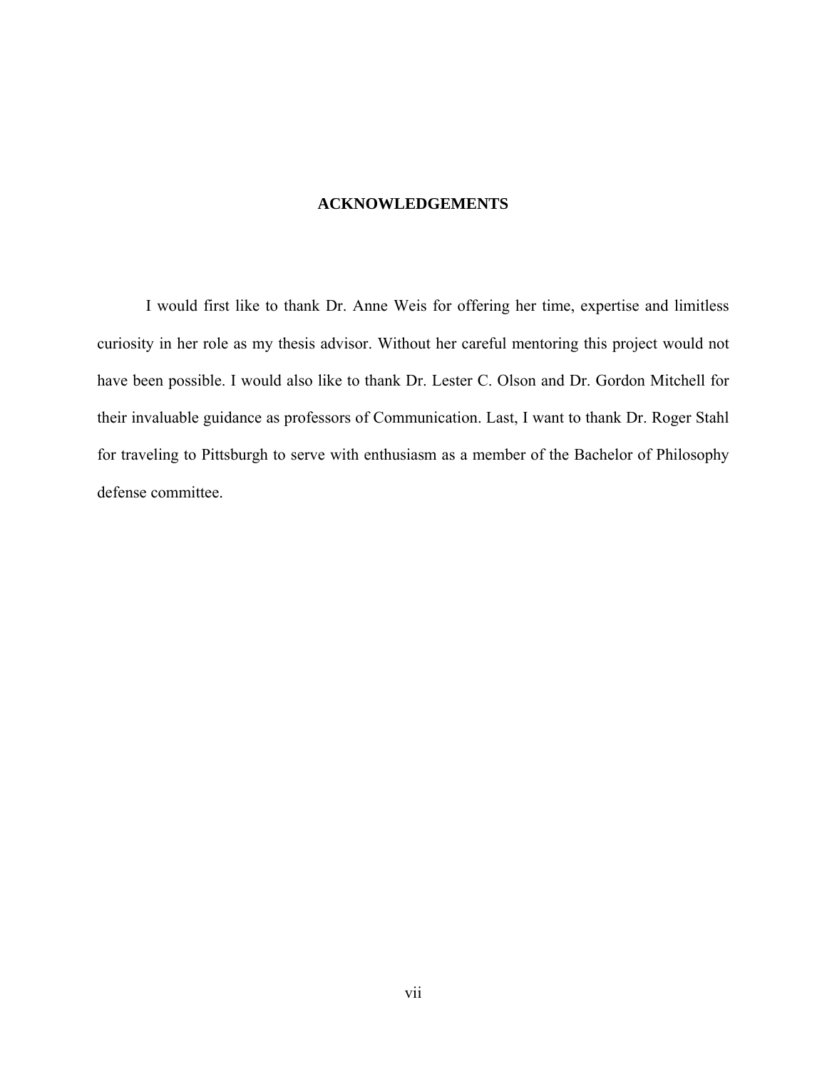## ACKNOWLEDGEMENTS

I would first like to thank Dr. Anne Weis for offering her time, expertise and limitless curiosity in her role as my thesis advisor. Without her careful mentoring this project would not have been possible. I would also like to thank Dr. Lester C. Olson and Dr. Gordon Mitchell for their invaluable guidance as professors of Communication. Last, I want to thank Dr. Roger Stahl for traveling to Pittsburgh to serve with enthusiasm as a member of the Bachelor of Philosophy defense committee.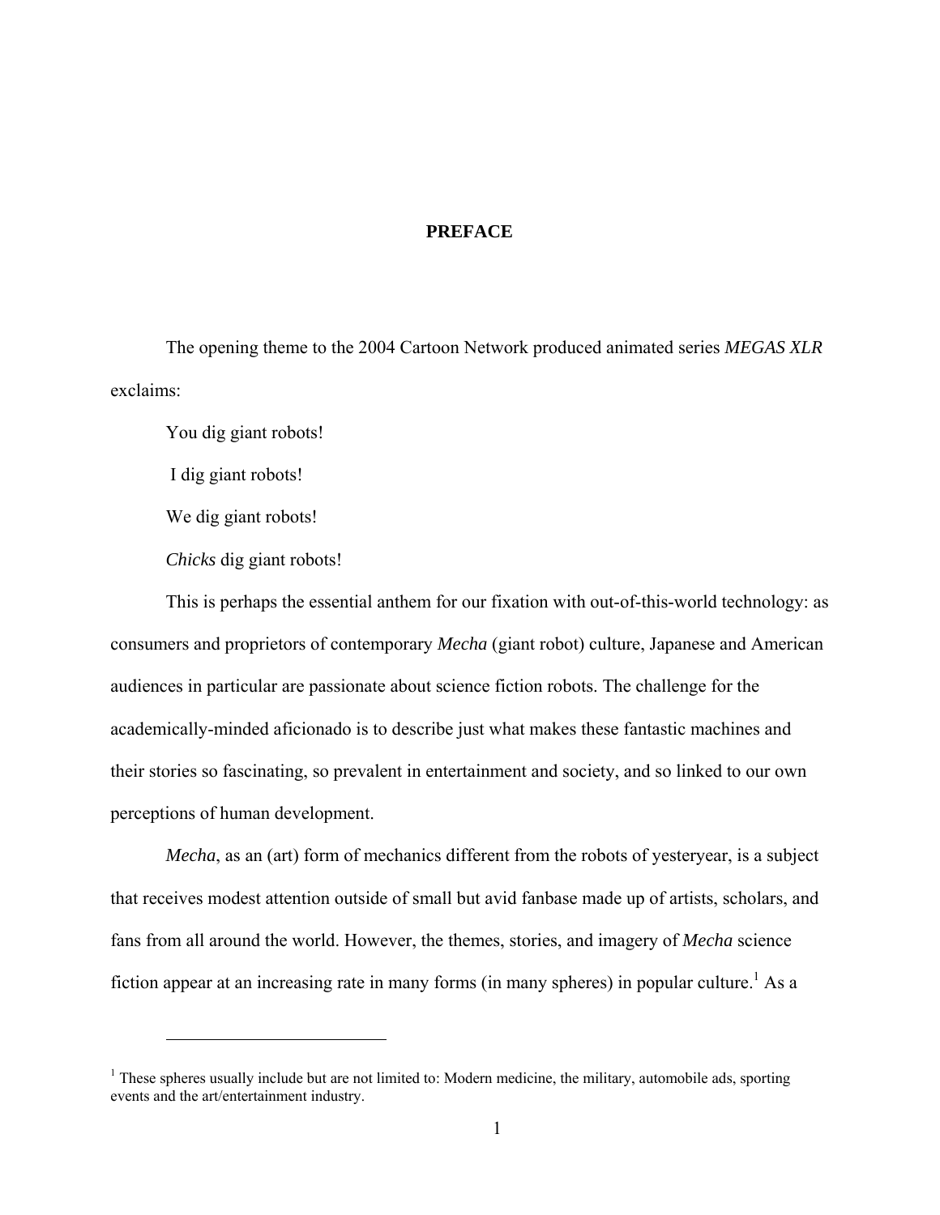# PREFACE

The opening theme to the 2004 Cartoon Network produced animated series *MEGAS XLR* exclaims:

You dig giant robots!

I dig giant robots!

We dig giant robots!

*Chicks* dig giant robots!

This is perhaps the essential anthem for our fixation with out-of-this-world technology: as consumers and proprietors of contemporary *Mecha* (giant robot) culture, Japanese and American audiences in particular are passionate about science fiction robots. The challenge for the academically-minded aficionado is to describe just what makes these fantastic machines and their stories so fascinating, so prevalent in entertainment and society, and so linked to our own perceptions of human development.

*Mecha*, as an (art) form of mechanics different from the robots of yesteryear, is a subject that receives modest attention outside of small but avid fanbase made up of artists, scholars, and fans from all around the world. However, the themes, stories, and imagery of *Mecha* science fiction appear at an increasing rate in many forms (in many spheres) in popular culture.[1] As a

---

[1] These spheres usually include but are not limited to: Modern medicine, the military, automobile ads, sporting events and the art/entertainment industry.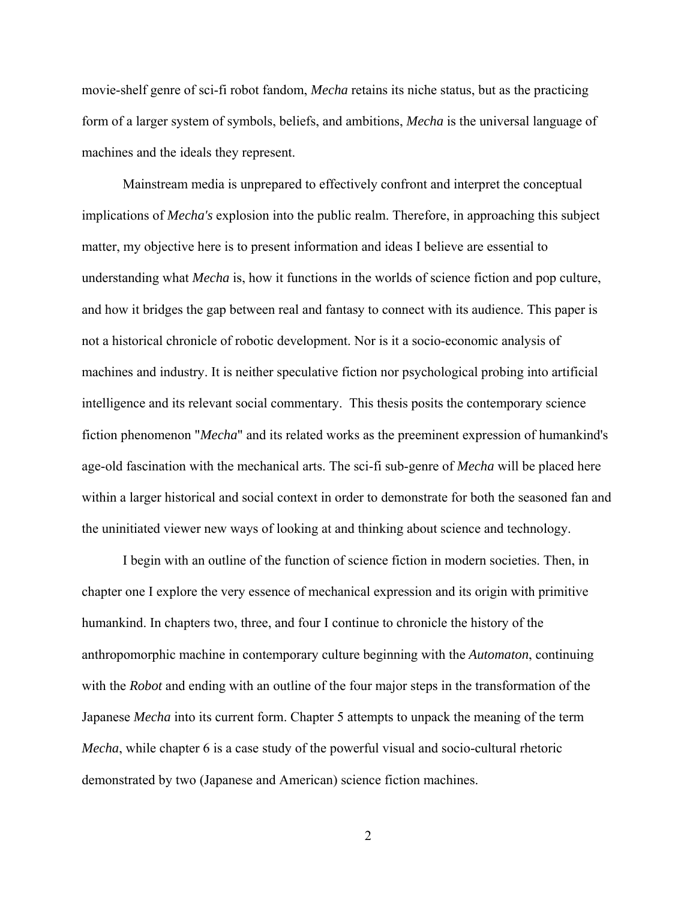movie-shelf genre of sci-fi robot fandom, *Mecha* retains its niche status, but as the practicing form of a larger system of symbols, beliefs, and ambitions, *Mecha* is the universal language of machines and the ideals they represent.

Mainstream media is unprepared to effectively confront and interpret the conceptual implications of *Mecha's* explosion into the public realm. Therefore, in approaching this subject matter, my objective here is to present information and ideas I believe are essential to understanding what *Mecha* is, how it functions in the worlds of science fiction and pop culture, and how it bridges the gap between real and fantasy to connect with its audience. This paper is not a historical chronicle of robotic development. Nor is it a socio-economic analysis of machines and industry. It is neither speculative fiction nor psychological probing into artificial intelligence and its relevant social commentary. This thesis posits the contemporary science fiction phenomenon "*Mecha*" and its related works as the preeminent expression of humankind's age-old fascination with the mechanical arts. The sci-fi sub-genre of *Mecha* will be placed here within a larger historical and social context in order to demonstrate for both the seasoned fan and the uninitiated viewer new ways of looking at and thinking about science and technology.

I begin with an outline of the function of science fiction in modern societies. Then, in chapter one I explore the very essence of mechanical expression and its origin with primitive humankind. In chapters two, three, and four I continue to chronicle the history of the anthropomorphic machine in contemporary culture beginning with the *Automaton*, continuing with the *Robot* and ending with an outline of the four major steps in the transformation of the Japanese *Mecha* into its current form. Chapter 5 attempts to unpack the meaning of the term *Mecha*, while chapter 6 is a case study of the powerful visual and socio-cultural rhetoric demonstrated by two (Japanese and American) science fiction machines.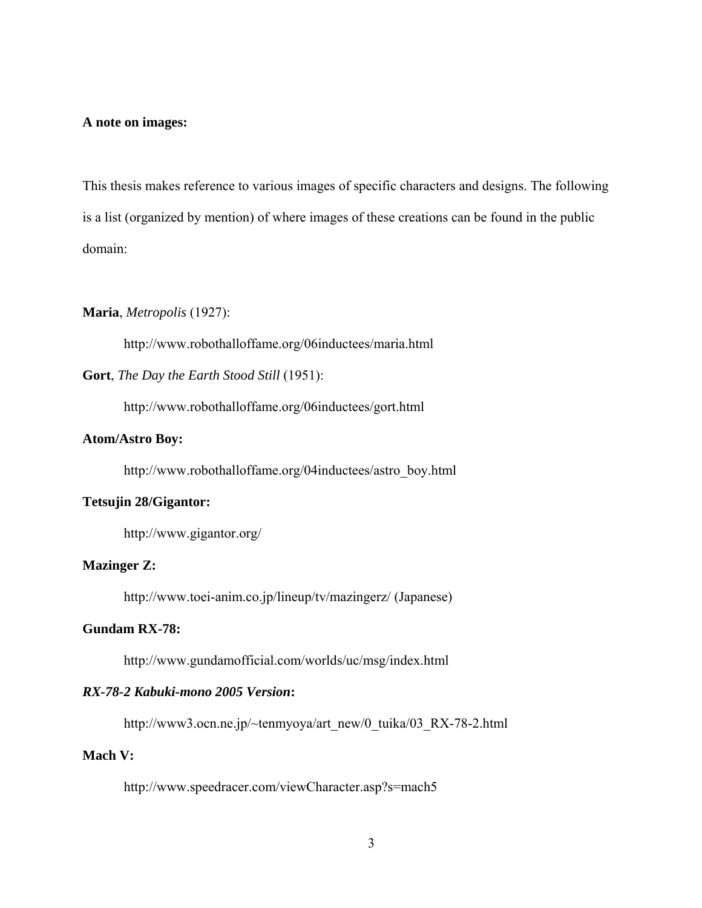**A note on images:**

This thesis makes reference to various images of specific characters and designs. The following is a list (organized by mention) of where images of these creations can be found in the public domain:

**Maria**, *Metropolis* (1927):

http://www.robothalloffame.org/06inductees/maria.html

**Gort**, *The Day the Earth Stood Still* (1951):

http://www.robothalloffame.org/06inductees/gort.html

**Atom/Astro Boy:**

http://www.robothalloffame.org/04inductees/astro_boy.html

**Tetsujin 28/Gigantor:**

http://www.gigantor.org/

**Mazinger Z:**

http://www.toei-anim.co.jp/lineup/tv/mazingerz/ (Japanese)

**Gundam RX-78:**

http://www.gundamofficial.com/worlds/uc/msg/index.html

***RX-78-2 Kabuki-mono 2005 Version*:**

http://www3.ocn.ne.jp/~tenmyoya/art_new/0_tuika/03_RX-78-2.html

**Mach V:**

http://www.speedracer.com/viewCharacter.asp?s=mach5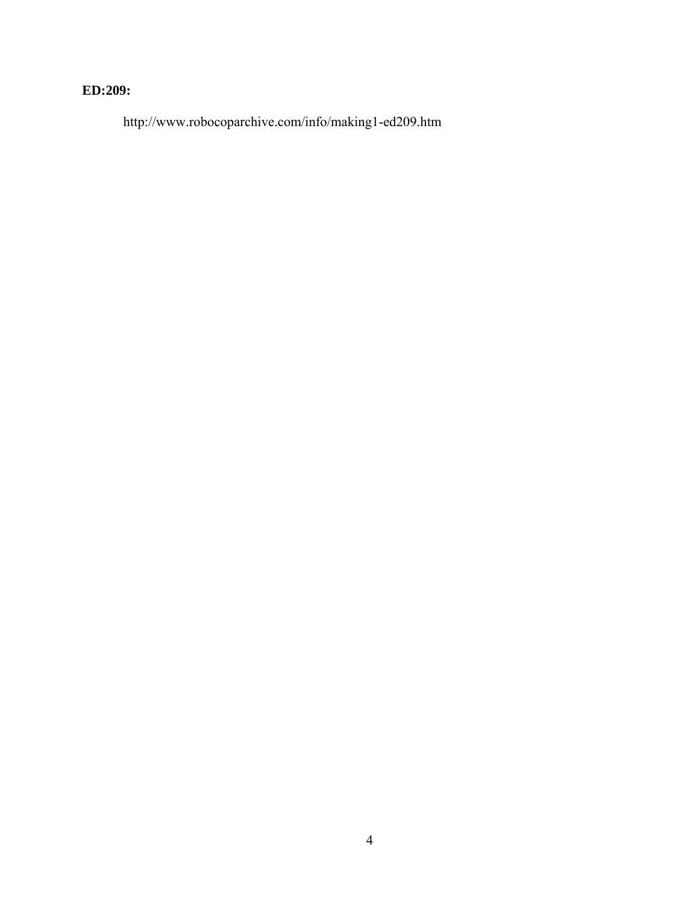**ED:209:**

http://www.robocoparchive.com/info/making1-ed209.htm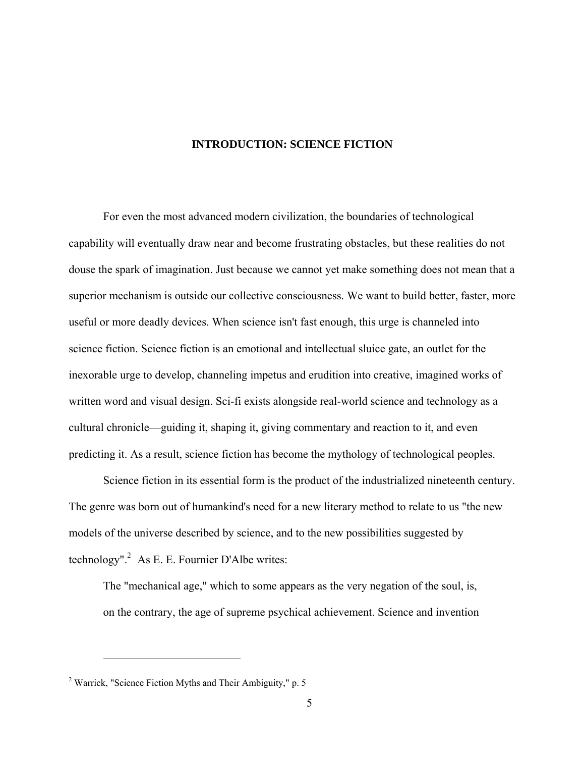## INTRODUCTION: SCIENCE FICTION

For even the most advanced modern civilization, the boundaries of technological capability will eventually draw near and become frustrating obstacles, but these realities do not douse the spark of imagination. Just because we cannot yet make something does not mean that a superior mechanism is outside our collective consciousness. We want to build better, faster, more useful or more deadly devices. When science isn't fast enough, this urge is channeled into science fiction. Science fiction is an emotional and intellectual sluice gate, an outlet for the inexorable urge to develop, channeling impetus and erudition into creative, imagined works of written word and visual design. Sci-fi exists alongside real-world science and technology as a cultural chronicle—guiding it, shaping it, giving commentary and reaction to it, and even predicting it. As a result, science fiction has become the mythology of technological peoples.

Science fiction in its essential form is the product of the industrialized nineteenth century. The genre was born out of humankind's need for a new literary method to relate to us "the new models of the universe described by science, and to the new possibilities suggested by technology".[2] As E. E. Fournier D'Albe writes:

> The "mechanical age," which to some appears as the very negation of the soul, is, on the contrary, the age of supreme psychical achievement. Science and invention

---

[2] Warrick, "Science Fiction Myths and Their Ambiguity," p. 5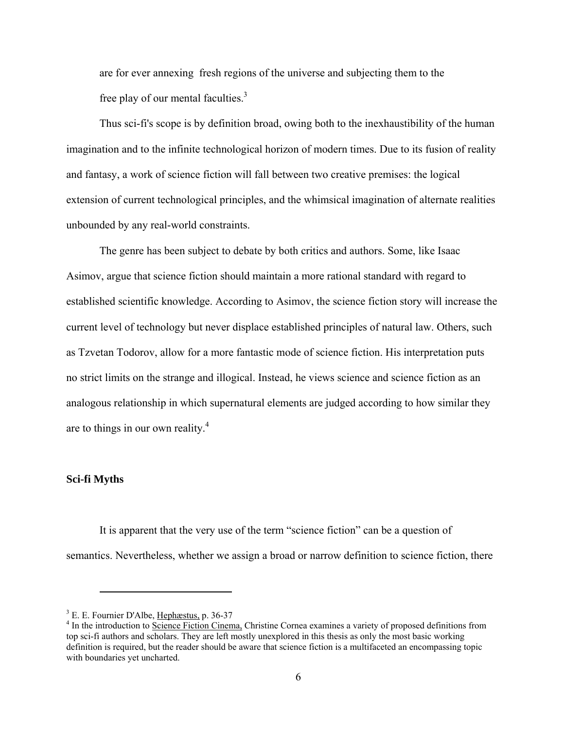are for ever annexing fresh regions of the universe and subjecting them to the free play of our mental faculties.[3]

Thus sci-fi's scope is by definition broad, owing both to the inexhaustibility of the human imagination and to the infinite technological horizon of modern times. Due to its fusion of reality and fantasy, a work of science fiction will fall between two creative premises: the logical extension of current technological principles, and the whimsical imagination of alternate realities unbounded by any real-world constraints.

The genre has been subject to debate by both critics and authors. Some, like Isaac Asimov, argue that science fiction should maintain a more rational standard with regard to established scientific knowledge. According to Asimov, the science fiction story will increase the current level of technology but never displace established principles of natural law. Others, such as Tzvetan Todorov, allow for a more fantastic mode of science fiction. His interpretation puts no strict limits on the strange and illogical. Instead, he views science and science fiction as an analogous relationship in which supernatural elements are judged according to how similar they are to things in our own reality.[4]

### Sci-fi Myths

It is apparent that the very use of the term "science fiction" can be a question of semantics. Nevertheless, whether we assign a broad or narrow definition to science fiction, there

---

[3] E. E. Fournier D'Albe, Hephæstus, p. 36-37

[4] In the introduction to Science Fiction Cinema, Christine Cornea examines a variety of proposed definitions from top sci-fi authors and scholars. They are left mostly unexplored in this thesis as only the most basic working definition is required, but the reader should be aware that science fiction is a multifaceted an encompassing topic with boundaries yet uncharted.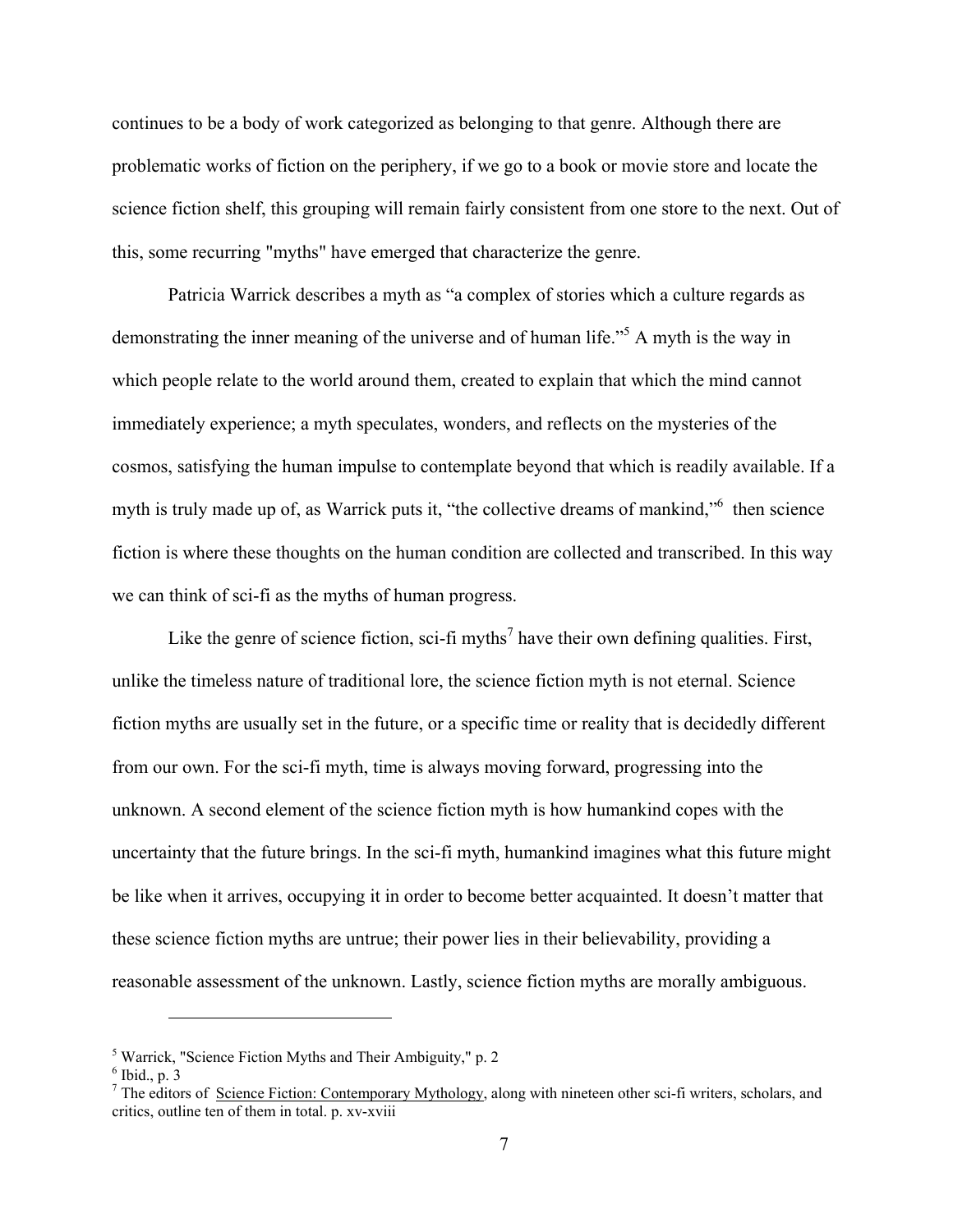continues to be a body of work categorized as belonging to that genre. Although there are problematic works of fiction on the periphery, if we go to a book or movie store and locate the science fiction shelf, this grouping will remain fairly consistent from one store to the next. Out of this, some recurring "myths" have emerged that characterize the genre.

Patricia Warrick describes a myth as "a complex of stories which a culture regards as demonstrating the inner meaning of the universe and of human life."[5] A myth is the way in which people relate to the world around them, created to explain that which the mind cannot immediately experience; a myth speculates, wonders, and reflects on the mysteries of the cosmos, satisfying the human impulse to contemplate beyond that which is readily available. If a myth is truly made up of, as Warrick puts it, "the collective dreams of mankind,"[6] then science fiction is where these thoughts on the human condition are collected and transcribed. In this way we can think of sci-fi as the myths of human progress.

Like the genre of science fiction, sci-fi myths[7] have their own defining qualities. First, unlike the timeless nature of traditional lore, the science fiction myth is not eternal. Science fiction myths are usually set in the future, or a specific time or reality that is decidedly different from our own. For the sci-fi myth, time is always moving forward, progressing into the unknown. A second element of the science fiction myth is how humankind copes with the uncertainty that the future brings. In the sci-fi myth, humankind imagines what this future might be like when it arrives, occupying it in order to become better acquainted. It doesn't matter that these science fiction myths are untrue; their power lies in their believability, providing a reasonable assessment of the unknown. Lastly, science fiction myths are morally ambiguous.

---

[5] Warrick, "Science Fiction Myths and Their Ambiguity," p. 2

[6] Ibid., p. 3

[7] The editors of Science Fiction: Contemporary Mythology, along with nineteen other sci-fi writers, scholars, and critics, outline ten of them in total. p. xv-xviii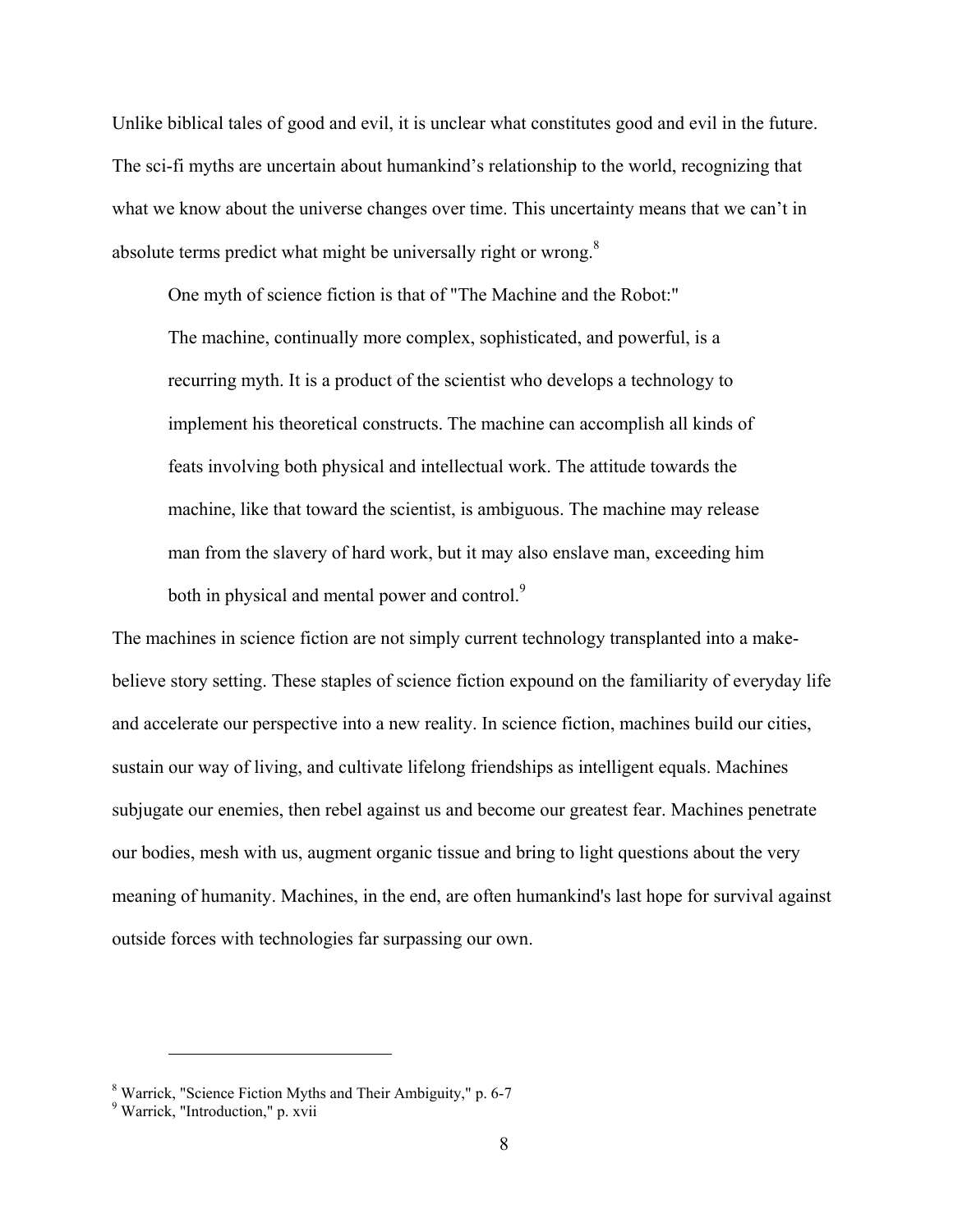Unlike biblical tales of good and evil, it is unclear what constitutes good and evil in the future. The sci-fi myths are uncertain about humankind's relationship to the world, recognizing that what we know about the universe changes over time. This uncertainty means that we can't in absolute terms predict what might be universally right or wrong.[8]

One myth of science fiction is that of "The Machine and the Robot:"

> The machine, continually more complex, sophisticated, and powerful, is a recurring myth. It is a product of the scientist who develops a technology to implement his theoretical constructs. The machine can accomplish all kinds of feats involving both physical and intellectual work. The attitude towards the machine, like that toward the scientist, is ambiguous. The machine may release man from the slavery of hard work, but it may also enslave man, exceeding him both in physical and mental power and control.[9]

The machines in science fiction are not simply current technology transplanted into a make-believe story setting. These staples of science fiction expound on the familiarity of everyday life and accelerate our perspective into a new reality. In science fiction, machines build our cities, sustain our way of living, and cultivate lifelong friendships as intelligent equals. Machines subjugate our enemies, then rebel against us and become our greatest fear. Machines penetrate our bodies, mesh with us, augment organic tissue and bring to light questions about the very meaning of humanity. Machines, in the end, are often humankind's last hope for survival against outside forces with technologies far surpassing our own.

---

[8] Warrick, "Science Fiction Myths and Their Ambiguity," p. 6-7

[9] Warrick, "Introduction," p. xvii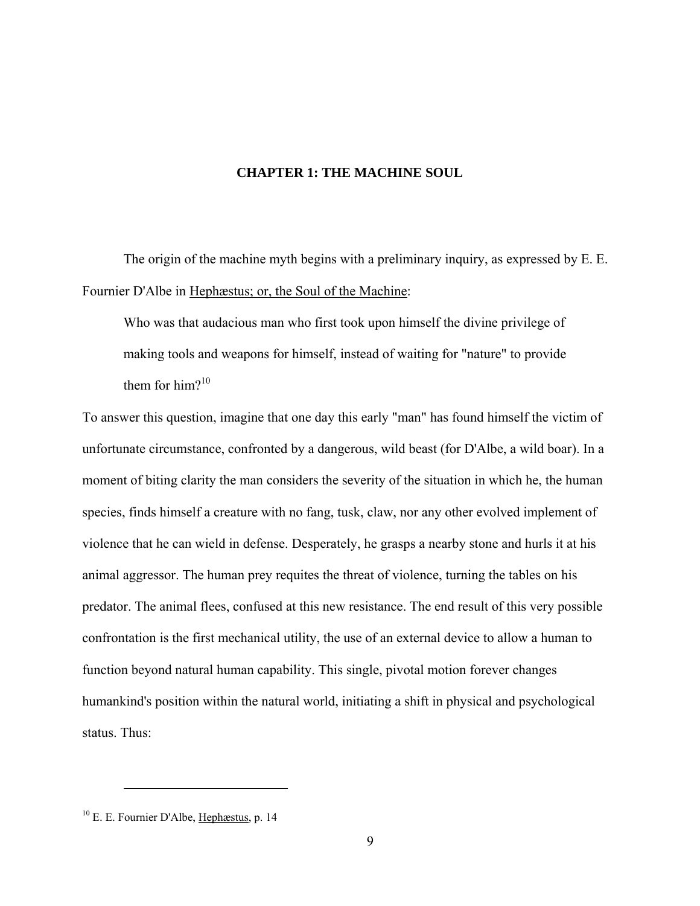# CHAPTER 1: THE MACHINE SOUL

The origin of the machine myth begins with a preliminary inquiry, as expressed by E. E. Fournier D'Albe in Hephæstus; or, the Soul of the Machine:

> Who was that audacious man who first took upon himself the divine privilege of making tools and weapons for himself, instead of waiting for "nature" to provide them for him?[10]

To answer this question, imagine that one day this early "man" has found himself the victim of unfortunate circumstance, confronted by a dangerous, wild beast (for D'Albe, a wild boar). In a moment of biting clarity the man considers the severity of the situation in which he, the human species, finds himself a creature with no fang, tusk, claw, nor any other evolved implement of violence that he can wield in defense. Desperately, he grasps a nearby stone and hurls it at his animal aggressor. The human prey requites the threat of violence, turning the tables on his predator. The animal flees, confused at this new resistance. The end result of this very possible confrontation is the first mechanical utility, the use of an external device to allow a human to function beyond natural human capability. This single, pivotal motion forever changes humankind's position within the natural world, initiating a shift in physical and psychological status. Thus:

---

[10] E. E. Fournier D'Albe, Hephæstus, p. 14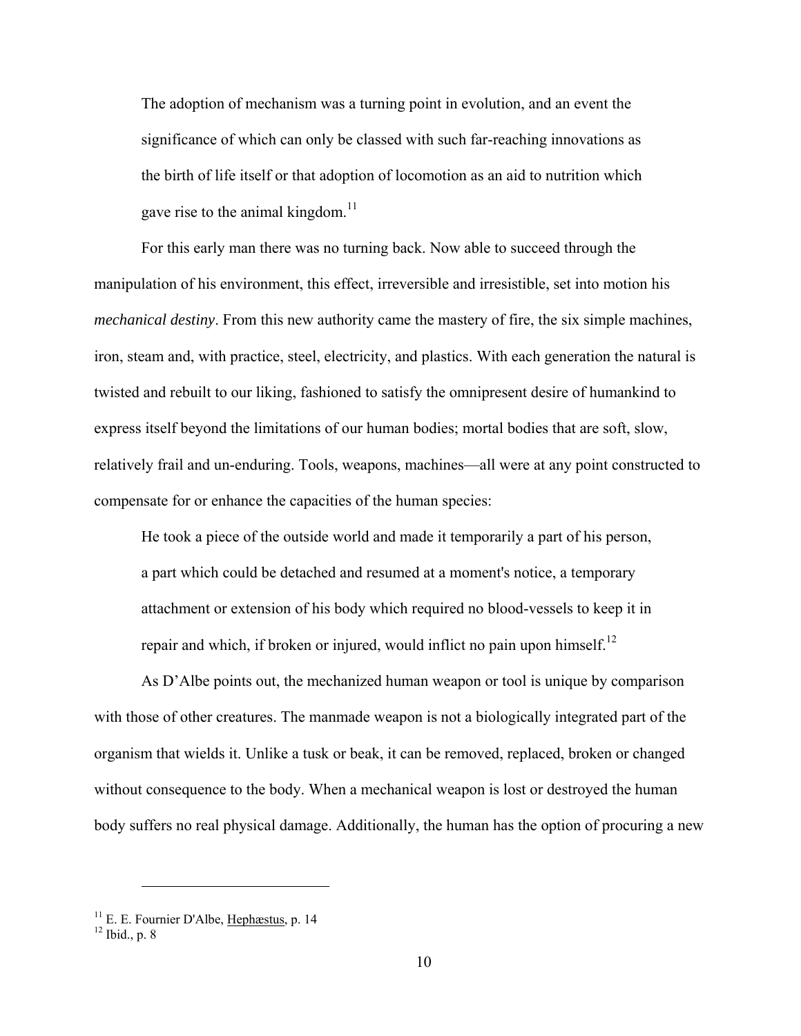> The adoption of mechanism was a turning point in evolution, and an event the significance of which can only be classed with such far-reaching innovations as the birth of life itself or that adoption of locomotion as an aid to nutrition which gave rise to the animal kingdom.[11]

For this early man there was no turning back. Now able to succeed through the manipulation of his environment, this effect, irreversible and irresistible, set into motion his *mechanical destiny*. From this new authority came the mastery of fire, the six simple machines, iron, steam and, with practice, steel, electricity, and plastics. With each generation the natural is twisted and rebuilt to our liking, fashioned to satisfy the omnipresent desire of humankind to express itself beyond the limitations of our human bodies; mortal bodies that are soft, slow, relatively frail and un-enduring. Tools, weapons, machines—all were at any point constructed to compensate for or enhance the capacities of the human species:

> He took a piece of the outside world and made it temporarily a part of his person, a part which could be detached and resumed at a moment's notice, a temporary attachment or extension of his body which required no blood-vessels to keep it in repair and which, if broken or injured, would inflict no pain upon himself.[12]

As D'Albe points out, the mechanized human weapon or tool is unique by comparison with those of other creatures. The manmade weapon is not a biologically integrated part of the organism that wields it. Unlike a tusk or beak, it can be removed, replaced, broken or changed without consequence to the body. When a mechanical weapon is lost or destroyed the human body suffers no real physical damage. Additionally, the human has the option of procuring a new

---

[11] E. E. Fournier D'Albe, Hephæstus, p. 14

[12] Ibid., p. 8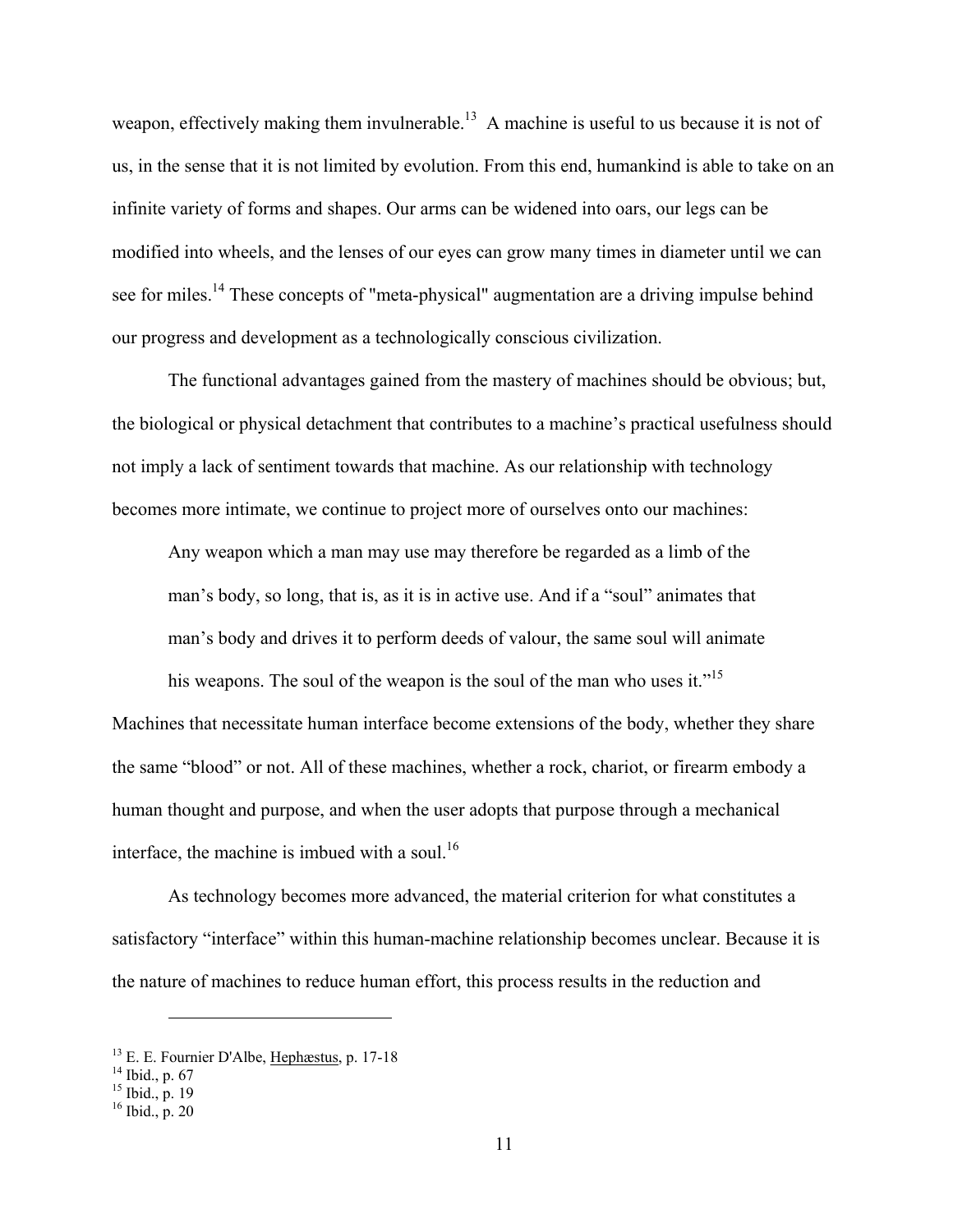weapon, effectively making them invulnerable.[13] A machine is useful to us because it is not of us, in the sense that it is not limited by evolution. From this end, humankind is able to take on an infinite variety of forms and shapes. Our arms can be widened into oars, our legs can be modified into wheels, and the lenses of our eyes can grow many times in diameter until we can see for miles.[14] These concepts of "meta-physical" augmentation are a driving impulse behind our progress and development as a technologically conscious civilization.

The functional advantages gained from the mastery of machines should be obvious; but, the biological or physical detachment that contributes to a machine's practical usefulness should not imply a lack of sentiment towards that machine. As our relationship with technology becomes more intimate, we continue to project more of ourselves onto our machines:

> Any weapon which a man may use may therefore be regarded as a limb of the man's body, so long, that is, as it is in active use. And if a "soul" animates that man's body and drives it to perform deeds of valour, the same soul will animate his weapons. The soul of the weapon is the soul of the man who uses it."[15]

Machines that necessitate human interface become extensions of the body, whether they share the same "blood" or not. All of these machines, whether a rock, chariot, or firearm embody a human thought and purpose, and when the user adopts that purpose through a mechanical interface, the machine is imbued with a soul.[16]

As technology becomes more advanced, the material criterion for what constitutes a satisfactory "interface" within this human-machine relationship becomes unclear. Because it is the nature of machines to reduce human effort, this process results in the reduction and

---

[13] E. E. Fournier D'Albe, Hephæstus, p. 17-18

[14] Ibid., p. 67

[15] Ibid., p. 19

[16] Ibid., p. 20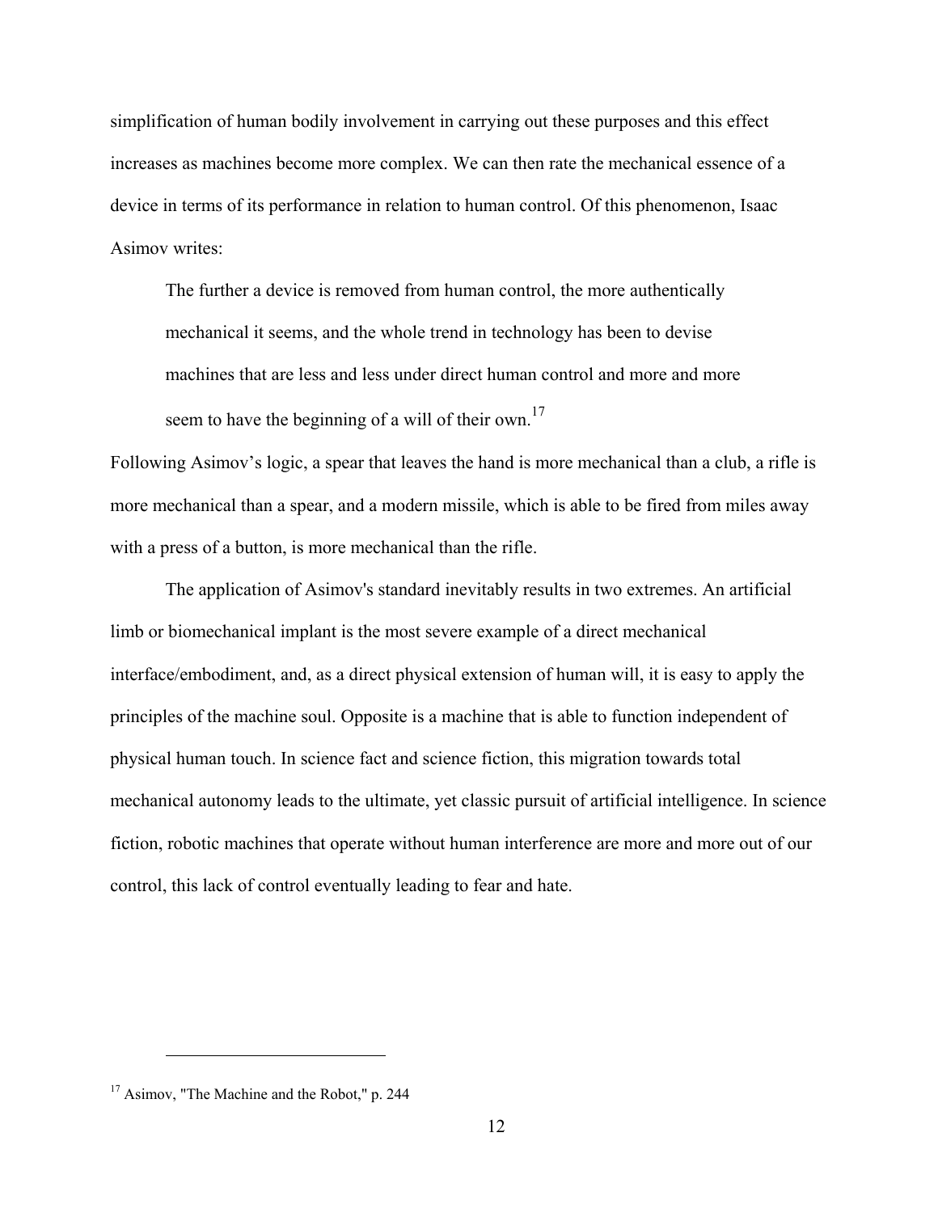simplification of human bodily involvement in carrying out these purposes and this effect increases as machines become more complex. We can then rate the mechanical essence of a device in terms of its performance in relation to human control. Of this phenomenon, Isaac Asimov writes:

> The further a device is removed from human control, the more authentically mechanical it seems, and the whole trend in technology has been to devise machines that are less and less under direct human control and more and more seem to have the beginning of a will of their own.[17]

Following Asimov's logic, a spear that leaves the hand is more mechanical than a club, a rifle is more mechanical than a spear, and a modern missile, which is able to be fired from miles away with a press of a button, is more mechanical than the rifle.

The application of Asimov's standard inevitably results in two extremes. An artificial limb or biomechanical implant is the most severe example of a direct mechanical interface/embodiment, and, as a direct physical extension of human will, it is easy to apply the principles of the machine soul. Opposite is a machine that is able to function independent of physical human touch. In science fact and science fiction, this migration towards total mechanical autonomy leads to the ultimate, yet classic pursuit of artificial intelligence. In science fiction, robotic machines that operate without human interference are more and more out of our control, this lack of control eventually leading to fear and hate.

---

[17] Asimov, "The Machine and the Robot," p. 244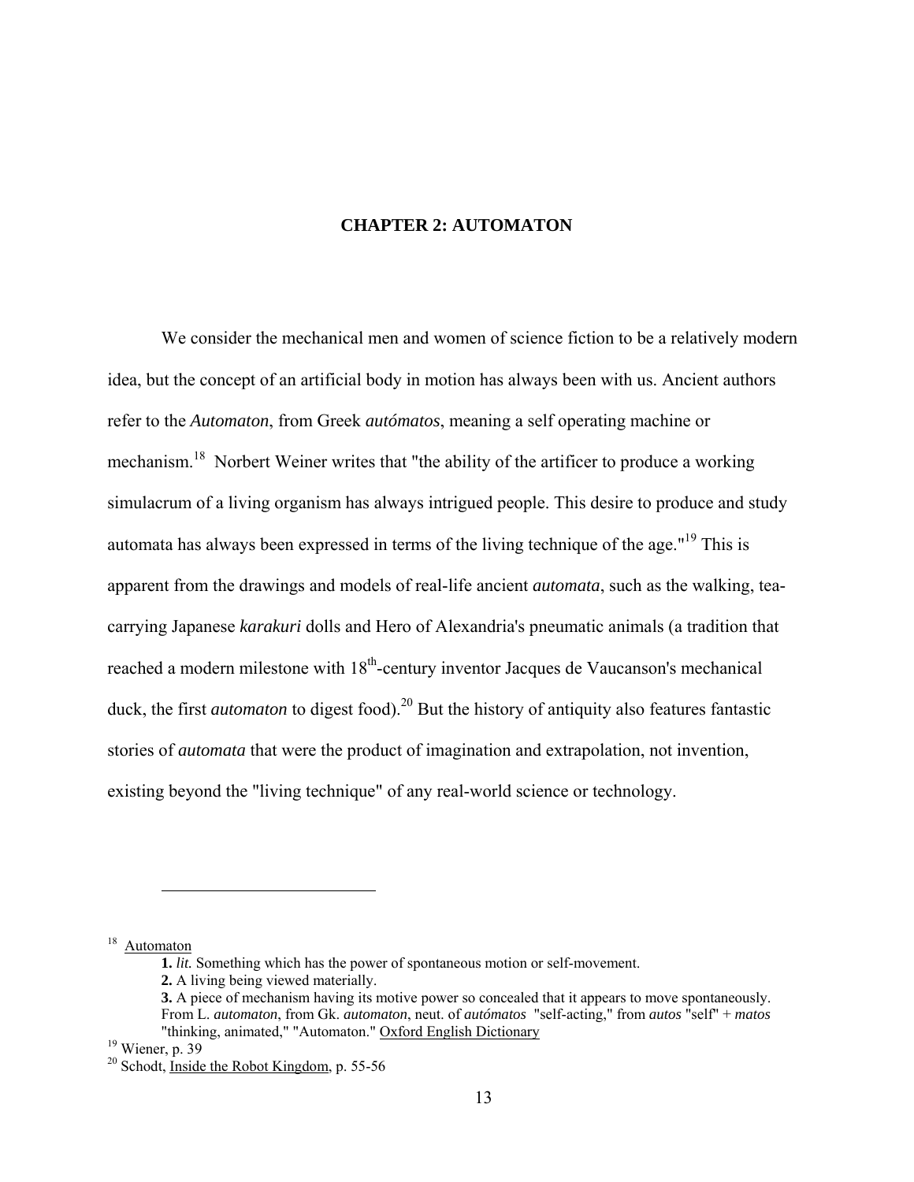# CHAPTER 2: AUTOMATON

We consider the mechanical men and women of science fiction to be a relatively modern idea, but the concept of an artificial body in motion has always been with us. Ancient authors refer to the *Automaton*, from Greek *autómatos*, meaning a self operating machine or mechanism.[18] Norbert Weiner writes that "the ability of the artificer to produce a working simulacrum of a living organism has always intrigued people. This desire to produce and study automata has always been expressed in terms of the living technique of the age."[19] This is apparent from the drawings and models of real-life ancient *automata*, such as the walking, tea-carrying Japanese *karakuri* dolls and Hero of Alexandria's pneumatic animals (a tradition that reached a modern milestone with 18th-century inventor Jacques de Vaucanson's mechanical duck, the first *automaton* to digest food).[20] But the history of antiquity also features fantastic stories of *automata* that were the product of imagination and extrapolation, not invention, existing beyond the "living technique" of any real-world science or technology.

---

[18] Automaton

**1.** *lit.* Something which has the power of spontaneous motion or self-movement.

**2.** A living being viewed materially.

**3.** A piece of mechanism having its motive power so concealed that it appears to move spontaneously. From L. *automaton*, from Gk. *automaton*, neut. of *autómatos* "self-acting," from *autos* "self" + *matos* "thinking, animated," "Automaton." Oxford English Dictionary

[19] Wiener, p. 39

[20] Schodt, Inside the Robot Kingdom, p. 55-56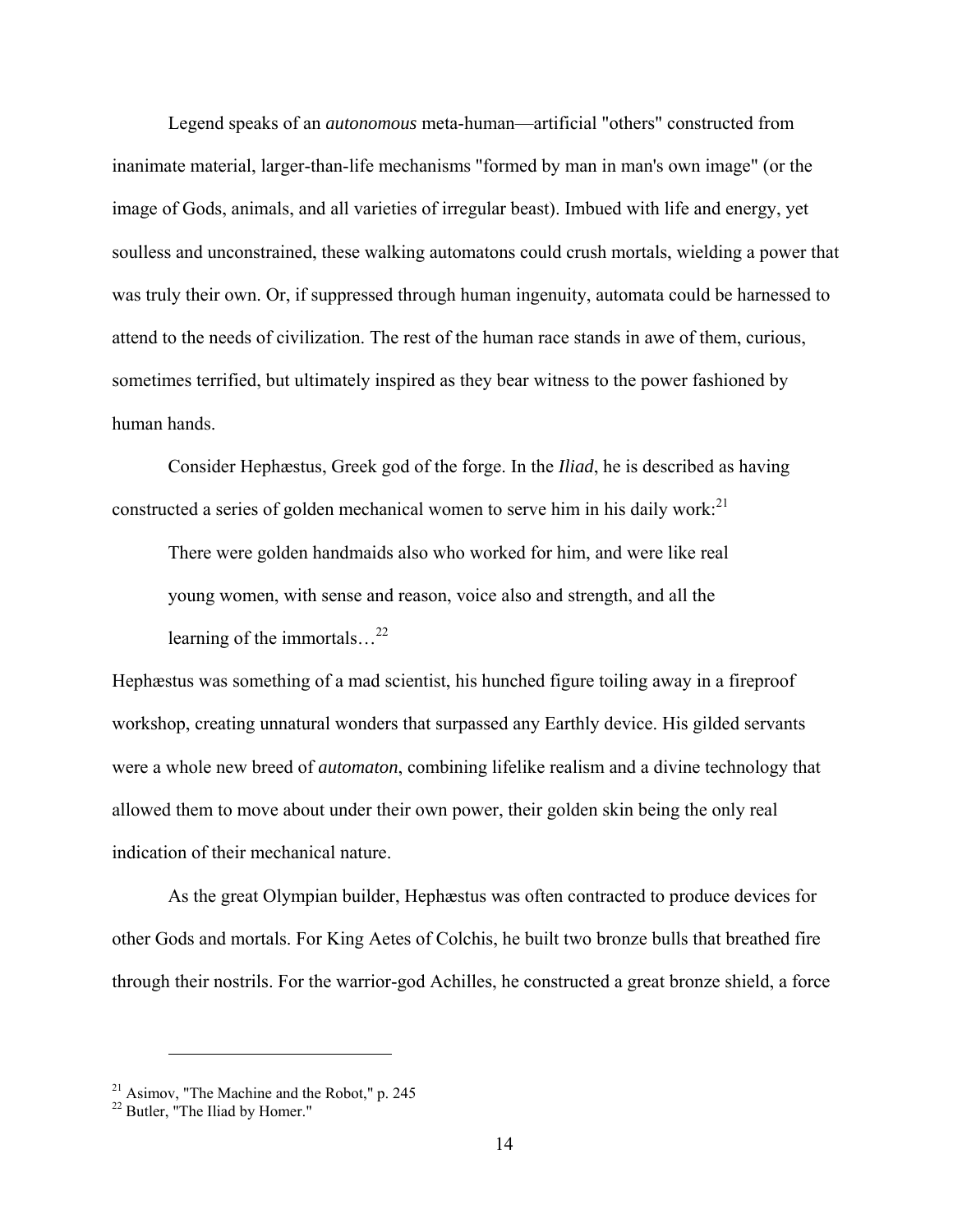Legend speaks of an *autonomous* meta-human—artificial "others" constructed from inanimate material, larger-than-life mechanisms "formed by man in man's own image" (or the image of Gods, animals, and all varieties of irregular beast). Imbued with life and energy, yet soulless and unconstrained, these walking automatons could crush mortals, wielding a power that was truly their own. Or, if suppressed through human ingenuity, automata could be harnessed to attend to the needs of civilization. The rest of the human race stands in awe of them, curious, sometimes terrified, but ultimately inspired as they bear witness to the power fashioned by human hands.

Consider Hephæstus, Greek god of the forge. In the *Iliad*, he is described as having constructed a series of golden mechanical women to serve him in his daily work:[21]

> There were golden handmaids also who worked for him, and were like real young women, with sense and reason, voice also and strength, and all the learning of the immortals…[22]

Hephæstus was something of a mad scientist, his hunched figure toiling away in a fireproof workshop, creating unnatural wonders that surpassed any Earthly device. His gilded servants were a whole new breed of *automaton*, combining lifelike realism and a divine technology that allowed them to move about under their own power, their golden skin being the only real indication of their mechanical nature.

As the great Olympian builder, Hephæstus was often contracted to produce devices for other Gods and mortals. For King Aetes of Colchis, he built two bronze bulls that breathed fire through their nostrils. For the warrior-god Achilles, he constructed a great bronze shield, a force

---

[21] Asimov, "The Machine and the Robot," p. 245

[22] Butler, "The Iliad by Homer."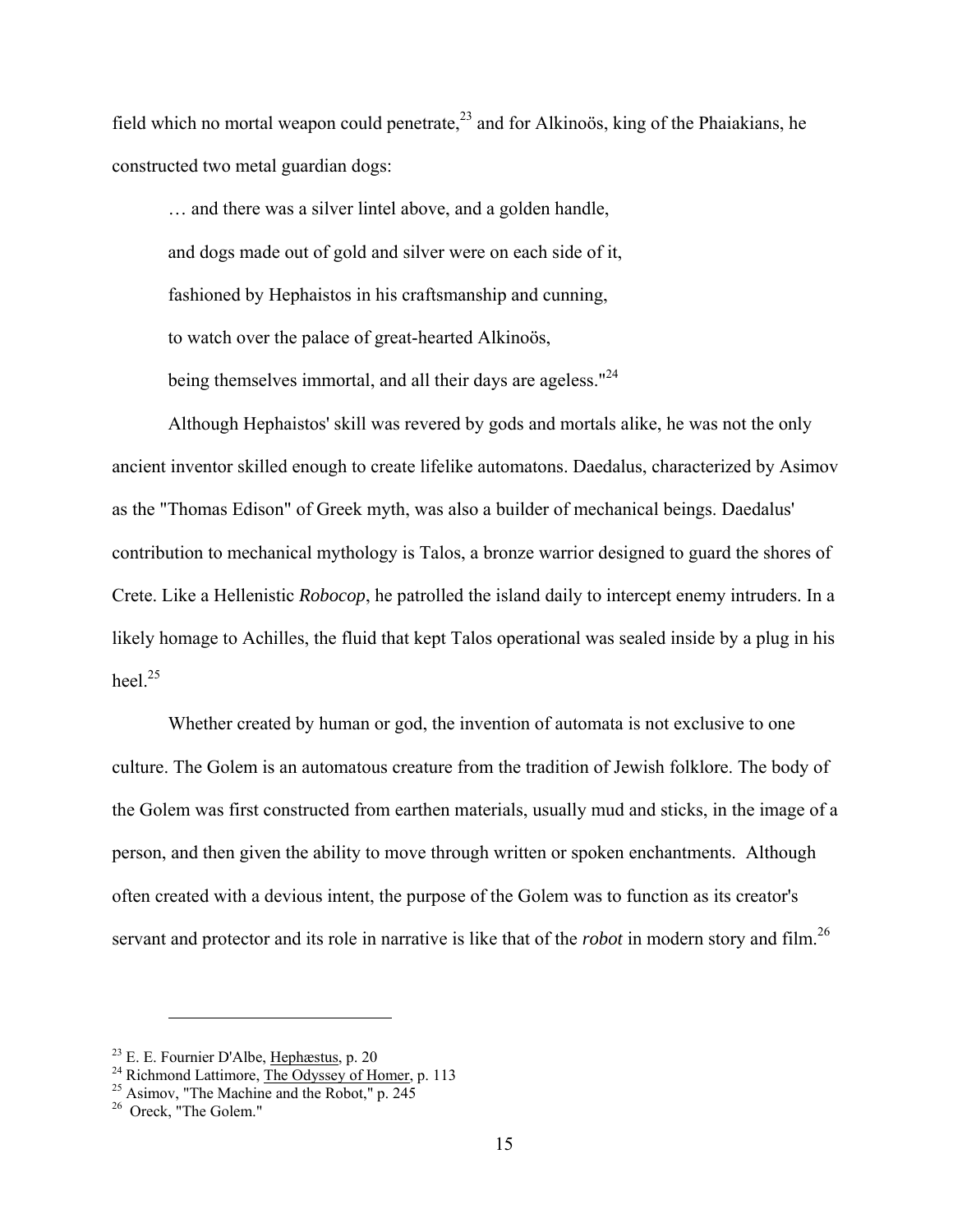field which no mortal weapon could penetrate,[23] and for Alkinoös, king of the Phaiakians, he constructed two metal guardian dogs:

> … and there was a silver lintel above, and a golden handle,
>
> and dogs made out of gold and silver were on each side of it,
>
> fashioned by Hephaistos in his craftsmanship and cunning,
>
> to watch over the palace of great-hearted Alkinoös,
>
> being themselves immortal, and all their days are ageless."[24]

Although Hephaistos' skill was revered by gods and mortals alike, he was not the only ancient inventor skilled enough to create lifelike automatons. Daedalus, characterized by Asimov as the "Thomas Edison" of Greek myth, was also a builder of mechanical beings. Daedalus' contribution to mechanical mythology is Talos, a bronze warrior designed to guard the shores of Crete. Like a Hellenistic *Robocop*, he patrolled the island daily to intercept enemy intruders. In a likely homage to Achilles, the fluid that kept Talos operational was sealed inside by a plug in his heel.[25]

Whether created by human or god, the invention of automata is not exclusive to one culture. The Golem is an automatous creature from the tradition of Jewish folklore. The body of the Golem was first constructed from earthen materials, usually mud and sticks, in the image of a person, and then given the ability to move through written or spoken enchantments. Although often created with a devious intent, the purpose of the Golem was to function as its creator's servant and protector and its role in narrative is like that of the *robot* in modern story and film.[26]

---

[23] E. E. Fournier D'Albe, Hephæstus, p. 20

[24] Richmond Lattimore, The Odyssey of Homer, p. 113

[25] Asimov, "The Machine and the Robot," p. 245

[26] Oreck, "The Golem."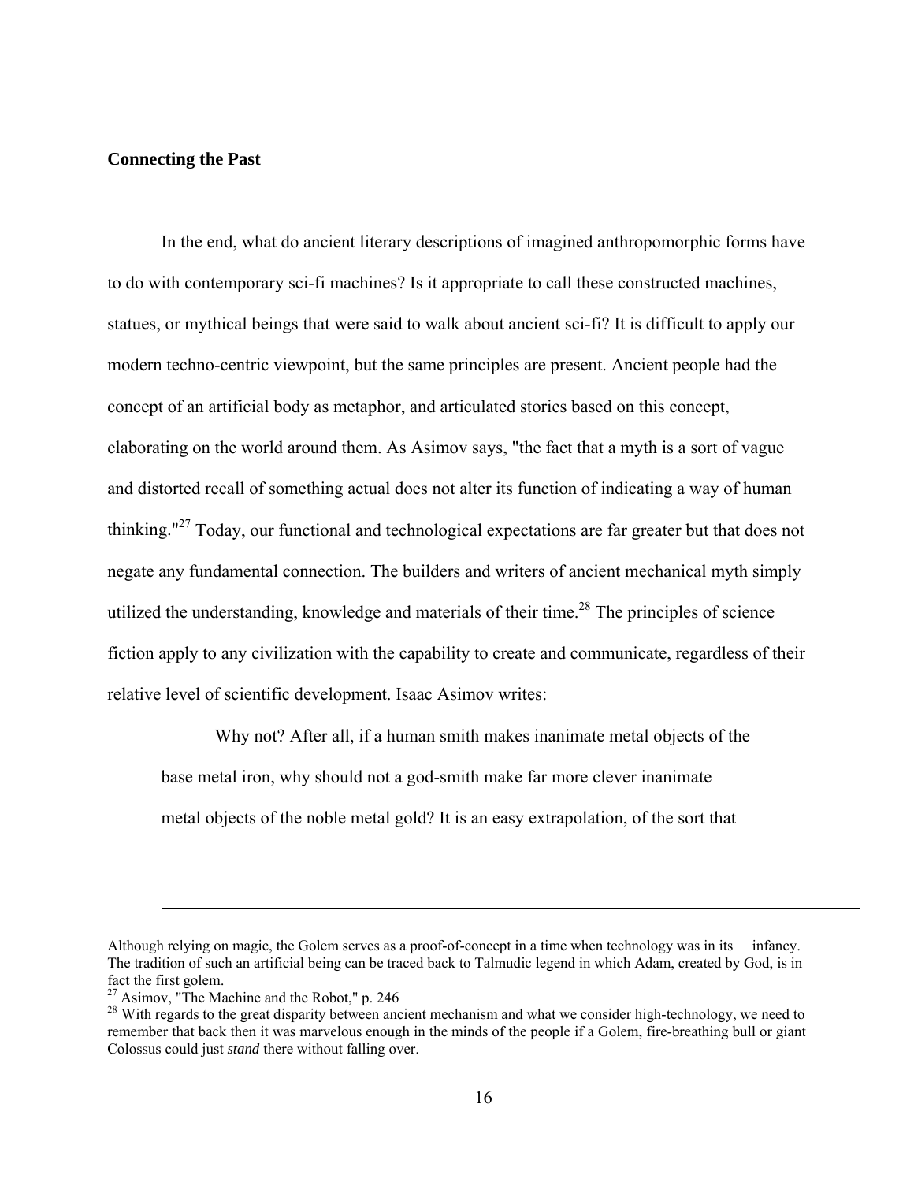## Connecting the Past

In the end, what do ancient literary descriptions of imagined anthropomorphic forms have to do with contemporary sci-fi machines? Is it appropriate to call these constructed machines, statues, or mythical beings that were said to walk about ancient sci-fi? It is difficult to apply our modern techno-centric viewpoint, but the same principles are present. Ancient people had the concept of an artificial body as metaphor, and articulated stories based on this concept, elaborating on the world around them. As Asimov says, "the fact that a myth is a sort of vague and distorted recall of something actual does not alter its function of indicating a way of human thinking."[27] Today, our functional and technological expectations are far greater but that does not negate any fundamental connection. The builders and writers of ancient mechanical myth simply utilized the understanding, knowledge and materials of their time.[28] The principles of science fiction apply to any civilization with the capability to create and communicate, regardless of their relative level of scientific development. Isaac Asimov writes:

> Why not? After all, if a human smith makes inanimate metal objects of the base metal iron, why should not a god-smith make far more clever inanimate metal objects of the noble metal gold? It is an easy extrapolation, of the sort that

---

Although relying on magic, the Golem serves as a proof-of-concept in a time when technology was in its infancy. The tradition of such an artificial being can be traced back to Talmudic legend in which Adam, created by God, is in fact the first golem.

[27] Asimov, "The Machine and the Robot," p. 246

[28] With regards to the great disparity between ancient mechanism and what we consider high-technology, we need to remember that back then it was marvelous enough in the minds of the people if a Golem, fire-breathing bull or giant Colossus could just *stand* there without falling over.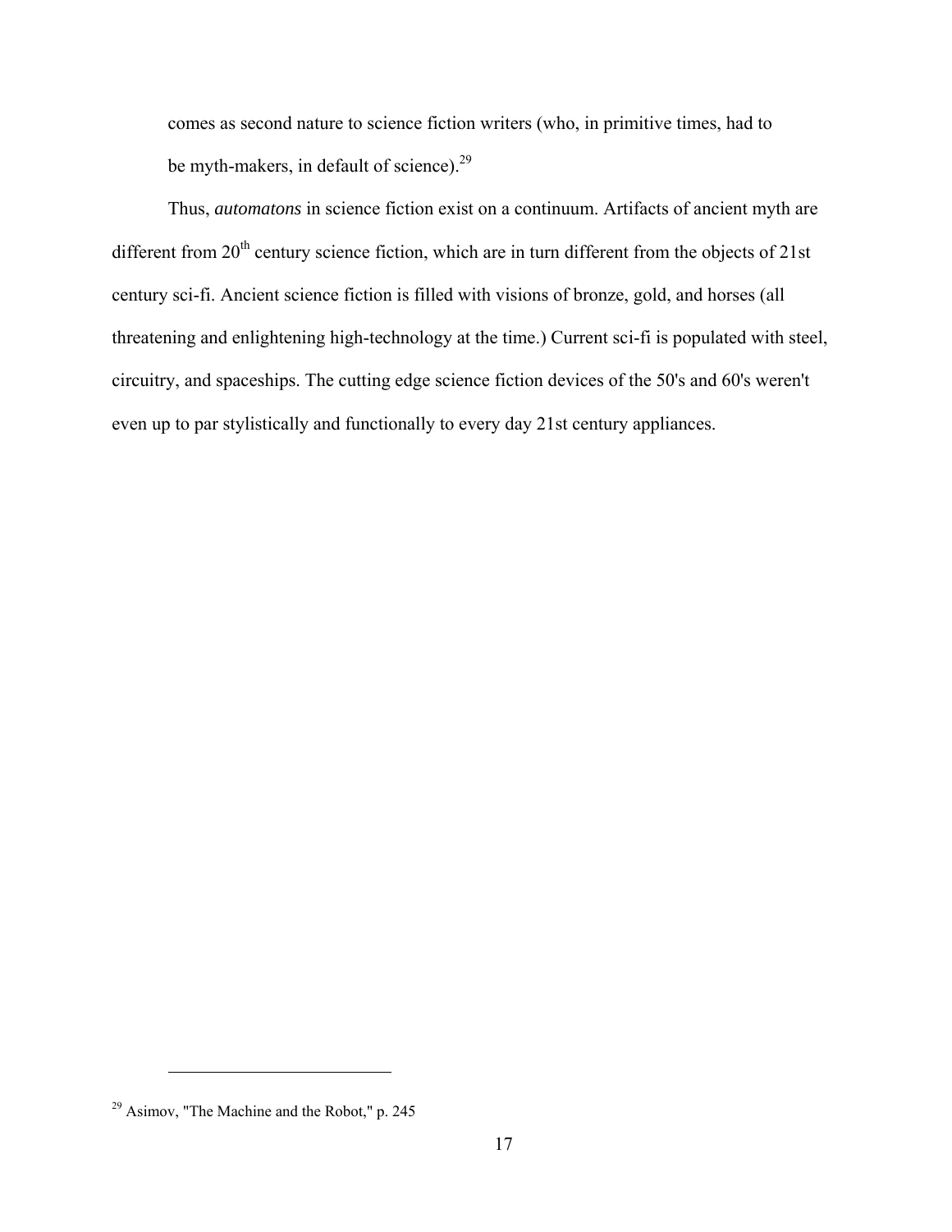> comes as second nature to science fiction writers (who, in primitive times, had to be myth-makers, in default of science).[29]

Thus, *automatons* in science fiction exist on a continuum. Artifacts of ancient myth are different from 20th century science fiction, which are in turn different from the objects of 21st century sci-fi. Ancient science fiction is filled with visions of bronze, gold, and horses (all threatening and enlightening high-technology at the time.) Current sci-fi is populated with steel, circuitry, and spaceships. The cutting edge science fiction devices of the 50's and 60's weren't even up to par stylistically and functionally to every day 21st century appliances.

---

[29] Asimov, "The Machine and the Robot," p. 245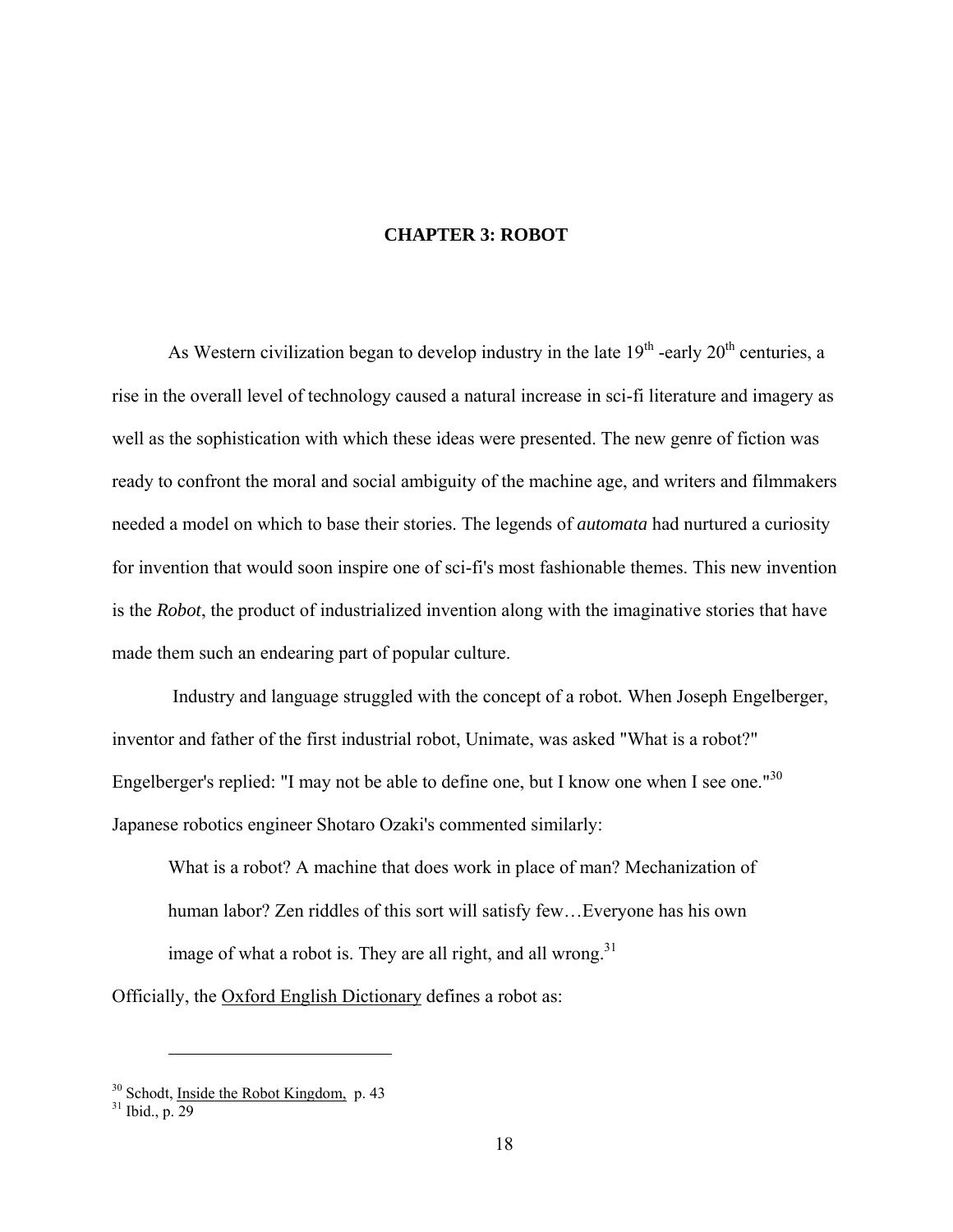# CHAPTER 3: ROBOT

As Western civilization began to develop industry in the late 19$^{th}$ -early 20$^{th}$ centuries, a rise in the overall level of technology caused a natural increase in sci-fi literature and imagery as well as the sophistication with which these ideas were presented. The new genre of fiction was ready to confront the moral and social ambiguity of the machine age, and writers and filmmakers needed a model on which to base their stories. The legends of *automata* had nurtured a curiosity for invention that would soon inspire one of sci-fi's most fashionable themes. This new invention is the *Robot*, the product of industrialized invention along with the imaginative stories that have made them such an endearing part of popular culture.

Industry and language struggled with the concept of a robot. When Joseph Engelberger, inventor and father of the first industrial robot, Unimate, was asked "What is a robot?" Engelberger's replied: "I may not be able to define one, but I know one when I see one."[30] Japanese robotics engineer Shotaro Ozaki's commented similarly:

> What is a robot? A machine that does work in place of man? Mechanization of human labor? Zen riddles of this sort will satisfy few…Everyone has his own image of what a robot is. They are all right, and all wrong.[31]

Officially, the Oxford English Dictionary defines a robot as:

---

[30] Schodt, Inside the Robot Kingdom, p. 43

[31] Ibid., p. 29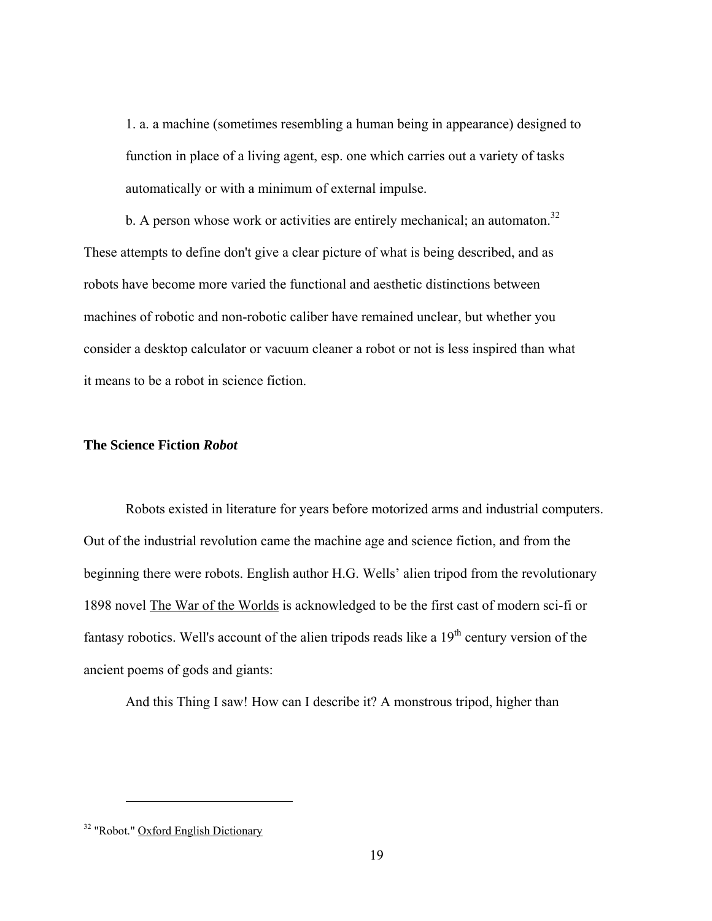1. a. a machine (sometimes resembling a human being in appearance) designed to function in place of a living agent, esp. one which carries out a variety of tasks automatically or with a minimum of external impulse.

b. A person whose work or activities are entirely mechanical; an automaton.[32]

These attempts to define don't give a clear picture of what is being described, and as robots have become more varied the functional and aesthetic distinctions between machines of robotic and non-robotic caliber have remained unclear, but whether you consider a desktop calculator or vacuum cleaner a robot or not is less inspired than what it means to be a robot in science fiction.

**The Science Fiction *Robot***

Robots existed in literature for years before motorized arms and industrial computers. Out of the industrial revolution came the machine age and science fiction, and from the beginning there were robots. English author H.G. Wells' alien tripod from the revolutionary 1898 novel The War of the Worlds is acknowledged to be the first cast of modern sci-fi or fantasy robotics. Well's account of the alien tripods reads like a 19th century version of the ancient poems of gods and giants:

And this Thing I saw! How can I describe it? A monstrous tripod, higher than

[32] "Robot." Oxford English Dictionary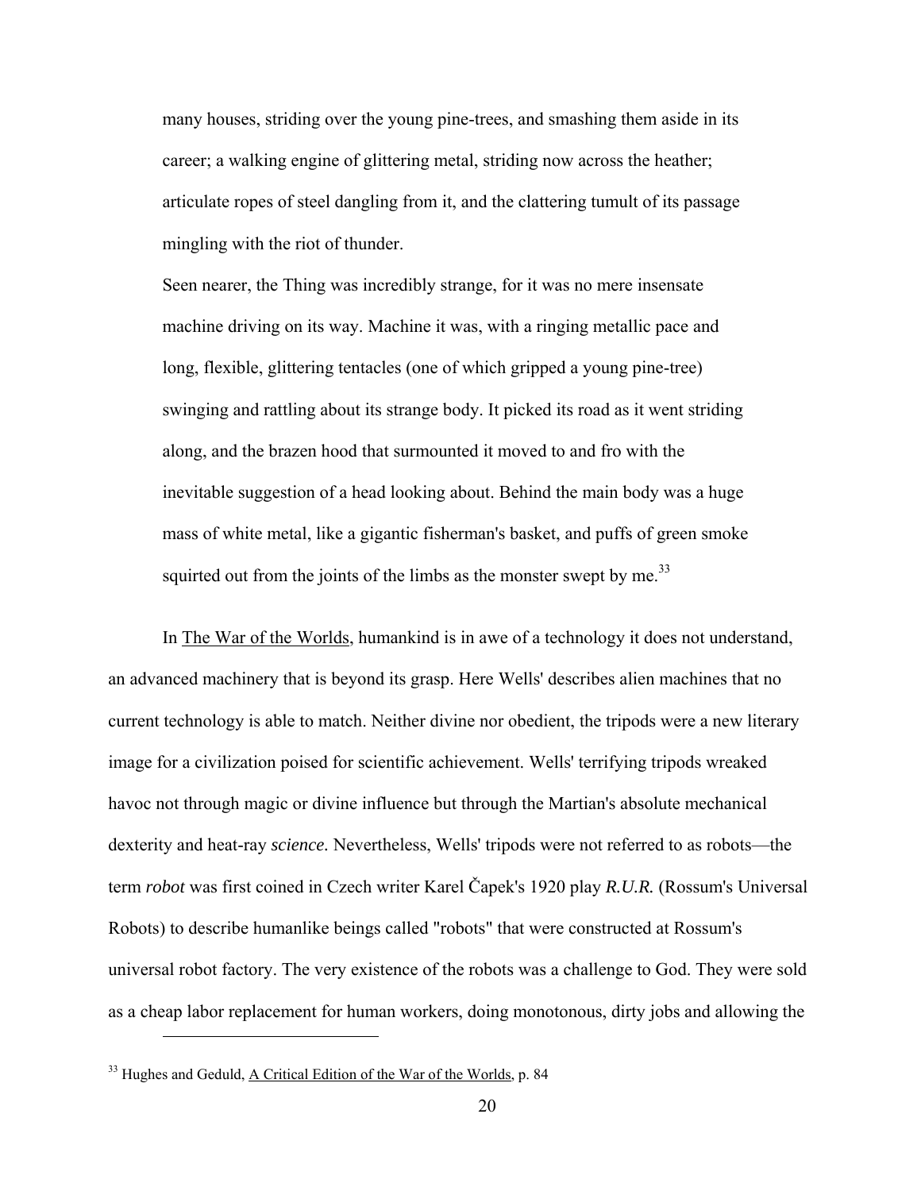> many houses, striding over the young pine-trees, and smashing them aside in its career; a walking engine of glittering metal, striding now across the heather; articulate ropes of steel dangling from it, and the clattering tumult of its passage mingling with the riot of thunder.
>
> Seen nearer, the Thing was incredibly strange, for it was no mere insensate machine driving on its way. Machine it was, with a ringing metallic pace and long, flexible, glittering tentacles (one of which gripped a young pine-tree) swinging and rattling about its strange body. It picked its road as it went striding along, and the brazen hood that surmounted it moved to and fro with the inevitable suggestion of a head looking about. Behind the main body was a huge mass of white metal, like a gigantic fisherman's basket, and puffs of green smoke squirted out from the joints of the limbs as the monster swept by me.[33]

In <u>The War of the Worlds</u>, humankind is in awe of a technology it does not understand, an advanced machinery that is beyond its grasp. Here Wells' describes alien machines that no current technology is able to match. Neither divine nor obedient, the tripods were a new literary image for a civilization poised for scientific achievement. Wells' terrifying tripods wreaked havoc not through magic or divine influence but through the Martian's absolute mechanical dexterity and heat-ray *science.* Nevertheless, Wells' tripods were not referred to as robots—the term *robot* was first coined in Czech writer Karel Čapek's 1920 play *R.U.R.* (Rossum's Universal Robots) to describe humanlike beings called "robots" that were constructed at Rossum's universal robot factory. The very existence of the robots was a challenge to God. They were sold as a cheap labor replacement for human workers, doing monotonous, dirty jobs and allowing the

---

[33] Hughes and Geduld, <u>A Critical Edition of the War of the Worlds</u>, p. 84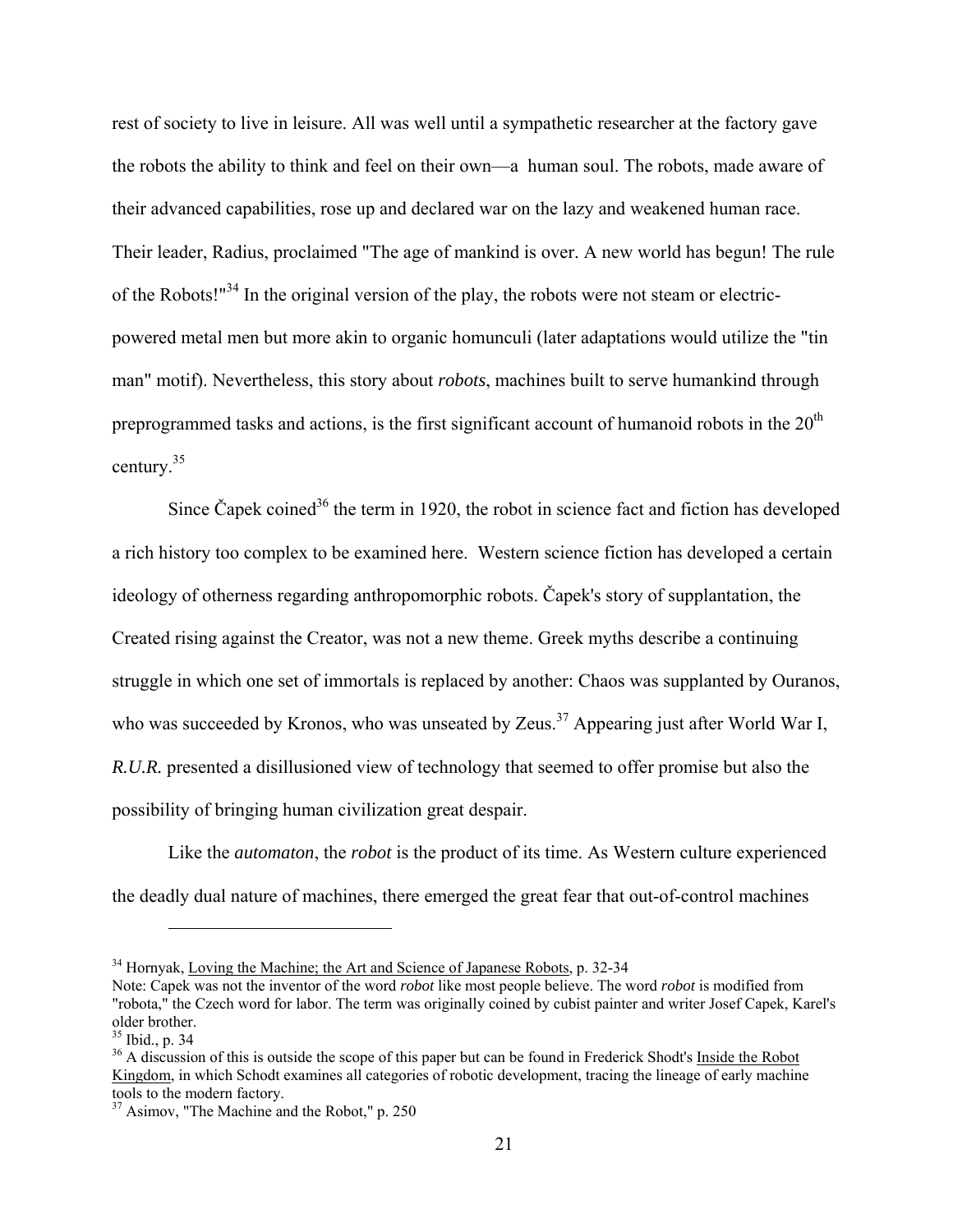rest of society to live in leisure. All was well until a sympathetic researcher at the factory gave the robots the ability to think and feel on their own—a human soul. The robots, made aware of their advanced capabilities, rose up and declared war on the lazy and weakened human race. Their leader, Radius, proclaimed "The age of mankind is over. A new world has begun! The rule of the Robots!"[34] In the original version of the play, the robots were not steam or electric-powered metal men but more akin to organic homunculi (later adaptations would utilize the "tin man" motif). Nevertheless, this story about *robots*, machines built to serve humankind through preprogrammed tasks and actions, is the first significant account of humanoid robots in the 20th century.[35]

Since Čapek coined[36] the term in 1920, the robot in science fact and fiction has developed a rich history too complex to be examined here. Western science fiction has developed a certain ideology of otherness regarding anthropomorphic robots. Čapek's story of supplantation, the Created rising against the Creator, was not a new theme. Greek myths describe a continuing struggle in which one set of immortals is replaced by another: Chaos was supplanted by Ouranos, who was succeeded by Kronos, who was unseated by Zeus.[37] Appearing just after World War I, *R.U.R.* presented a disillusioned view of technology that seemed to offer promise but also the possibility of bringing human civilization great despair.

Like the *automaton*, the *robot* is the product of its time. As Western culture experienced the deadly dual nature of machines, there emerged the great fear that out-of-control machines

---

[34] Hornyak, Loving the Machine; the Art and Science of Japanese Robots, p. 32-34
Note: Capek was not the inventor of the word *robot* like most people believe. The word *robot* is modified from "robota," the Czech word for labor. The term was originally coined by cubist painter and writer Josef Capek, Karel's older brother.

[35] Ibid., p. 34

[36] A discussion of this is outside the scope of this paper but can be found in Frederick Shodt's Inside the Robot Kingdom, in which Schodt examines all categories of robotic development, tracing the lineage of early machine tools to the modern factory.

[37] Asimov, "The Machine and the Robot," p. 250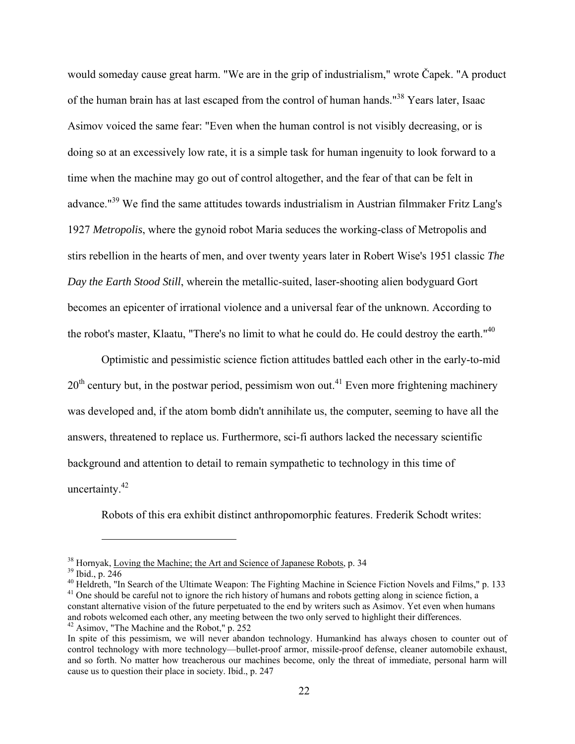would someday cause great harm. "We are in the grip of industrialism," wrote Čapek. "A product of the human brain has at last escaped from the control of human hands."[38] Years later, Isaac Asimov voiced the same fear: "Even when the human control is not visibly decreasing, or is doing so at an excessively low rate, it is a simple task for human ingenuity to look forward to a time when the machine may go out of control altogether, and the fear of that can be felt in advance."[39] We find the same attitudes towards industrialism in Austrian filmmaker Fritz Lang's 1927 *Metropolis*, where the gynoid robot Maria seduces the working-class of Metropolis and stirs rebellion in the hearts of men, and over twenty years later in Robert Wise's 1951 classic *The Day the Earth Stood Still*, wherein the metallic-suited, laser-shooting alien bodyguard Gort becomes an epicenter of irrational violence and a universal fear of the unknown. According to the robot's master, Klaatu, "There's no limit to what he could do. He could destroy the earth."[40]

Optimistic and pessimistic science fiction attitudes battled each other in the early-to-mid 20th century but, in the postwar period, pessimism won out.[41] Even more frightening machinery was developed and, if the atom bomb didn't annihilate us, the computer, seeming to have all the answers, threatened to replace us. Furthermore, sci-fi authors lacked the necessary scientific background and attention to detail to remain sympathetic to technology in this time of uncertainty.[42]

Robots of this era exhibit distinct anthropomorphic features. Frederik Schodt writes:

---

[38] Hornyak, Loving the Machine; the Art and Science of Japanese Robots, p. 34

[39] Ibid., p. 246

[40] Heldreth, "In Search of the Ultimate Weapon: The Fighting Machine in Science Fiction Novels and Films," p. 133

[41] One should be careful not to ignore the rich history of humans and robots getting along in science fiction, a constant alternative vision of the future perpetuated to the end by writers such as Asimov. Yet even when humans and robots welcomed each other, any meeting between the two only served to highlight their differences.

[42] Asimov, "The Machine and the Robot," p. 252

In spite of this pessimism, we will never abandon technology. Humankind has always chosen to counter out of control technology with more technology—bullet-proof armor, missile-proof defense, cleaner automobile exhaust, and so forth. No matter how treacherous our machines become, only the threat of immediate, personal harm will cause us to question their place in society. Ibid., p. 247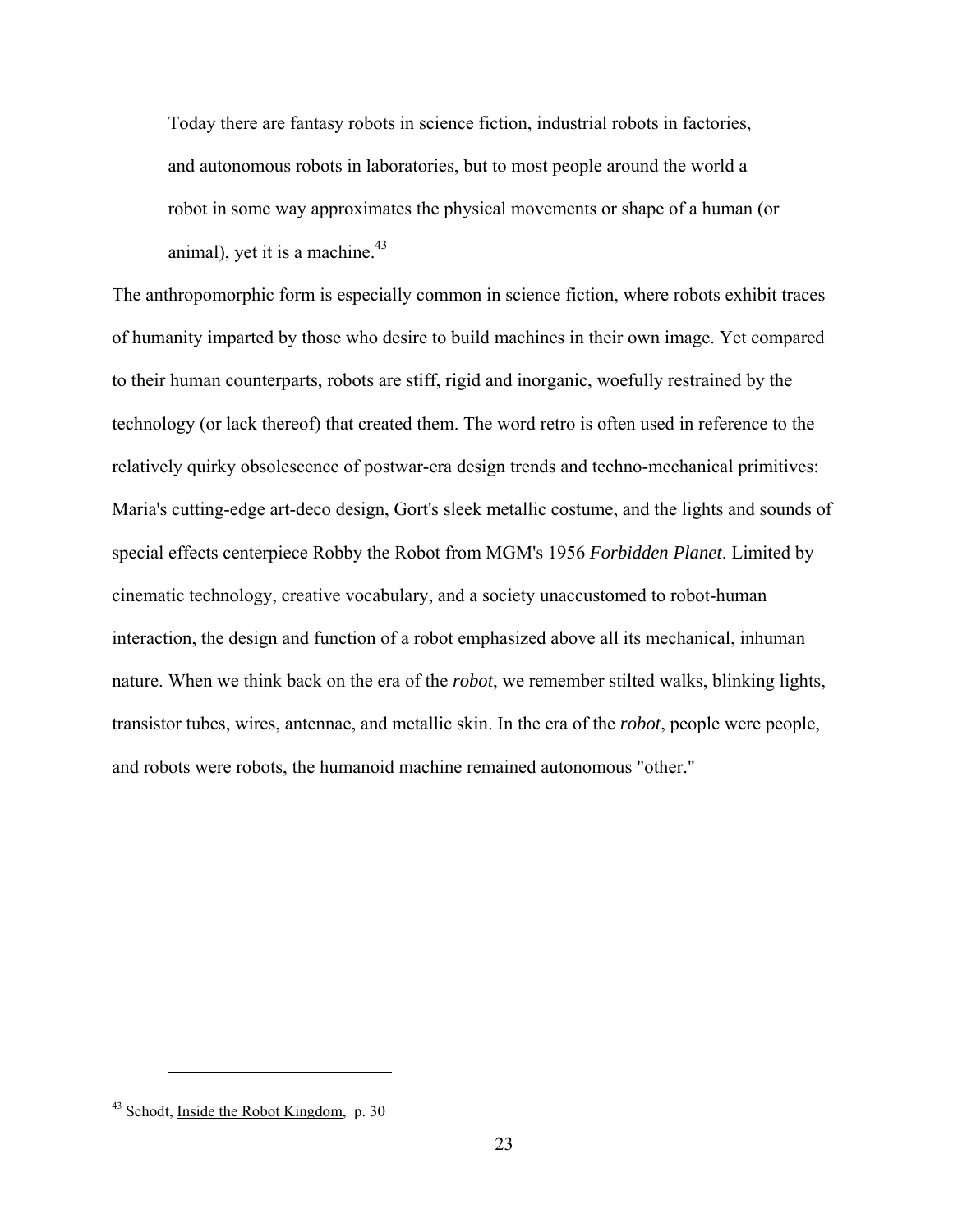> Today there are fantasy robots in science fiction, industrial robots in factories, and autonomous robots in laboratories, but to most people around the world a robot in some way approximates the physical movements or shape of a human (or animal), yet it is a machine.[43]

The anthropomorphic form is especially common in science fiction, where robots exhibit traces of humanity imparted by those who desire to build machines in their own image. Yet compared to their human counterparts, robots are stiff, rigid and inorganic, woefully restrained by the technology (or lack thereof) that created them. The word retro is often used in reference to the relatively quirky obsolescence of postwar-era design trends and techno-mechanical primitives: Maria's cutting-edge art-deco design, Gort's sleek metallic costume, and the lights and sounds of special effects centerpiece Robby the Robot from MGM's 1956 *Forbidden Planet*. Limited by cinematic technology, creative vocabulary, and a society unaccustomed to robot-human interaction, the design and function of a robot emphasized above all its mechanical, inhuman nature. When we think back on the era of the *robot*, we remember stilted walks, blinking lights, transistor tubes, wires, antennae, and metallic skin. In the era of the *robot*, people were people, and robots were robots, the humanoid machine remained autonomous "other."

---

[43] Schodt, Inside the Robot Kingdom, p. 30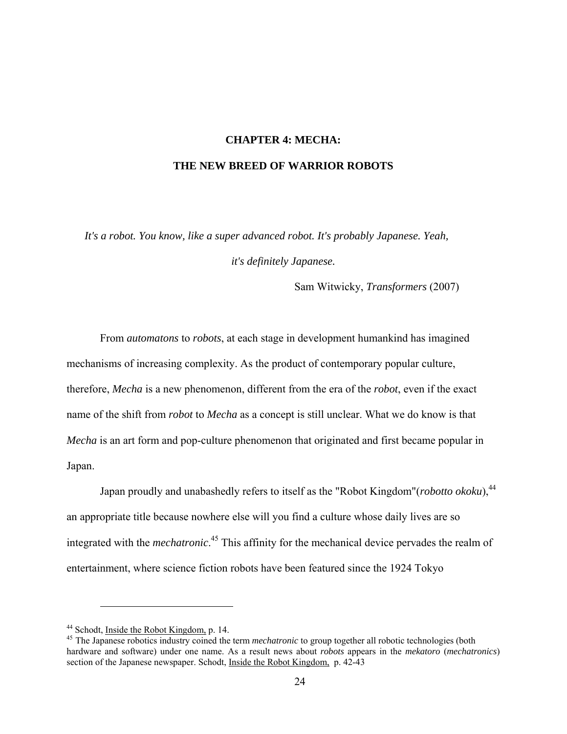# CHAPTER 4: MECHA:

# THE NEW BREED OF WARRIOR ROBOTS

*It's a robot. You know, like a super advanced robot. It's probably Japanese. Yeah, it's definitely Japanese.*

Sam Witwicky, *Transformers* (2007)

From *automatons* to *robots*, at each stage in development humankind has imagined mechanisms of increasing complexity. As the product of contemporary popular culture, therefore, *Mecha* is a new phenomenon, different from the era of the *robot*, even if the exact name of the shift from *robot* to *Mecha* as a concept is still unclear. What we do know is that *Mecha* is an art form and pop-culture phenomenon that originated and first became popular in Japan.

Japan proudly and unabashedly refers to itself as the "Robot Kingdom"(*robotto okoku*),[44] an appropriate title because nowhere else will you find a culture whose daily lives are so integrated with the *mechatronic*.[45] This affinity for the mechanical device pervades the realm of entertainment, where science fiction robots have been featured since the 1924 Tokyo

---

[44] Schodt, Inside the Robot Kingdom, p. 14.

[45] The Japanese robotics industry coined the term *mechatronic* to group together all robotic technologies (both hardware and software) under one name. As a result news about *robots* appears in the *mekatoro* (*mechatronics*) section of the Japanese newspaper. Schodt, Inside the Robot Kingdom, p. 42-43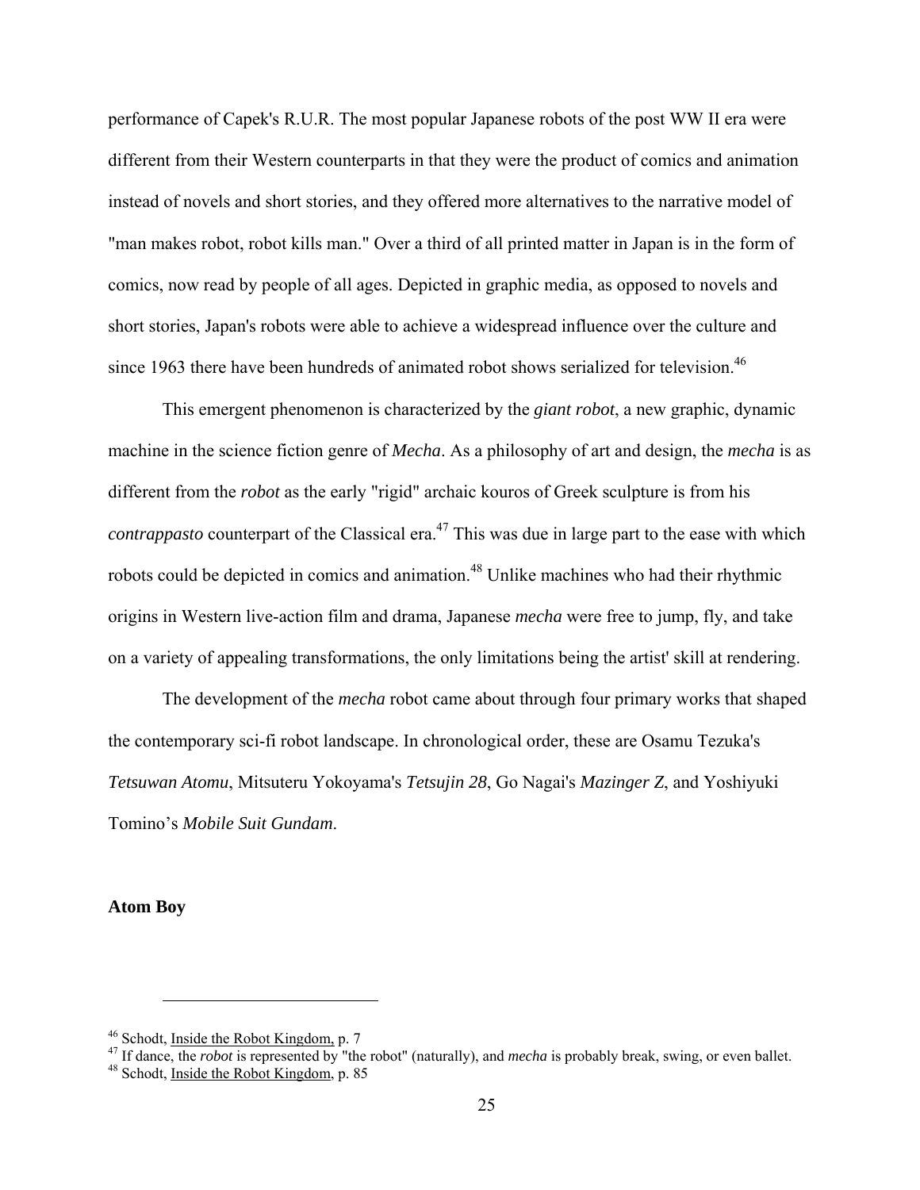performance of Capek's R.U.R. The most popular Japanese robots of the post WW II era were different from their Western counterparts in that they were the product of comics and animation instead of novels and short stories, and they offered more alternatives to the narrative model of "man makes robot, robot kills man." Over a third of all printed matter in Japan is in the form of comics, now read by people of all ages. Depicted in graphic media, as opposed to novels and short stories, Japan's robots were able to achieve a widespread influence over the culture and since 1963 there have been hundreds of animated robot shows serialized for television.[46]

This emergent phenomenon is characterized by the *giant robot*, a new graphic, dynamic machine in the science fiction genre of *Mecha*. As a philosophy of art and design, the *mecha* is as different from the *robot* as the early "rigid" archaic kouros of Greek sculpture is from his *contrappasto* counterpart of the Classical era.[47] This was due in large part to the ease with which robots could be depicted in comics and animation.[48] Unlike machines who had their rhythmic origins in Western live-action film and drama, Japanese *mecha* were free to jump, fly, and take on a variety of appealing transformations, the only limitations being the artist' skill at rendering.

The development of the *mecha* robot came about through four primary works that shaped the contemporary sci-fi robot landscape. In chronological order, these are Osamu Tezuka's *Tetsuwan Atomu*, Mitsuteru Yokoyama's *Tetsujin 28*, Go Nagai's *Mazinger Z*, and Yoshiyuki Tomino's *Mobile Suit Gundam*.

**Atom Boy**

---

[46] Schodt, Inside the Robot Kingdom, p. 7

[47] If dance, the *robot* is represented by "the robot" (naturally), and *mecha* is probably break, swing, or even ballet.

[48] Schodt, Inside the Robot Kingdom, p. 85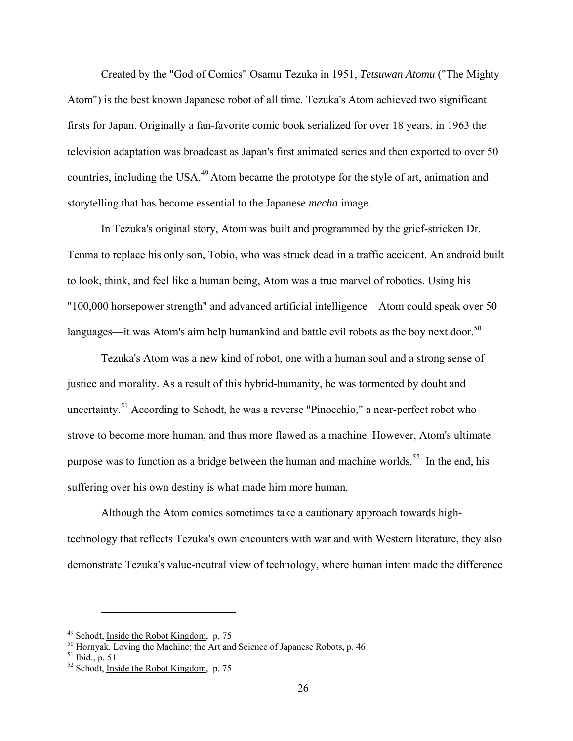Created by the "God of Comics" Osamu Tezuka in 1951, *Tetsuwan Atomu* ("The Mighty Atom") is the best known Japanese robot of all time. Tezuka's Atom achieved two significant firsts for Japan. Originally a fan-favorite comic book serialized for over 18 years, in 1963 the television adaptation was broadcast as Japan's first animated series and then exported to over 50 countries, including the USA.[49] Atom became the prototype for the style of art, animation and storytelling that has become essential to the Japanese *mecha* image.

In Tezuka's original story, Atom was built and programmed by the grief-stricken Dr. Tenma to replace his only son, Tobio, who was struck dead in a traffic accident. An android built to look, think, and feel like a human being, Atom was a true marvel of robotics. Using his "100,000 horsepower strength" and advanced artificial intelligence—Atom could speak over 50 languages—it was Atom's aim help humankind and battle evil robots as the boy next door.[50]

Tezuka's Atom was a new kind of robot, one with a human soul and a strong sense of justice and morality. As a result of this hybrid-humanity, he was tormented by doubt and uncertainty.[51] According to Schodt, he was a reverse "Pinocchio," a near-perfect robot who strove to become more human, and thus more flawed as a machine. However, Atom's ultimate purpose was to function as a bridge between the human and machine worlds.[52] In the end, his suffering over his own destiny is what made him more human.

Although the Atom comics sometimes take a cautionary approach towards high-technology that reflects Tezuka's own encounters with war and with Western literature, they also demonstrate Tezuka's value-neutral view of technology, where human intent made the difference

---

[49] Schodt, Inside the Robot Kingdom, p. 75

[50] Hornyak, Loving the Machine; the Art and Science of Japanese Robots, p. 46

[51] Ibid., p. 51

[52] Schodt, Inside the Robot Kingdom, p. 75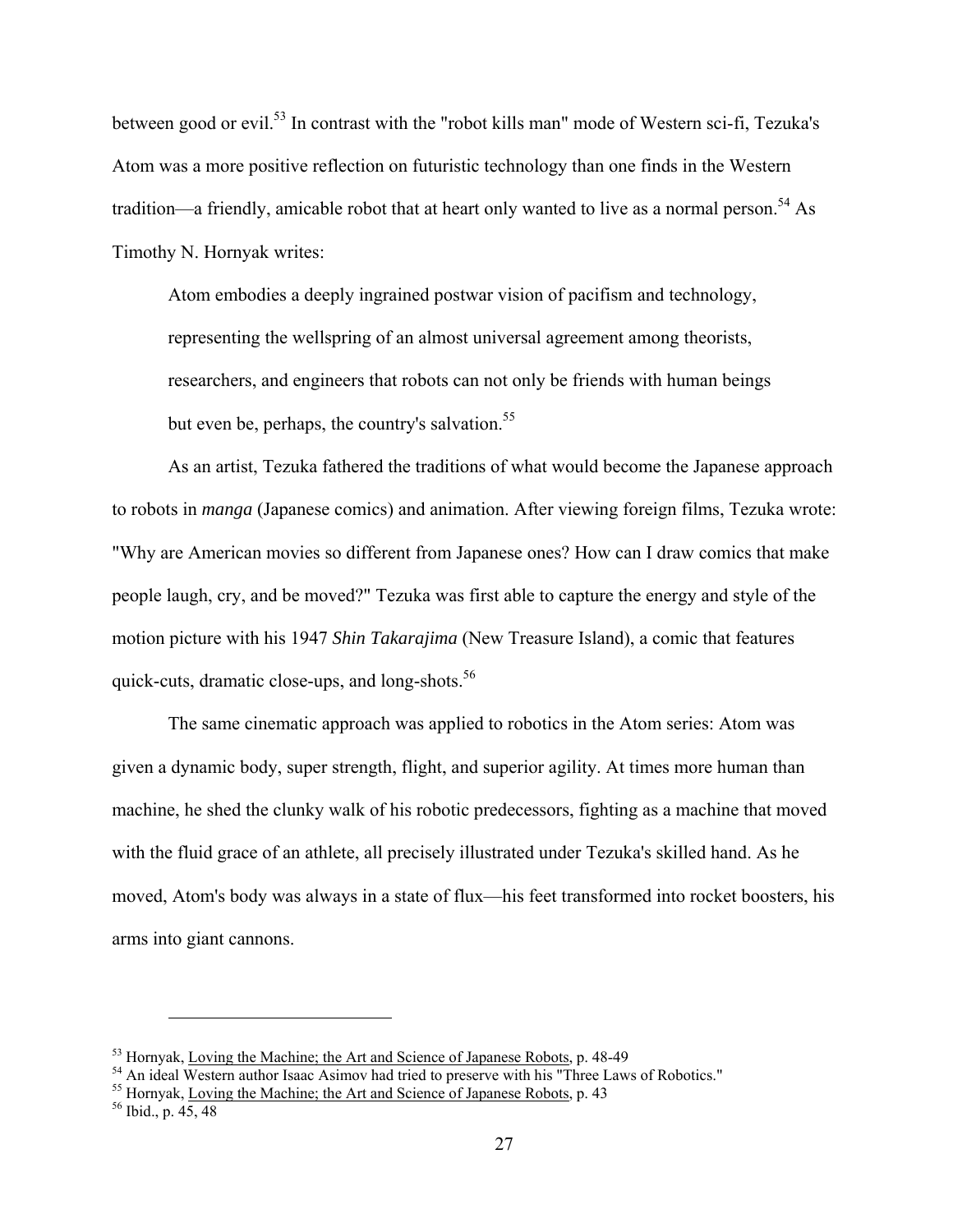between good or evil.[53] In contrast with the "robot kills man" mode of Western sci-fi, Tezuka's Atom was a more positive reflection on futuristic technology than one finds in the Western tradition—a friendly, amicable robot that at heart only wanted to live as a normal person.[54] As Timothy N. Hornyak writes:

> Atom embodies a deeply ingrained postwar vision of pacifism and technology, representing the wellspring of an almost universal agreement among theorists, researchers, and engineers that robots can not only be friends with human beings but even be, perhaps, the country's salvation.[55]

As an artist, Tezuka fathered the traditions of what would become the Japanese approach to robots in *manga* (Japanese comics) and animation. After viewing foreign films, Tezuka wrote: "Why are American movies so different from Japanese ones? How can I draw comics that make people laugh, cry, and be moved?" Tezuka was first able to capture the energy and style of the motion picture with his 1947 *Shin Takarajima* (New Treasure Island), a comic that features quick-cuts, dramatic close-ups, and long-shots.[56]

The same cinematic approach was applied to robotics in the Atom series: Atom was given a dynamic body, super strength, flight, and superior agility. At times more human than machine, he shed the clunky walk of his robotic predecessors, fighting as a machine that moved with the fluid grace of an athlete, all precisely illustrated under Tezuka's skilled hand. As he moved, Atom's body was always in a state of flux—his feet transformed into rocket boosters, his arms into giant cannons.

---

[53] Hornyak, Loving the Machine; the Art and Science of Japanese Robots, p. 48-49

[54] An ideal Western author Isaac Asimov had tried to preserve with his "Three Laws of Robotics."

[55] Hornyak, Loving the Machine; the Art and Science of Japanese Robots, p. 43

[56] Ibid., p. 45, 48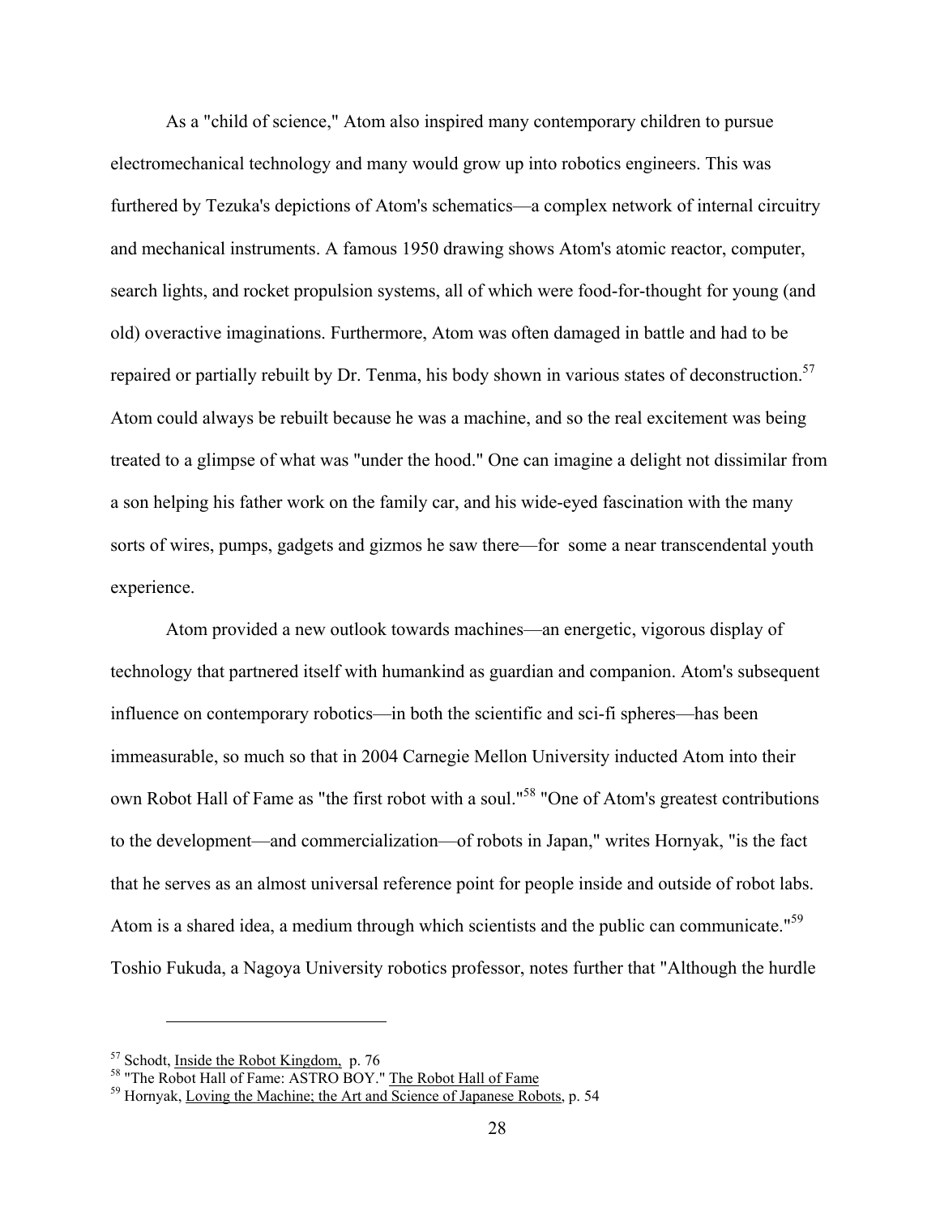As a "child of science," Atom also inspired many contemporary children to pursue electromechanical technology and many would grow up into robotics engineers. This was furthered by Tezuka's depictions of Atom's schematics—a complex network of internal circuitry and mechanical instruments. A famous 1950 drawing shows Atom's atomic reactor, computer, search lights, and rocket propulsion systems, all of which were food-for-thought for young (and old) overactive imaginations. Furthermore, Atom was often damaged in battle and had to be repaired or partially rebuilt by Dr. Tenma, his body shown in various states of deconstruction.[57] Atom could always be rebuilt because he was a machine, and so the real excitement was being treated to a glimpse of what was "under the hood." One can imagine a delight not dissimilar from a son helping his father work on the family car, and his wide-eyed fascination with the many sorts of wires, pumps, gadgets and gizmos he saw there—for some a near transcendental youth experience.

Atom provided a new outlook towards machines—an energetic, vigorous display of technology that partnered itself with humankind as guardian and companion. Atom's subsequent influence on contemporary robotics—in both the scientific and sci-fi spheres—has been immeasurable, so much so that in 2004 Carnegie Mellon University inducted Atom into their own Robot Hall of Fame as "the first robot with a soul."[58] "One of Atom's greatest contributions to the development—and commercialization—of robots in Japan," writes Hornyak, "is the fact that he serves as an almost universal reference point for people inside and outside of robot labs. Atom is a shared idea, a medium through which scientists and the public can communicate."[59] Toshio Fukuda, a Nagoya University robotics professor, notes further that "Although the hurdle

---

[57] Schodt, Inside the Robot Kingdom, p. 76

[58] "The Robot Hall of Fame: ASTRO BOY." The Robot Hall of Fame

[59] Hornyak, Loving the Machine; the Art and Science of Japanese Robots, p. 54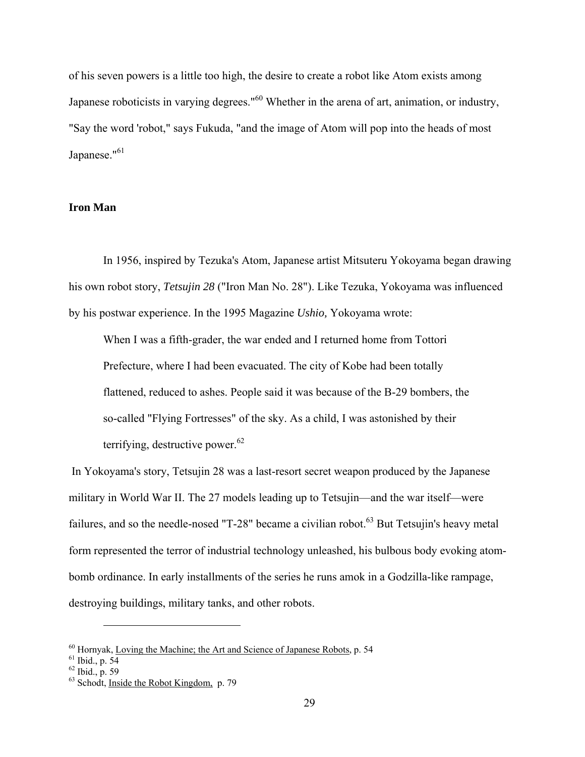of his seven powers is a little too high, the desire to create a robot like Atom exists among Japanese roboticists in varying degrees."[60] Whether in the arena of art, animation, or industry, "Say the word 'robot,'" says Fukuda, "and the image of Atom will pop into the heads of most Japanese."[61]

**Iron Man**

In 1956, inspired by Tezuka's Atom, Japanese artist Mitsuteru Yokoyama began drawing his own robot story, ***Tetsujin 28*** ("Iron Man No. 28"). Like Tezuka, Yokoyama was influenced by his postwar experience. In the 1995 Magazine *Ushio,* Yokoyama wrote:

> When I was a fifth-grader, the war ended and I returned home from Tottori Prefecture, where I had been evacuated. The city of Kobe had been totally flattened, reduced to ashes. People said it was because of the B-29 bombers, the so-called "Flying Fortresses" of the sky. As a child, I was astonished by their terrifying, destructive power.[62]

In Yokoyama's story, Tetsujin 28 was a last-resort secret weapon produced by the Japanese military in World War II. The 27 models leading up to Tetsujin—and the war itself—were failures, and so the needle-nosed "T-28" became a civilian robot.[63] But Tetsujin's heavy metal form represented the terror of industrial technology unleashed, his bulbous body evoking atom-bomb ordinance. In early installments of the series he runs amok in a Godzilla-like rampage, destroying buildings, military tanks, and other robots.

---

[60] Hornyak, Loving the Machine; the Art and Science of Japanese Robots, p. 54
[61] Ibid., p. 54
[62] Ibid., p. 59
[63] Schodt, Inside the Robot Kingdom, p. 79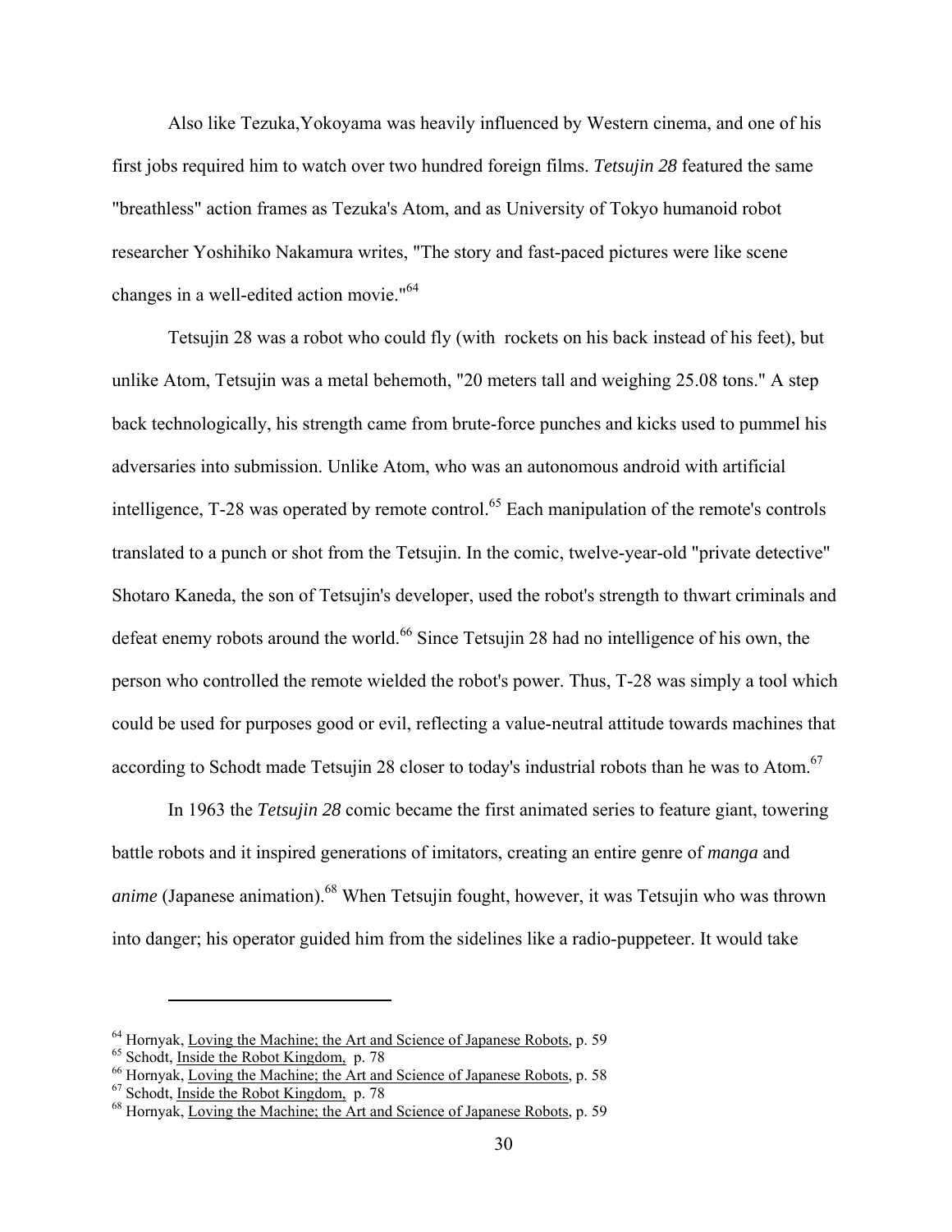Also like Tezuka,Yokoyama was heavily influenced by Western cinema, and one of his first jobs required him to watch over two hundred foreign films. *Tetsujin 28* featured the same "breathless" action frames as Tezuka's Atom, and as University of Tokyo humanoid robot researcher Yoshihiko Nakamura writes, "The story and fast-paced pictures were like scene changes in a well-edited action movie."[64]

Tetsujin 28 was a robot who could fly (with rockets on his back instead of his feet), but unlike Atom, Tetsujin was a metal behemoth, "20 meters tall and weighing 25.08 tons." A step back technologically, his strength came from brute-force punches and kicks used to pummel his adversaries into submission. Unlike Atom, who was an autonomous android with artificial intelligence, T-28 was operated by remote control.[65] Each manipulation of the remote's controls translated to a punch or shot from the Tetsujin. In the comic, twelve-year-old "private detective" Shotaro Kaneda, the son of Tetsujin's developer, used the robot's strength to thwart criminals and defeat enemy robots around the world.[66] Since Tetsujin 28 had no intelligence of his own, the person who controlled the remote wielded the robot's power. Thus, T-28 was simply a tool which could be used for purposes good or evil, reflecting a value-neutral attitude towards machines that according to Schodt made Tetsujin 28 closer to today's industrial robots than he was to Atom.[67]

In 1963 the *Tetsujin 28* comic became the first animated series to feature giant, towering battle robots and it inspired generations of imitators, creating an entire genre of *manga* and *anime* (Japanese animation).[68] When Tetsujin fought, however, it was Tetsujin who was thrown into danger; his operator guided him from the sidelines like a radio-puppeteer. It would take

---

[64] Hornyak, Loving the Machine; the Art and Science of Japanese Robots, p. 59
[65] Schodt, Inside the Robot Kingdom, p. 78
[66] Hornyak, Loving the Machine; the Art and Science of Japanese Robots, p. 58
[67] Schodt, Inside the Robot Kingdom, p. 78
[68] Hornyak, Loving the Machine; the Art and Science of Japanese Robots, p. 59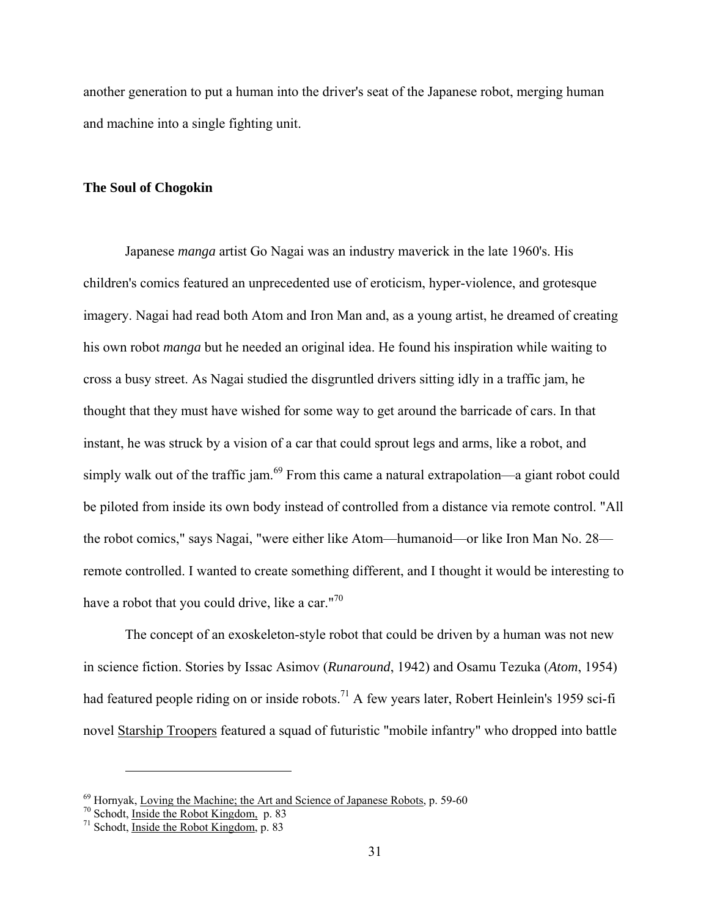another generation to put a human into the driver's seat of the Japanese robot, merging human and machine into a single fighting unit.

**The Soul of Chogokin**

Japanese *manga* artist Go Nagai was an industry maverick in the late 1960's. His children's comics featured an unprecedented use of eroticism, hyper-violence, and grotesque imagery. Nagai had read both Atom and Iron Man and, as a young artist, he dreamed of creating his own robot *manga* but he needed an original idea. He found his inspiration while waiting to cross a busy street. As Nagai studied the disgruntled drivers sitting idly in a traffic jam, he thought that they must have wished for some way to get around the barricade of cars. In that instant, he was struck by a vision of a car that could sprout legs and arms, like a robot, and simply walk out of the traffic jam.[69] From this came a natural extrapolation—a giant robot could be piloted from inside its own body instead of controlled from a distance via remote control. "All the robot comics," says Nagai, "were either like Atom—humanoid—or like Iron Man No. 28—remote controlled. I wanted to create something different, and I thought it would be interesting to have a robot that you could drive, like a car."[70]

The concept of an exoskeleton-style robot that could be driven by a human was not new in science fiction. Stories by Issac Asimov (*Runaround*, 1942) and Osamu Tezuka (*Atom*, 1954) had featured people riding on or inside robots.[71] A few years later, Robert Heinlein's 1959 sci-fi novel Starship Troopers featured a squad of futuristic "mobile infantry" who dropped into battle

---

[69] Hornyak, Loving the Machine; the Art and Science of Japanese Robots, p. 59-60
[70] Schodt, Inside the Robot Kingdom, p. 83
[71] Schodt, Inside the Robot Kingdom, p. 83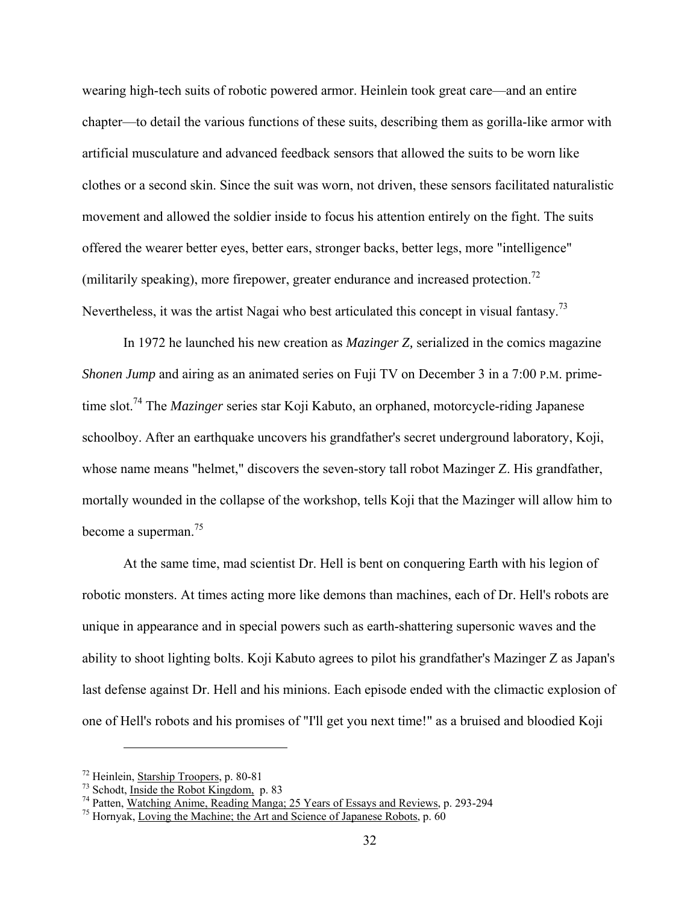wearing high-tech suits of robotic powered armor. Heinlein took great care—and an entire chapter—to detail the various functions of these suits, describing them as gorilla-like armor with artificial musculature and advanced feedback sensors that allowed the suits to be worn like clothes or a second skin. Since the suit was worn, not driven, these sensors facilitated naturalistic movement and allowed the soldier inside to focus his attention entirely on the fight. The suits offered the wearer better eyes, better ears, stronger backs, better legs, more "intelligence" (militarily speaking), more firepower, greater endurance and increased protection.[72] Nevertheless, it was the artist Nagai who best articulated this concept in visual fantasy.[73]

In 1972 he launched his new creation as *Mazinger Z,* serialized in the comics magazine *Shonen Jump* and airing as an animated series on Fuji TV on December 3 in a 7:00 P.M. prime-time slot.[74] The *Mazinger* series star Koji Kabuto, an orphaned, motorcycle-riding Japanese schoolboy. After an earthquake uncovers his grandfather's secret underground laboratory, Koji, whose name means "helmet," discovers the seven-story tall robot Mazinger Z. His grandfather, mortally wounded in the collapse of the workshop, tells Koji that the Mazinger will allow him to become a superman.[75]

At the same time, mad scientist Dr. Hell is bent on conquering Earth with his legion of robotic monsters. At times acting more like demons than machines, each of Dr. Hell's robots are unique in appearance and in special powers such as earth-shattering supersonic waves and the ability to shoot lighting bolts. Koji Kabuto agrees to pilot his grandfather's Mazinger Z as Japan's last defense against Dr. Hell and his minions. Each episode ended with the climactic explosion of one of Hell's robots and his promises of "I'll get you next time!" as a bruised and bloodied Koji

---

[72] Heinlein, Starship Troopers, p. 80-81

[73] Schodt, Inside the Robot Kingdom, p. 83

[74] Patten, Watching Anime, Reading Manga; 25 Years of Essays and Reviews, p. 293-294

[75] Hornyak, Loving the Machine; the Art and Science of Japanese Robots, p. 60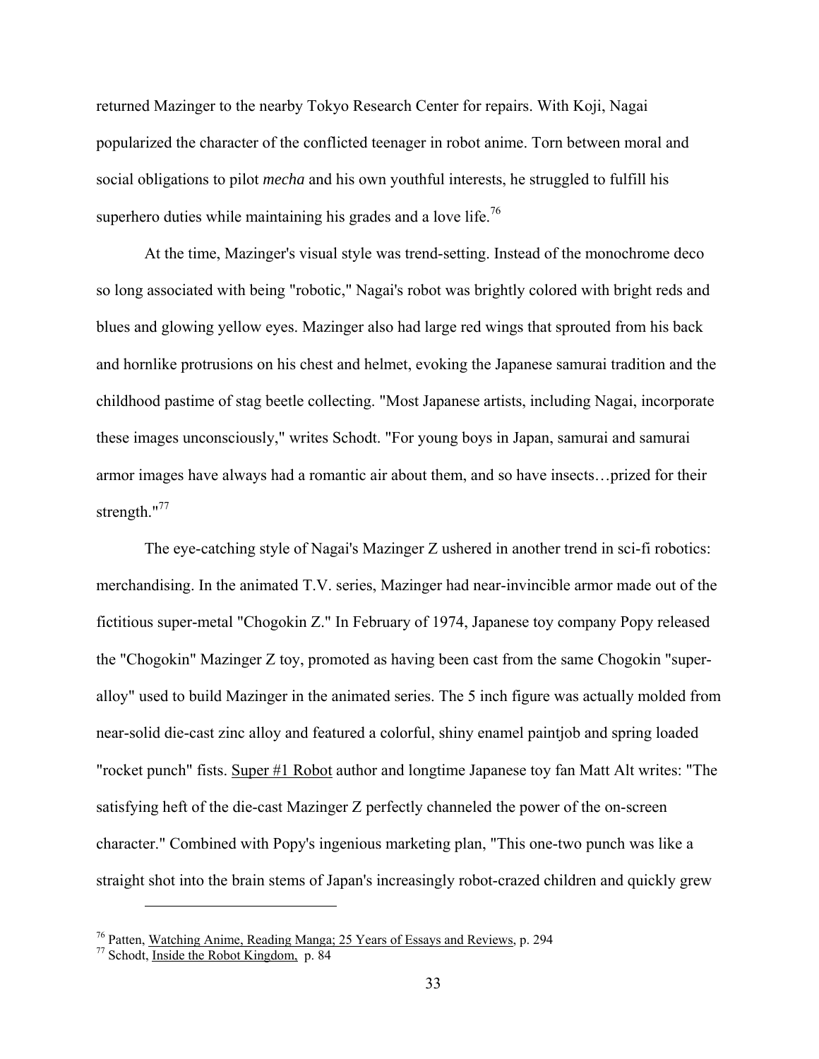returned Mazinger to the nearby Tokyo Research Center for repairs. With Koji, Nagai popularized the character of the conflicted teenager in robot anime. Torn between moral and social obligations to pilot *mecha* and his own youthful interests, he struggled to fulfill his superhero duties while maintaining his grades and a love life.[76]

At the time, Mazinger's visual style was trend-setting. Instead of the monochrome deco so long associated with being "robotic," Nagai's robot was brightly colored with bright reds and blues and glowing yellow eyes. Mazinger also had large red wings that sprouted from his back and hornlike protrusions on his chest and helmet, evoking the Japanese samurai tradition and the childhood pastime of stag beetle collecting. "Most Japanese artists, including Nagai, incorporate these images unconsciously," writes Schodt. "For young boys in Japan, samurai and samurai armor images have always had a romantic air about them, and so have insects…prized for their strength."[77]

The eye-catching style of Nagai's Mazinger Z ushered in another trend in sci-fi robotics: merchandising. In the animated T.V. series, Mazinger had near-invincible armor made out of the fictitious super-metal "Chogokin Z." In February of 1974, Japanese toy company Popy released the "Chogokin" Mazinger Z toy, promoted as having been cast from the same Chogokin "super-alloy" used to build Mazinger in the animated series. The 5 inch figure was actually molded from near-solid die-cast zinc alloy and featured a colorful, shiny enamel paintjob and spring loaded "rocket punch" fists. Super #1 Robot author and longtime Japanese toy fan Matt Alt writes: "The satisfying heft of the die-cast Mazinger Z perfectly channeled the power of the on-screen character." Combined with Popy's ingenious marketing plan, "This one-two punch was like a straight shot into the brain stems of Japan's increasingly robot-crazed children and quickly grew

---

[76] Patten, Watching Anime, Reading Manga; 25 Years of Essays and Reviews, p. 294

[77] Schodt, Inside the Robot Kingdom, p. 84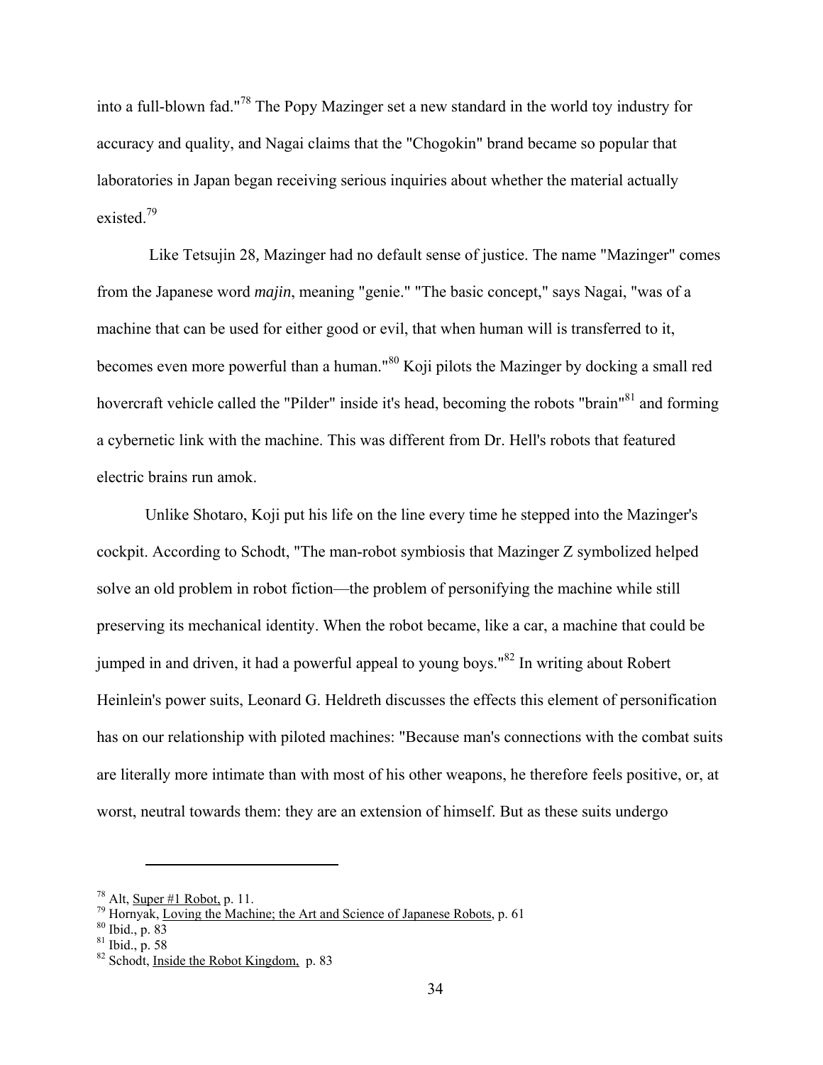into a full-blown fad."[78] The Popy Mazinger set a new standard in the world toy industry for accuracy and quality, and Nagai claims that the "Chogokin" brand became so popular that laboratories in Japan began receiving serious inquiries about whether the material actually existed.[79]

Like Tetsujin 28, Mazinger had no default sense of justice. The name "Mazinger" comes from the Japanese word *majin*, meaning "genie." "The basic concept," says Nagai, "was of a machine that can be used for either good or evil, that when human will is transferred to it, becomes even more powerful than a human."[80] Koji pilots the Mazinger by docking a small red hovercraft vehicle called the "Pilder" inside it's head, becoming the robots "brain"[81] and forming a cybernetic link with the machine. This was different from Dr. Hell's robots that featured electric brains run amok.

Unlike Shotaro, Koji put his life on the line every time he stepped into the Mazinger's cockpit. According to Schodt, "The man-robot symbiosis that Mazinger Z symbolized helped solve an old problem in robot fiction—the problem of personifying the machine while still preserving its mechanical identity. When the robot became, like a car, a machine that could be jumped in and driven, it had a powerful appeal to young boys."[82] In writing about Robert Heinlein's power suits, Leonard G. Heldreth discusses the effects this element of personification has on our relationship with piloted machines: "Because man's connections with the combat suits are literally more intimate than with most of his other weapons, he therefore feels positive, or, at worst, neutral towards them: they are an extension of himself. But as these suits undergo

---

[78] Alt, Super #1 Robot, p. 11.
[79] Hornyak, Loving the Machine; the Art and Science of Japanese Robots, p. 61
[80] Ibid., p. 83
[81] Ibid., p. 58
[82] Schodt, Inside the Robot Kingdom, p. 83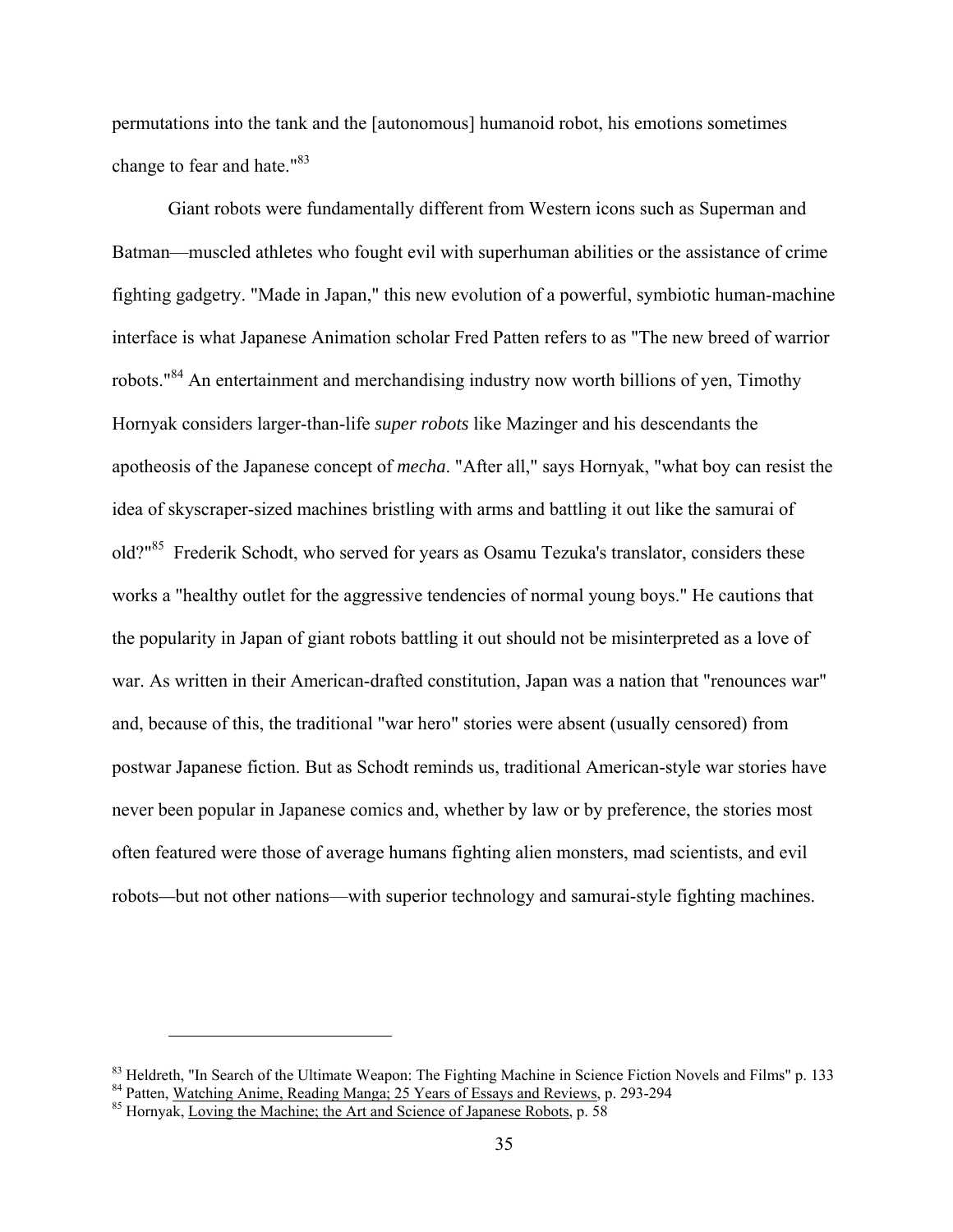permutations into the tank and the [autonomous] humanoid robot, his emotions sometimes change to fear and hate."[83]

Giant robots were fundamentally different from Western icons such as Superman and Batman—muscled athletes who fought evil with superhuman abilities or the assistance of crime fighting gadgetry. "Made in Japan," this new evolution of a powerful, symbiotic human-machine interface is what Japanese Animation scholar Fred Patten refers to as "The new breed of warrior robots."[84] An entertainment and merchandising industry now worth billions of yen, Timothy Hornyak considers larger-than-life *super robots* like Mazinger and his descendants the apotheosis of the Japanese concept of *mecha*. "After all," says Hornyak, "what boy can resist the idea of skyscraper-sized machines bristling with arms and battling it out like the samurai of old?"[85] Frederik Schodt, who served for years as Osamu Tezuka's translator, considers these works a "healthy outlet for the aggressive tendencies of normal young boys." He cautions that the popularity in Japan of giant robots battling it out should not be misinterpreted as a love of war. As written in their American-drafted constitution, Japan was a nation that "renounces war" and, because of this, the traditional "war hero" stories were absent (usually censored) from postwar Japanese fiction. But as Schodt reminds us, traditional American-style war stories have never been popular in Japanese comics and, whether by law or by preference, the stories most often featured were those of average humans fighting alien monsters, mad scientists, and evil robots—but not other nations—with superior technology and samurai-style fighting machines.

---

[83] Heldreth, "In Search of the Ultimate Weapon: The Fighting Machine in Science Fiction Novels and Films" p. 133

[84] Patten, Watching Anime, Reading Manga; 25 Years of Essays and Reviews, p. 293-294

[85] Hornyak, Loving the Machine; the Art and Science of Japanese Robots, p. 58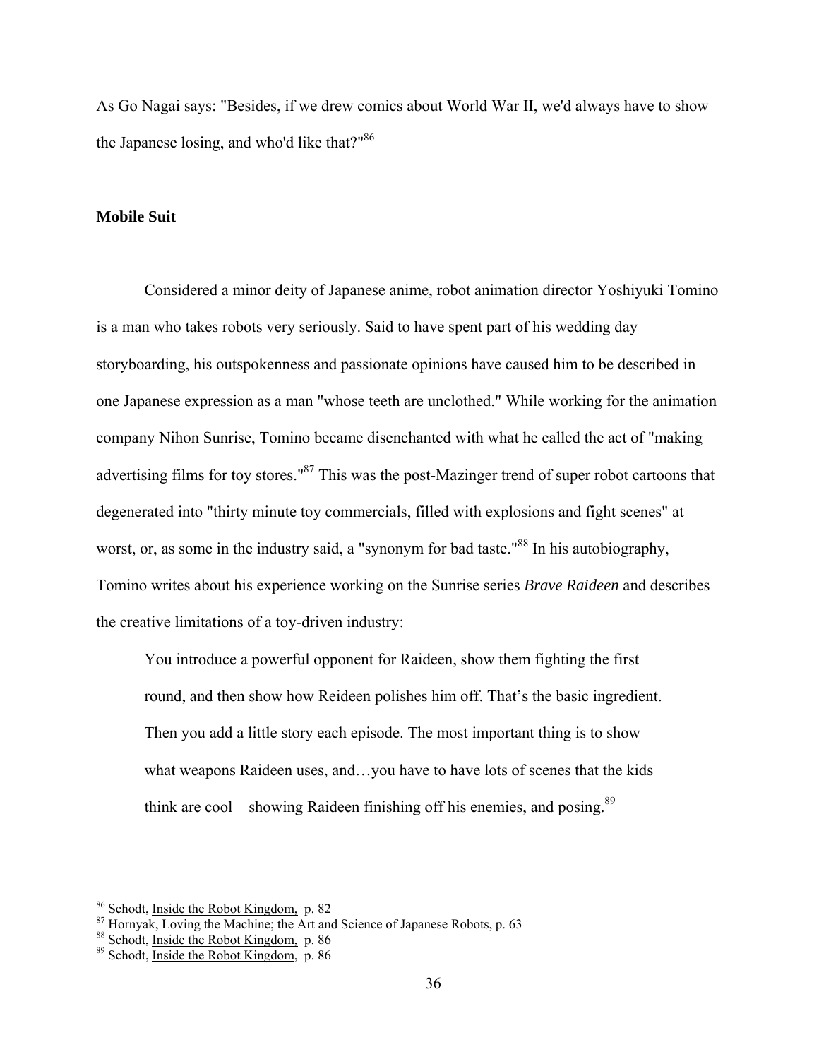As Go Nagai says: "Besides, if we drew comics about World War II, we'd always have to show the Japanese losing, and who'd like that?"[86]

**Mobile Suit**

Considered a minor deity of Japanese anime, robot animation director Yoshiyuki Tomino is a man who takes robots very seriously. Said to have spent part of his wedding day storyboarding, his outspokenness and passionate opinions have caused him to be described in one Japanese expression as a man "whose teeth are unclothed." While working for the animation company Nihon Sunrise, Tomino became disenchanted with what he called the act of "making advertising films for toy stores."[87] This was the post-Mazinger trend of super robot cartoons that degenerated into "thirty minute toy commercials, filled with explosions and fight scenes" at worst, or, as some in the industry said, a "synonym for bad taste."[88] In his autobiography, Tomino writes about his experience working on the Sunrise series *Brave Raideen* and describes the creative limitations of a toy-driven industry:

> You introduce a powerful opponent for Raideen, show them fighting the first round, and then show how Reideen polishes him off. That's the basic ingredient. Then you add a little story each episode. The most important thing is to show what weapons Raideen uses, and…you have to have lots of scenes that the kids think are cool—showing Raideen finishing off his enemies, and posing.[89]

---

[86] Schodt, Inside the Robot Kingdom, p. 82
[87] Hornyak, Loving the Machine; the Art and Science of Japanese Robots, p. 63
[88] Schodt, Inside the Robot Kingdom, p. 86
[89] Schodt, Inside the Robot Kingdom, p. 86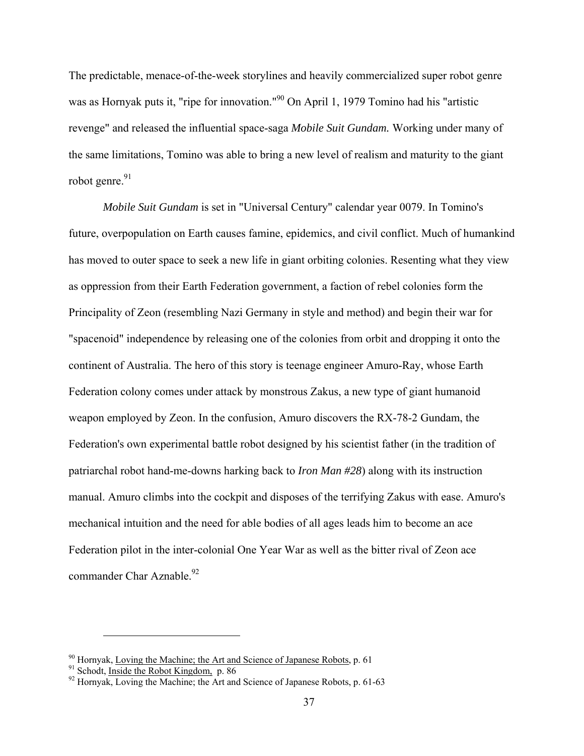The predictable, menace-of-the-week storylines and heavily commercialized super robot genre was as Hornyak puts it, "ripe for innovation."[90] On April 1, 1979 Tomino had his "artistic revenge" and released the influential space-saga *Mobile Suit Gundam.* Working under many of the same limitations, Tomino was able to bring a new level of realism and maturity to the giant robot genre.[91]

*Mobile Suit Gundam* is set in "Universal Century" calendar year 0079. In Tomino's future, overpopulation on Earth causes famine, epidemics, and civil conflict. Much of humankind has moved to outer space to seek a new life in giant orbiting colonies. Resenting what they view as oppression from their Earth Federation government, a faction of rebel colonies form the Principality of Zeon (resembling Nazi Germany in style and method) and begin their war for "spacenoid" independence by releasing one of the colonies from orbit and dropping it onto the continent of Australia. The hero of this story is teenage engineer Amuro-Ray, whose Earth Federation colony comes under attack by monstrous Zakus, a new type of giant humanoid weapon employed by Zeon. In the confusion, Amuro discovers the RX-78-2 Gundam, the Federation's own experimental battle robot designed by his scientist father (in the tradition of patriarchal robot hand-me-downs harking back to *Iron Man #28*) along with its instruction manual. Amuro climbs into the cockpit and disposes of the terrifying Zakus with ease. Amuro's mechanical intuition and the need for able bodies of all ages leads him to become an ace Federation pilot in the inter-colonial One Year War as well as the bitter rival of Zeon ace commander Char Aznable.[92]

---

[90] Hornyak, Loving the Machine; the Art and Science of Japanese Robots, p. 61

[91] Schodt, Inside the Robot Kingdom, p. 86

[92] Hornyak, Loving the Machine; the Art and Science of Japanese Robots, p. 61-63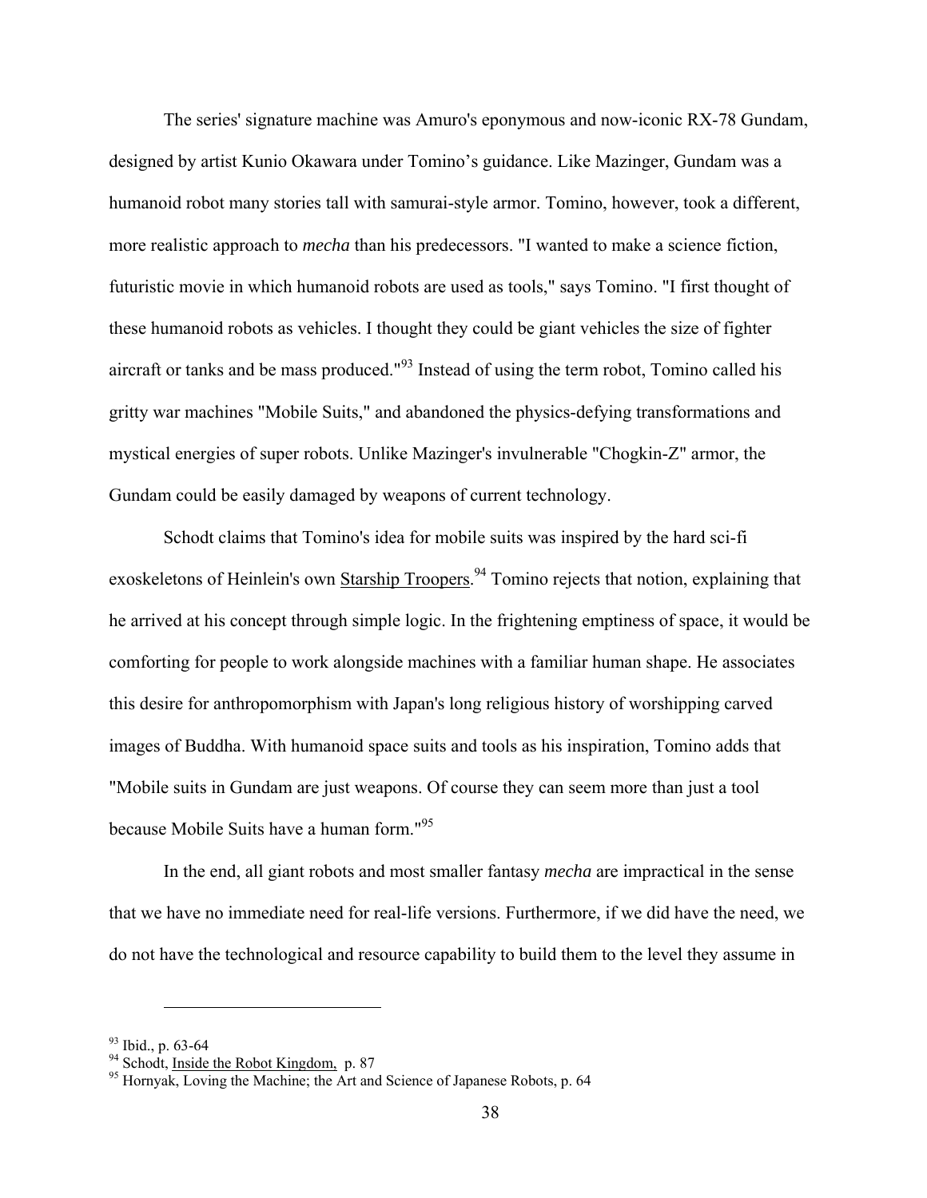The series' signature machine was Amuro's eponymous and now-iconic RX-78 Gundam, designed by artist Kunio Okawara under Tomino's guidance. Like Mazinger, Gundam was a humanoid robot many stories tall with samurai-style armor. Tomino, however, took a different, more realistic approach to *mecha* than his predecessors. "I wanted to make a science fiction, futuristic movie in which humanoid robots are used as tools," says Tomino. "I first thought of these humanoid robots as vehicles. I thought they could be giant vehicles the size of fighter aircraft or tanks and be mass produced."[93] Instead of using the term robot, Tomino called his gritty war machines "Mobile Suits," and abandoned the physics-defying transformations and mystical energies of super robots. Unlike Mazinger's invulnerable "Chogkin-Z" armor, the Gundam could be easily damaged by weapons of current technology.

Schodt claims that Tomino's idea for mobile suits was inspired by the hard sci-fi exoskeletons of Heinlein's own <u>Starship Troopers</u>.[94] Tomino rejects that notion, explaining that he arrived at his concept through simple logic. In the frightening emptiness of space, it would be comforting for people to work alongside machines with a familiar human shape. He associates this desire for anthropomorphism with Japan's long religious history of worshipping carved images of Buddha. With humanoid space suits and tools as his inspiration, Tomino adds that "Mobile suits in Gundam are just weapons. Of course they can seem more than just a tool because Mobile Suits have a human form."[95]

In the end, all giant robots and most smaller fantasy *mecha* are impractical in the sense that we have no immediate need for real-life versions. Furthermore, if we did have the need, we do not have the technological and resource capability to build them to the level they assume in

---

[93] Ibid., p. 63-64

[94] Schodt, <u>Inside the Robot Kingdom,</u> p. 87

[95] Hornyak, Loving the Machine; the Art and Science of Japanese Robots, p. 64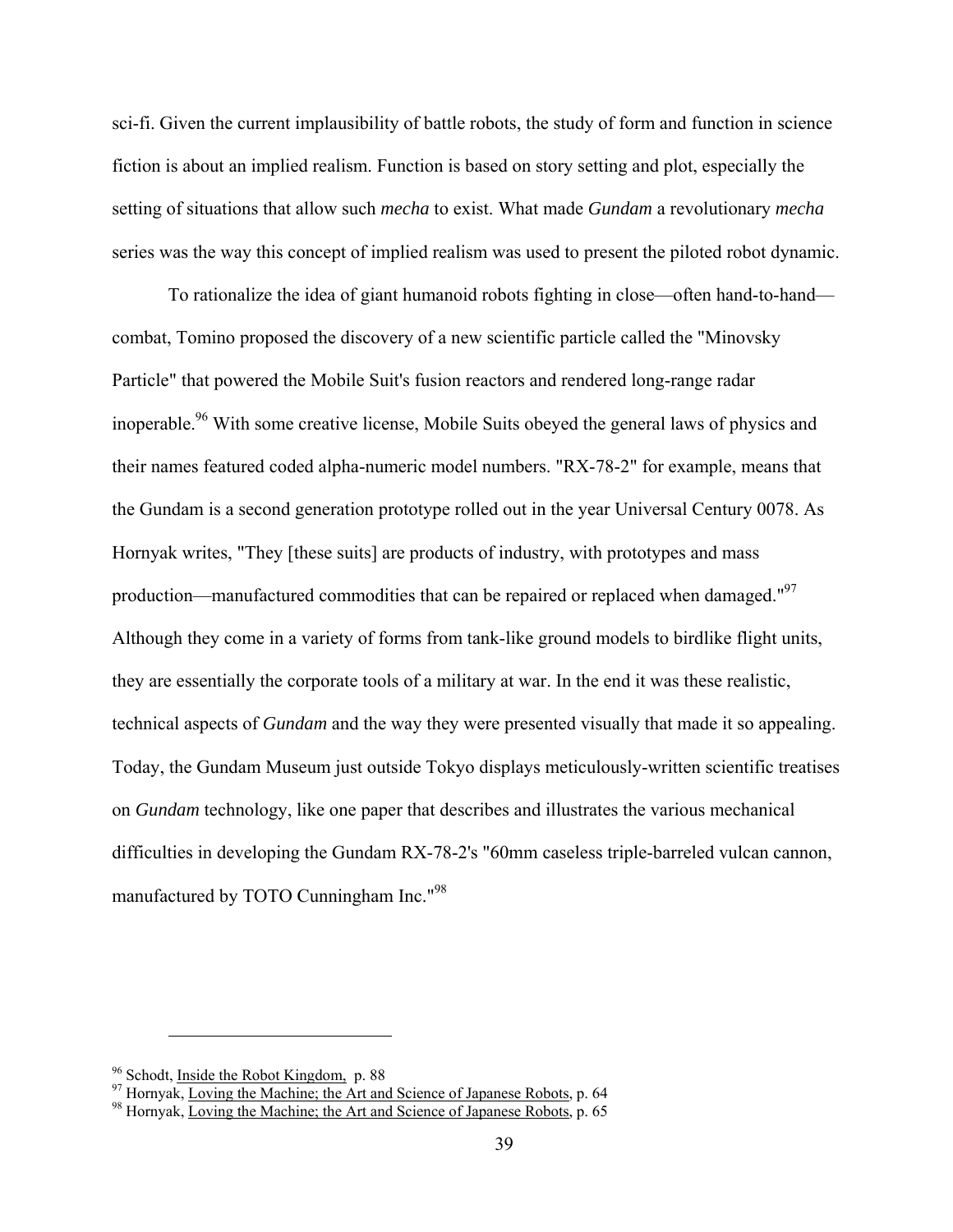sci-fi. Given the current implausibility of battle robots, the study of form and function in science fiction is about an implied realism. Function is based on story setting and plot, especially the setting of situations that allow such *mecha* to exist. What made *Gundam* a revolutionary *mecha* series was the way this concept of implied realism was used to present the piloted robot dynamic.

To rationalize the idea of giant humanoid robots fighting in close—often hand-to-hand—combat, Tomino proposed the discovery of a new scientific particle called the "Minovsky Particle" that powered the Mobile Suit's fusion reactors and rendered long-range radar inoperable.[96] With some creative license, Mobile Suits obeyed the general laws of physics and their names featured coded alpha-numeric model numbers. "RX-78-2" for example, means that the Gundam is a second generation prototype rolled out in the year Universal Century 0078. As Hornyak writes, "They [these suits] are products of industry, with prototypes and mass production—manufactured commodities that can be repaired or replaced when damaged."[97] Although they come in a variety of forms from tank-like ground models to birdlike flight units, they are essentially the corporate tools of a military at war. In the end it was these realistic, technical aspects of *Gundam* and the way they were presented visually that made it so appealing. Today, the Gundam Museum just outside Tokyo displays meticulously-written scientific treatises on *Gundam* technology, like one paper that describes and illustrates the various mechanical difficulties in developing the Gundam RX-78-2's "60mm caseless triple-barreled vulcan cannon, manufactured by TOTO Cunningham Inc."[98]

---

[96] Schodt, Inside the Robot Kingdom, p. 88

[97] Hornyak, Loving the Machine; the Art and Science of Japanese Robots, p. 64

[98] Hornyak, Loving the Machine; the Art and Science of Japanese Robots, p. 65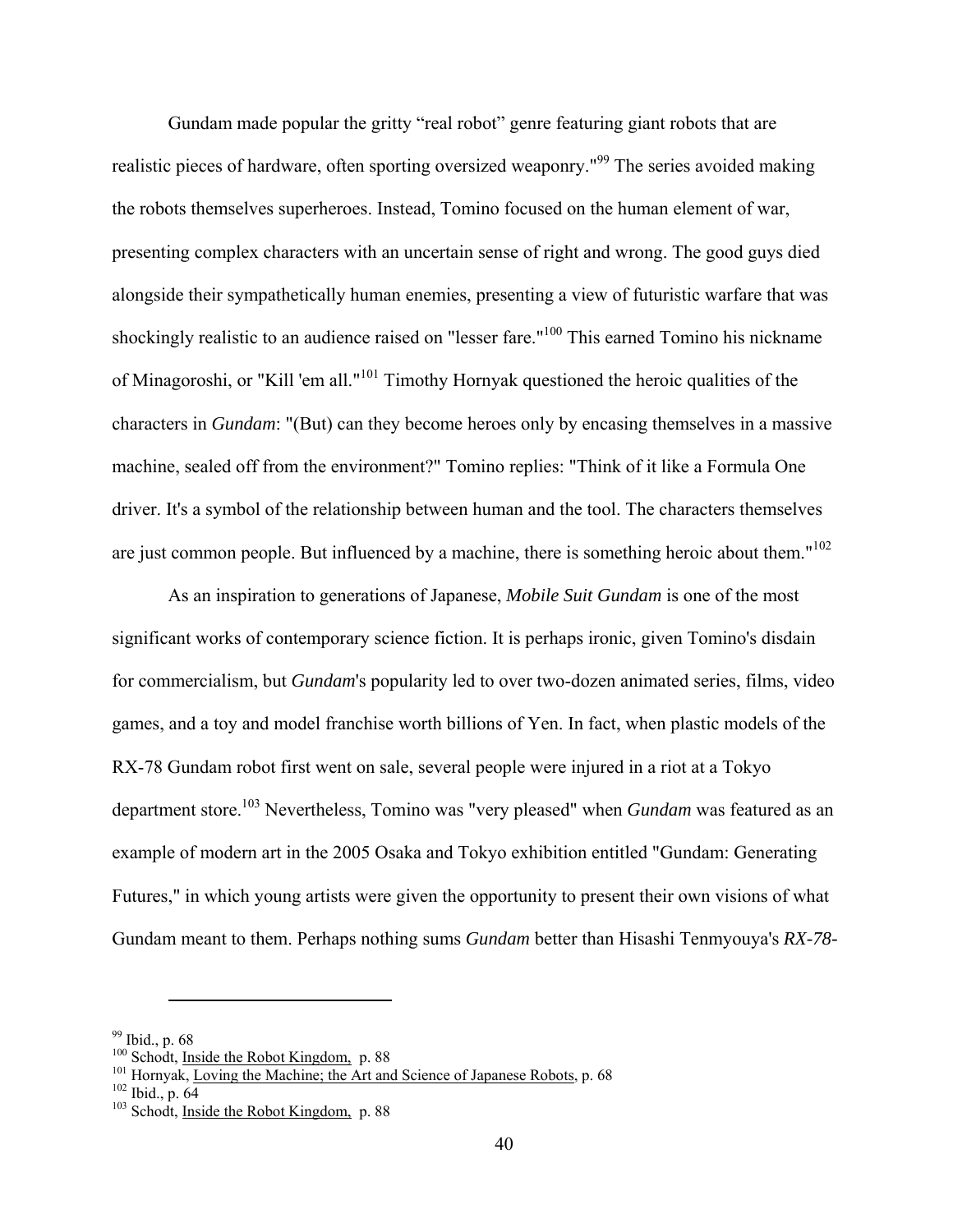Gundam made popular the gritty "real robot" genre featuring giant robots that are realistic pieces of hardware, often sporting oversized weaponry."[99] The series avoided making the robots themselves superheroes. Instead, Tomino focused on the human element of war, presenting complex characters with an uncertain sense of right and wrong. The good guys died alongside their sympathetically human enemies, presenting a view of futuristic warfare that was shockingly realistic to an audience raised on "lesser fare."[100] This earned Tomino his nickname of Minagoroshi, or "Kill 'em all."[101] Timothy Hornyak questioned the heroic qualities of the characters in *Gundam*: "(But) can they become heroes only by encasing themselves in a massive machine, sealed off from the environment?" Tomino replies: "Think of it like a Formula One driver. It's a symbol of the relationship between human and the tool. The characters themselves are just common people. But influenced by a machine, there is something heroic about them."[102]

As an inspiration to generations of Japanese, *Mobile Suit Gundam* is one of the most significant works of contemporary science fiction. It is perhaps ironic, given Tomino's disdain for commercialism, but *Gundam*'s popularity led to over two-dozen animated series, films, video games, and a toy and model franchise worth billions of Yen. In fact, when plastic models of the RX-78 Gundam robot first went on sale, several people were injured in a riot at a Tokyo department store.[103] Nevertheless, Tomino was "very pleased" when *Gundam* was featured as an example of modern art in the 2005 Osaka and Tokyo exhibition entitled "Gundam: Generating Futures," in which young artists were given the opportunity to present their own visions of what Gundam meant to them. Perhaps nothing sums *Gundam* better than Hisashi Tenmyouya's *RX-78-*

---

[99] Ibid., p. 68

[100] Schodt, Inside the Robot Kingdom, p. 88

[101] Hornyak, Loving the Machine; the Art and Science of Japanese Robots, p. 68

[102] Ibid., p. 64

[103] Schodt, Inside the Robot Kingdom, p. 88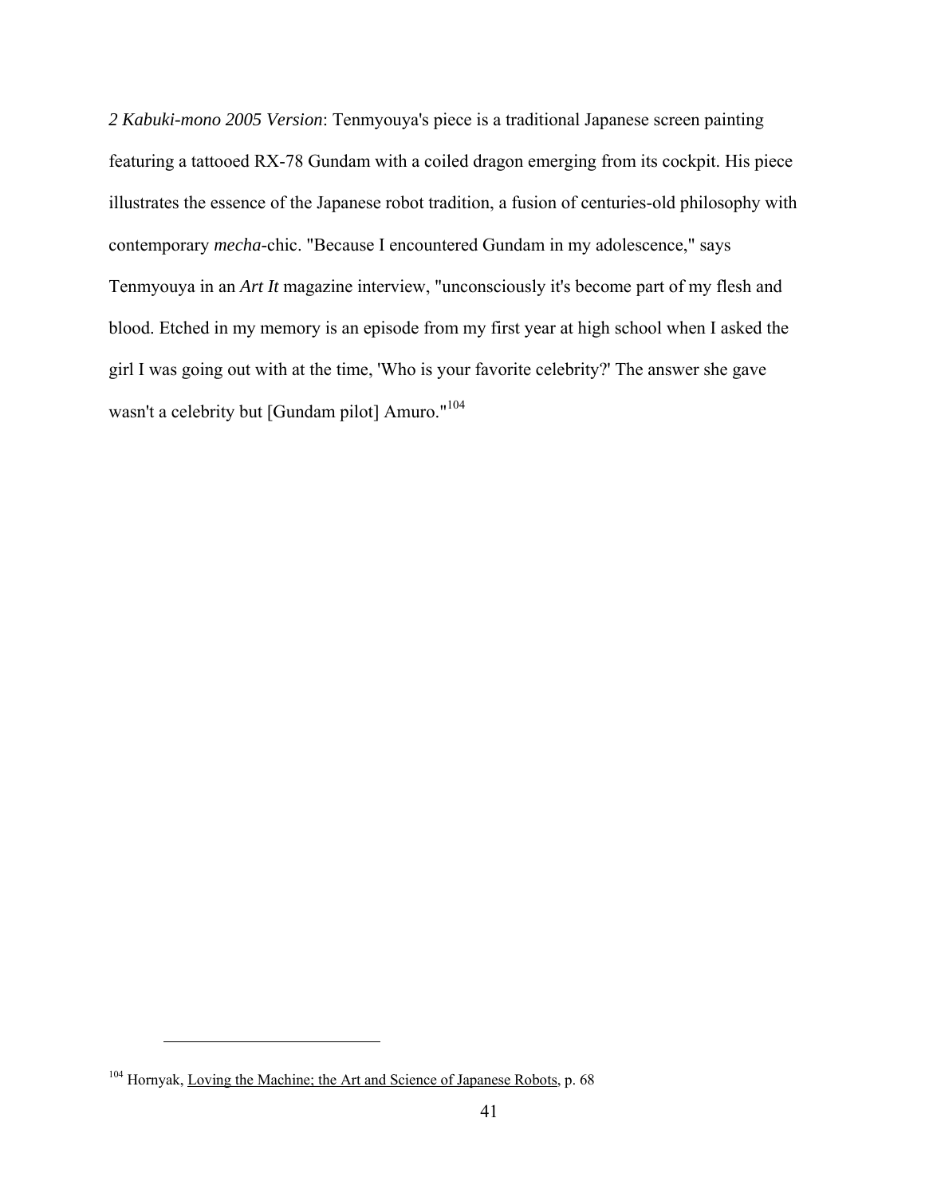*2 Kabuki-mono 2005 Version*: Tenmyouya's piece is a traditional Japanese screen painting featuring a tattooed RX-78 Gundam with a coiled dragon emerging from its cockpit. His piece illustrates the essence of the Japanese robot tradition, a fusion of centuries-old philosophy with contemporary *mecha*-chic. "Because I encountered Gundam in my adolescence," says Tenmyouya in an *Art It* magazine interview, "unconsciously it's become part of my flesh and blood. Etched in my memory is an episode from my first year at high school when I asked the girl I was going out with at the time, 'Who is your favorite celebrity?' The answer she gave wasn't a celebrity but [Gundam pilot] Amuro."[104]

---

[104] Hornyak, Loving the Machine; the Art and Science of Japanese Robots, p. 68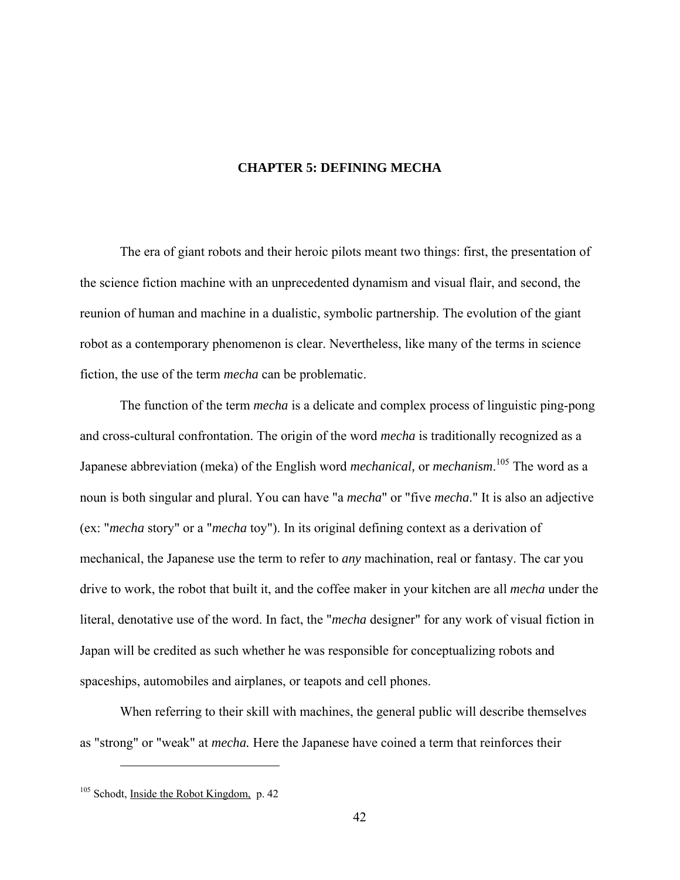# CHAPTER 5: DEFINING MECHA

The era of giant robots and their heroic pilots meant two things: first, the presentation of the science fiction machine with an unprecedented dynamism and visual flair, and second, the reunion of human and machine in a dualistic, symbolic partnership. The evolution of the giant robot as a contemporary phenomenon is clear. Nevertheless, like many of the terms in science fiction, the use of the term *mecha* can be problematic.

The function of the term *mecha* is a delicate and complex process of linguistic ping-pong and cross-cultural confrontation. The origin of the word *mecha* is traditionally recognized as a Japanese abbreviation (meka) of the English word *mechanical,* or *mechanism*.[105] The word as a noun is both singular and plural. You can have "a *mecha*" or "five *mecha*." It is also an adjective (ex: "*mecha* story" or a "*mecha* toy"). In its original defining context as a derivation of mechanical, the Japanese use the term to refer to *any* machination, real or fantasy. The car you drive to work, the robot that built it, and the coffee maker in your kitchen are all *mecha* under the literal, denotative use of the word. In fact, the "*mecha* designer" for any work of visual fiction in Japan will be credited as such whether he was responsible for conceptualizing robots and spaceships, automobiles and airplanes, or teapots and cell phones.

When referring to their skill with machines, the general public will describe themselves as "strong" or "weak" at *mecha.* Here the Japanese have coined a term that reinforces their

---

[105] Schodt, Inside the Robot Kingdom, p. 42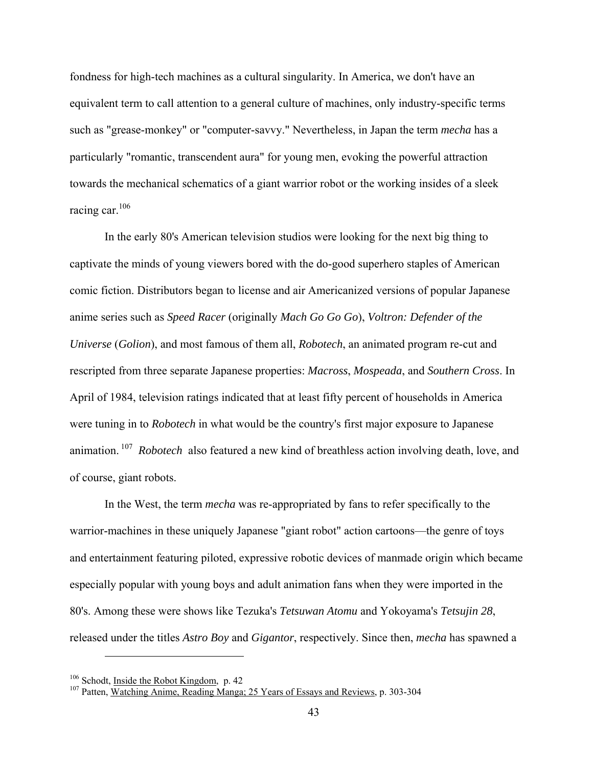fondness for high-tech machines as a cultural singularity. In America, we don't have an equivalent term to call attention to a general culture of machines, only industry-specific terms such as "grease-monkey" or "computer-savvy." Nevertheless, in Japan the term *mecha* has a particularly "romantic, transcendent aura" for young men, evoking the powerful attraction towards the mechanical schematics of a giant warrior robot or the working insides of a sleek racing car.[106]

In the early 80's American television studios were looking for the next big thing to captivate the minds of young viewers bored with the do-good superhero staples of American comic fiction. Distributors began to license and air Americanized versions of popular Japanese anime series such as *Speed Racer* (originally *Mach Go Go Go*), *Voltron: Defender of the Universe* (*Golion*), and most famous of them all, *Robotech*, an animated program re-cut and rescripted from three separate Japanese properties: *Macross*, *Mospeada*, and *Southern Cross*. In April of 1984, television ratings indicated that at least fifty percent of households in America were tuning in to *Robotech* in what would be the country's first major exposure to Japanese animation.[107] *Robotech* also featured a new kind of breathless action involving death, love, and of course, giant robots.

In the West, the term *mecha* was re-appropriated by fans to refer specifically to the warrior-machines in these uniquely Japanese "giant robot" action cartoons—the genre of toys and entertainment featuring piloted, expressive robotic devices of manmade origin which became especially popular with young boys and adult animation fans when they were imported in the 80's. Among these were shows like Tezuka's *Tetsuwan Atomu* and Yokoyama's *Tetsujin 28*, released under the titles *Astro Boy* and *Gigantor*, respectively. Since then, *mecha* has spawned a

---

[106] Schodt, Inside the Robot Kingdom, p. 42

[107] Patten, Watching Anime, Reading Manga; 25 Years of Essays and Reviews, p. 303-304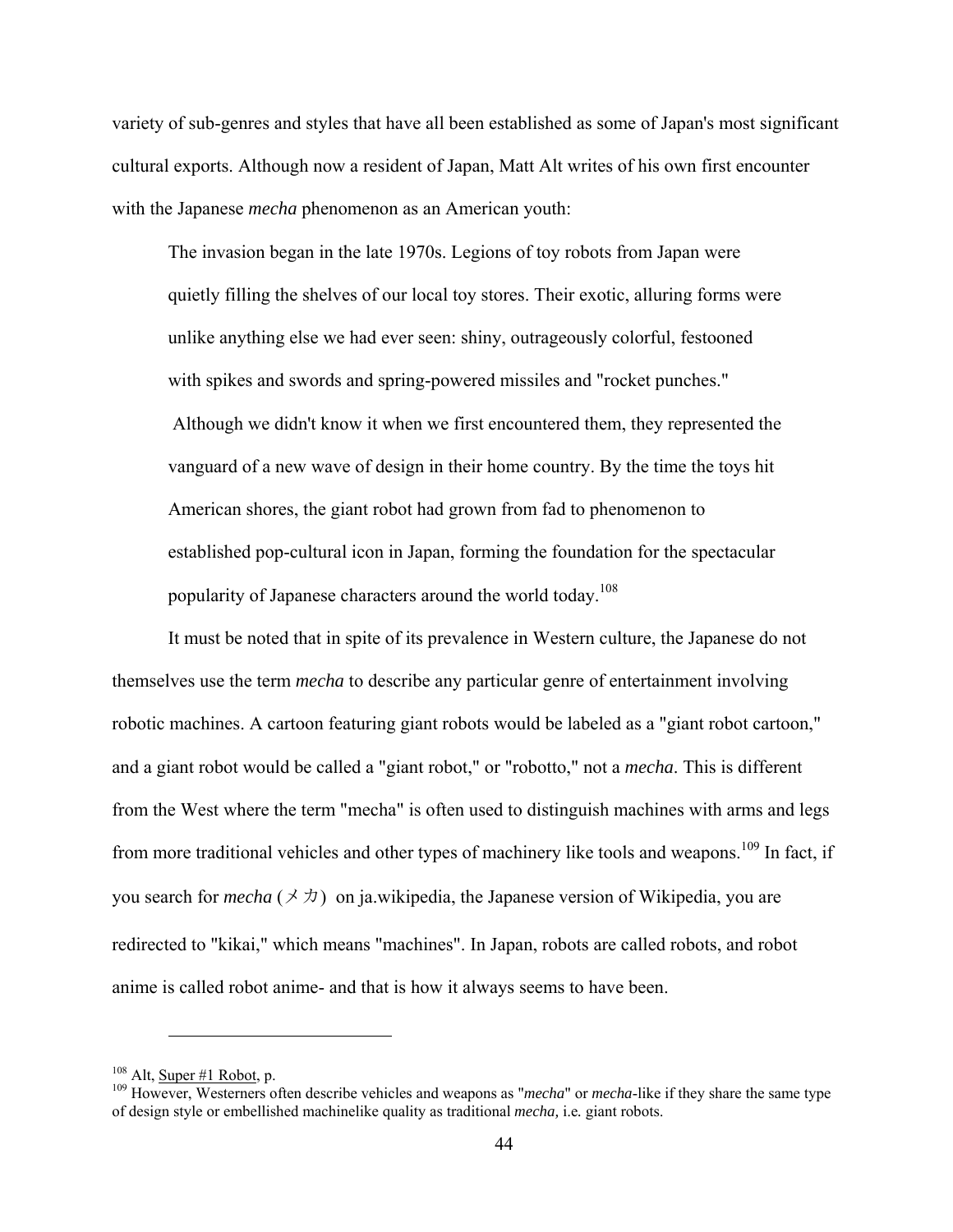variety of sub-genres and styles that have all been established as some of Japan's most significant cultural exports. Although now a resident of Japan, Matt Alt writes of his own first encounter with the Japanese *mecha* phenomenon as an American youth:

> The invasion began in the late 1970s. Legions of toy robots from Japan were quietly filling the shelves of our local toy stores. Their exotic, alluring forms were unlike anything else we had ever seen: shiny, outrageously colorful, festooned with spikes and swords and spring-powered missiles and "rocket punches." Although we didn't know it when we first encountered them, they represented the vanguard of a new wave of design in their home country. By the time the toys hit American shores, the giant robot had grown from fad to phenomenon to established pop-cultural icon in Japan, forming the foundation for the spectacular popularity of Japanese characters around the world today.[108]

It must be noted that in spite of its prevalence in Western culture, the Japanese do not themselves use the term *mecha* to describe any particular genre of entertainment involving robotic machines. A cartoon featuring giant robots would be labeled as a "giant robot cartoon," and a giant robot would be called a "giant robot," or "robotto," not a *mecha*. This is different from the West where the term "mecha" is often used to distinguish machines with arms and legs from more traditional vehicles and other types of machinery like tools and weapons.[109] In fact, if you search for *mecha* (メカ) on ja.wikipedia, the Japanese version of Wikipedia, you are redirected to "kikai," which means "machines". In Japan, robots are called robots, and robot anime is called robot anime- and that is how it always seems to have been.

---

[108] Alt, Super #1 Robot, p.

[109] However, Westerners often describe vehicles and weapons as "*mecha*" or *mecha*-like if they share the same type of design style or embellished machinelike quality as traditional *mecha,* i.e*.* giant robots.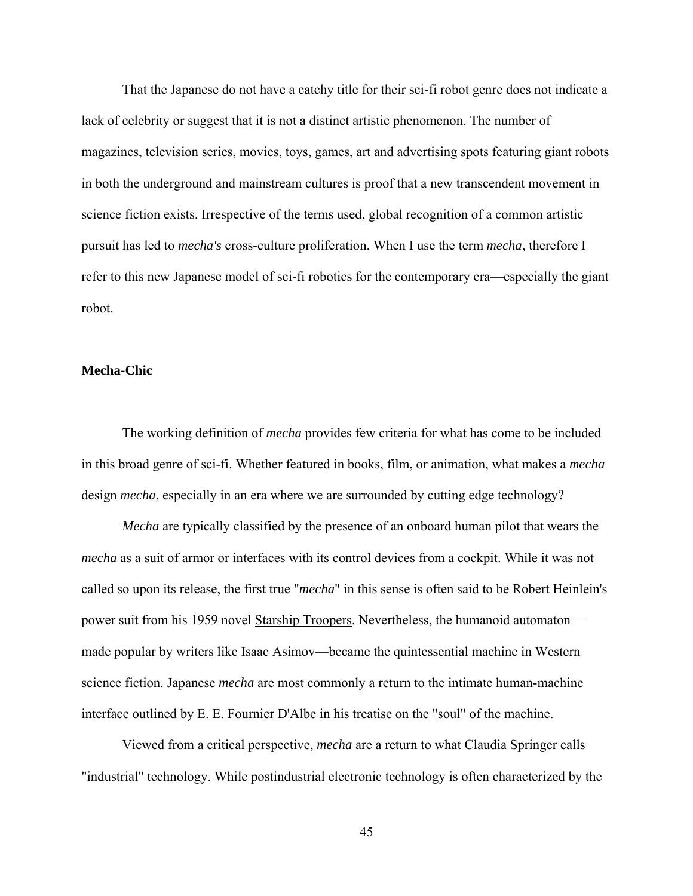That the Japanese do not have a catchy title for their sci-fi robot genre does not indicate a lack of celebrity or suggest that it is not a distinct artistic phenomenon. The number of magazines, television series, movies, toys, games, art and advertising spots featuring giant robots in both the underground and mainstream cultures is proof that a new transcendent movement in science fiction exists. Irrespective of the terms used, global recognition of a common artistic pursuit has led to *mecha's* cross-culture proliferation. When I use the term *mecha*, therefore I refer to this new Japanese model of sci-fi robotics for the contemporary era—especially the giant robot.

**Mecha-Chic**

The working definition of *mecha* provides few criteria for what has come to be included in this broad genre of sci-fi. Whether featured in books, film, or animation, what makes a *mecha* design *mecha*, especially in an era where we are surrounded by cutting edge technology?

*Mecha* are typically classified by the presence of an onboard human pilot that wears the *mecha* as a suit of armor or interfaces with its control devices from a cockpit. While it was not called so upon its release, the first true "*mecha*" in this sense is often said to be Robert Heinlein's power suit from his 1959 novel Starship Troopers. Nevertheless, the humanoid automaton—made popular by writers like Isaac Asimov—became the quintessential machine in Western science fiction. Japanese *mecha* are most commonly a return to the intimate human-machine interface outlined by E. E. Fournier D'Albe in his treatise on the "soul" of the machine.

Viewed from a critical perspective, *mecha* are a return to what Claudia Springer calls "industrial" technology. While postindustrial electronic technology is often characterized by the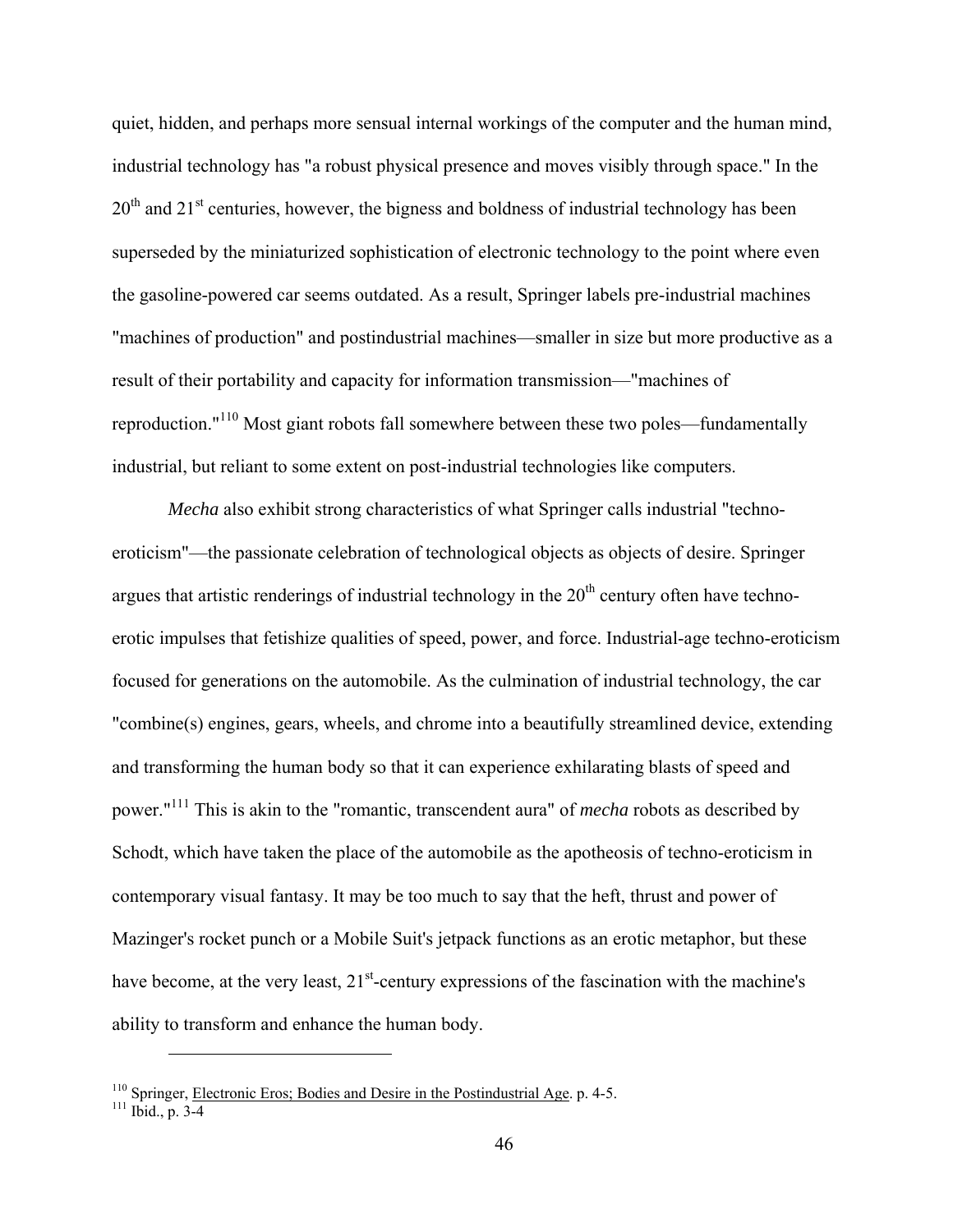quiet, hidden, and perhaps more sensual internal workings of the computer and the human mind, industrial technology has "a robust physical presence and moves visibly through space." In the 20th and 21st centuries, however, the bigness and boldness of industrial technology has been superseded by the miniaturized sophistication of electronic technology to the point where even the gasoline-powered car seems outdated. As a result, Springer labels pre-industrial machines "machines of production" and postindustrial machines—smaller in size but more productive as a result of their portability and capacity for information transmission—"machines of reproduction."[110] Most giant robots fall somewhere between these two poles—fundamentally industrial, but reliant to some extent on post-industrial technologies like computers.

*Mecha* also exhibit strong characteristics of what Springer calls industrial "techno-eroticism"—the passionate celebration of technological objects as objects of desire. Springer argues that artistic renderings of industrial technology in the 20th century often have techno-erotic impulses that fetishize qualities of speed, power, and force. Industrial-age techno-eroticism focused for generations on the automobile. As the culmination of industrial technology, the car "combine(s) engines, gears, wheels, and chrome into a beautifully streamlined device, extending and transforming the human body so that it can experience exhilarating blasts of speed and power."[111] This is akin to the "romantic, transcendent aura" of *mecha* robots as described by Schodt, which have taken the place of the automobile as the apotheosis of techno-eroticism in contemporary visual fantasy. It may be too much to say that the heft, thrust and power of Mazinger's rocket punch or a Mobile Suit's jetpack functions as an erotic metaphor, but these have become, at the very least, 21st-century expressions of the fascination with the machine's ability to transform and enhance the human body.

---

[110] Springer, Electronic Eros; Bodies and Desire in the Postindustrial Age. p. 4-5.

[111] Ibid., p. 3-4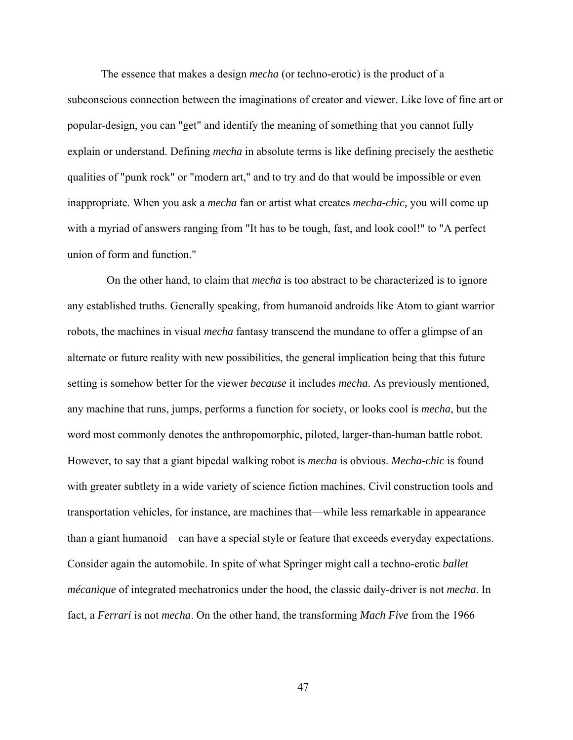The essence that makes a design *mecha* (or techno-erotic) is the product of a subconscious connection between the imaginations of creator and viewer. Like love of fine art or popular-design, you can "get" and identify the meaning of something that you cannot fully explain or understand. Defining *mecha* in absolute terms is like defining precisely the aesthetic qualities of "punk rock" or "modern art," and to try and do that would be impossible or even inappropriate. When you ask a *mecha* fan or artist what creates *mecha-chic,* you will come up with a myriad of answers ranging from "It has to be tough, fast, and look cool!" to "A perfect union of form and function."

On the other hand, to claim that *mecha* is too abstract to be characterized is to ignore any established truths. Generally speaking, from humanoid androids like Atom to giant warrior robots, the machines in visual *mecha* fantasy transcend the mundane to offer a glimpse of an alternate or future reality with new possibilities, the general implication being that this future setting is somehow better for the viewer *because* it includes *mecha*. As previously mentioned, any machine that runs, jumps, performs a function for society, or looks cool is *mecha*, but the word most commonly denotes the anthropomorphic, piloted, larger-than-human battle robot. However, to say that a giant bipedal walking robot is *mecha* is obvious. *Mecha-chic* is found with greater subtlety in a wide variety of science fiction machines. Civil construction tools and transportation vehicles, for instance, are machines that—while less remarkable in appearance than a giant humanoid—can have a special style or feature that exceeds everyday expectations. Consider again the automobile. In spite of what Springer might call a techno-erotic *ballet mécanique* of integrated mechatronics under the hood, the classic daily-driver is not *mecha*. In fact, a *Ferrari* is not *mecha*. On the other hand, the transforming *Mach Five* from the 1966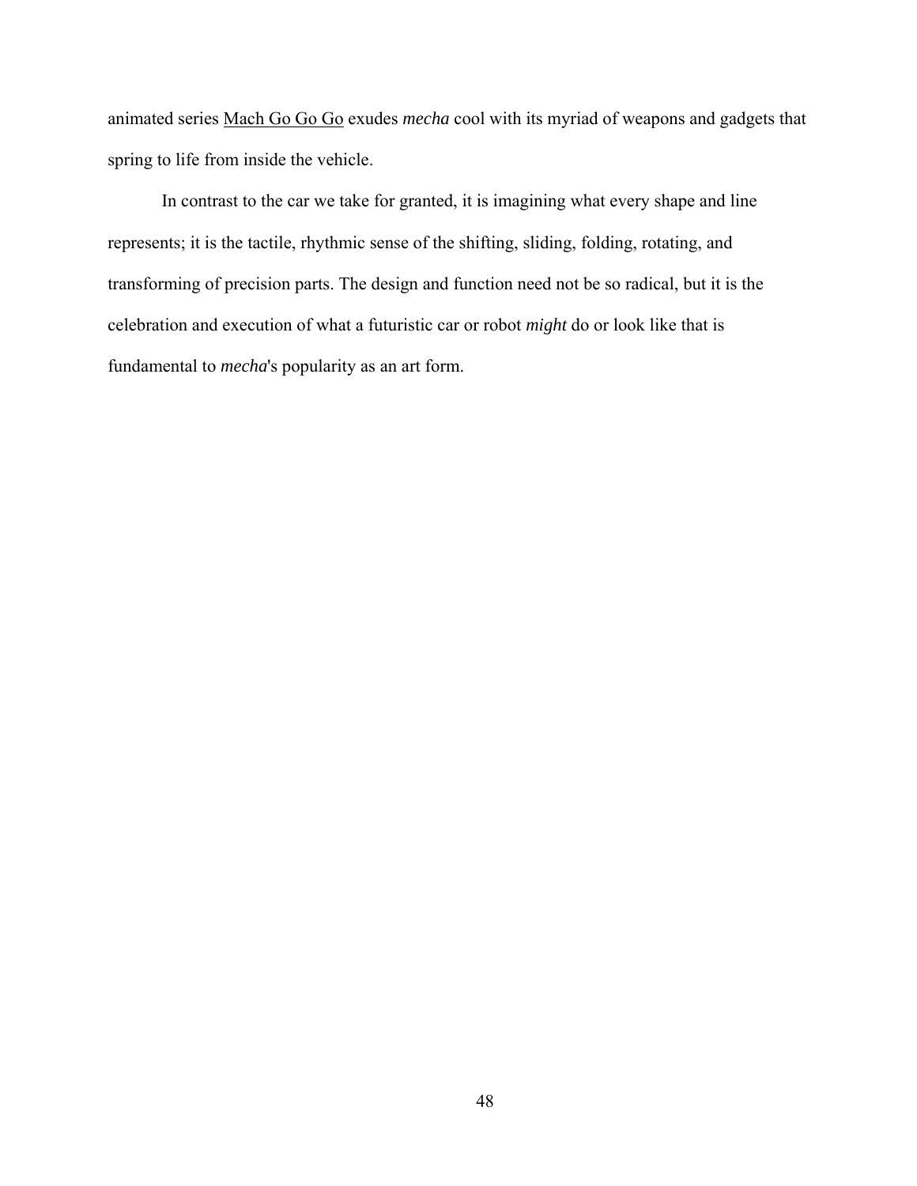animated series <u>Mach Go Go Go</u> exudes *mecha* cool with its myriad of weapons and gadgets that spring to life from inside the vehicle.

In contrast to the car we take for granted, it is imagining what every shape and line represents; it is the tactile, rhythmic sense of the shifting, sliding, folding, rotating, and transforming of precision parts. The design and function need not be so radical, but it is the celebration and execution of what a futuristic car or robot *might* do or look like that is fundamental to *mecha*'s popularity as an art form.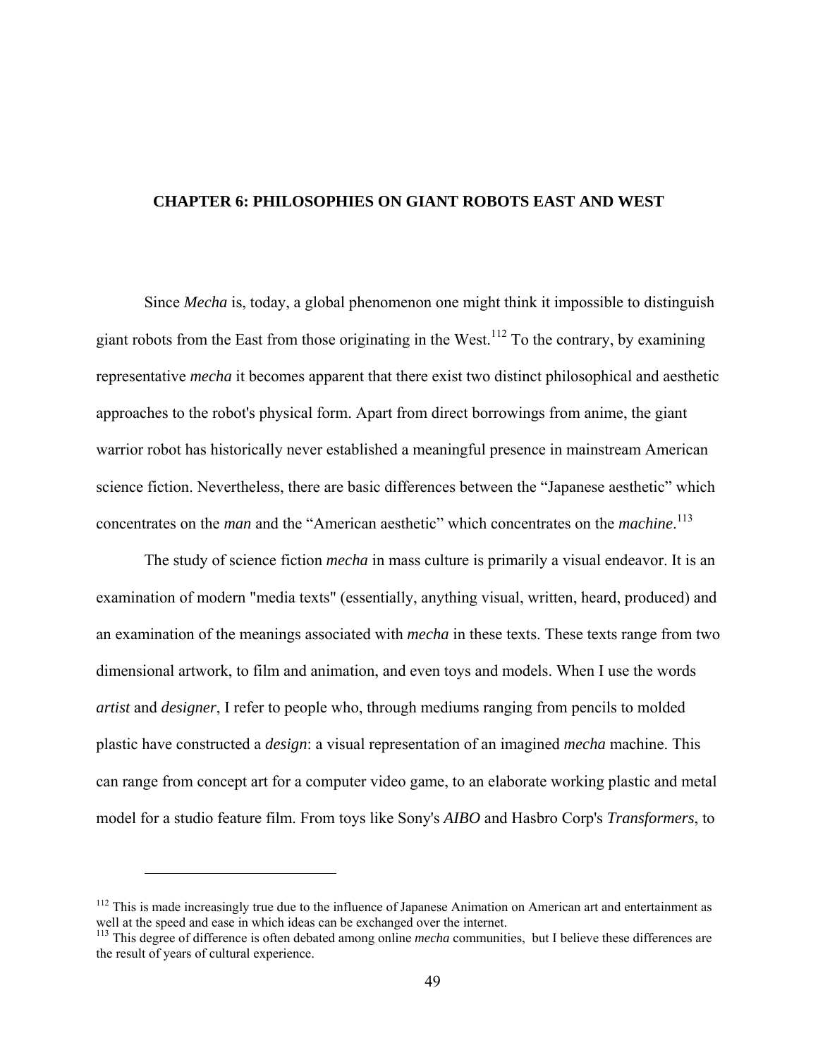# CHAPTER 6: PHILOSOPHIES ON GIANT ROBOTS EAST AND WEST

Since *Mecha* is, today, a global phenomenon one might think it impossible to distinguish giant robots from the East from those originating in the West.[112] To the contrary, by examining representative *mecha* it becomes apparent that there exist two distinct philosophical and aesthetic approaches to the robot's physical form. Apart from direct borrowings from anime, the giant warrior robot has historically never established a meaningful presence in mainstream American science fiction. Nevertheless, there are basic differences between the "Japanese aesthetic" which concentrates on the *man* and the "American aesthetic" which concentrates on the *machine*.[113]

The study of science fiction *mecha* in mass culture is primarily a visual endeavor. It is an examination of modern "media texts" (essentially, anything visual, written, heard, produced) and an examination of the meanings associated with *mecha* in these texts. These texts range from two dimensional artwork, to film and animation, and even toys and models. When I use the words *artist* and *designer*, I refer to people who, through mediums ranging from pencils to molded plastic have constructed a *design*: a visual representation of an imagined *mecha* machine. This can range from concept art for a computer video game, to an elaborate working plastic and metal model for a studio feature film. From toys like Sony's *AIBO* and Hasbro Corp's *Transformers*, to

---

[112] This is made increasingly true due to the influence of Japanese Animation on American art and entertainment as well at the speed and ease in which ideas can be exchanged over the internet.

[113] This degree of difference is often debated among online *mecha* communities, but I believe these differences are the result of years of cultural experience.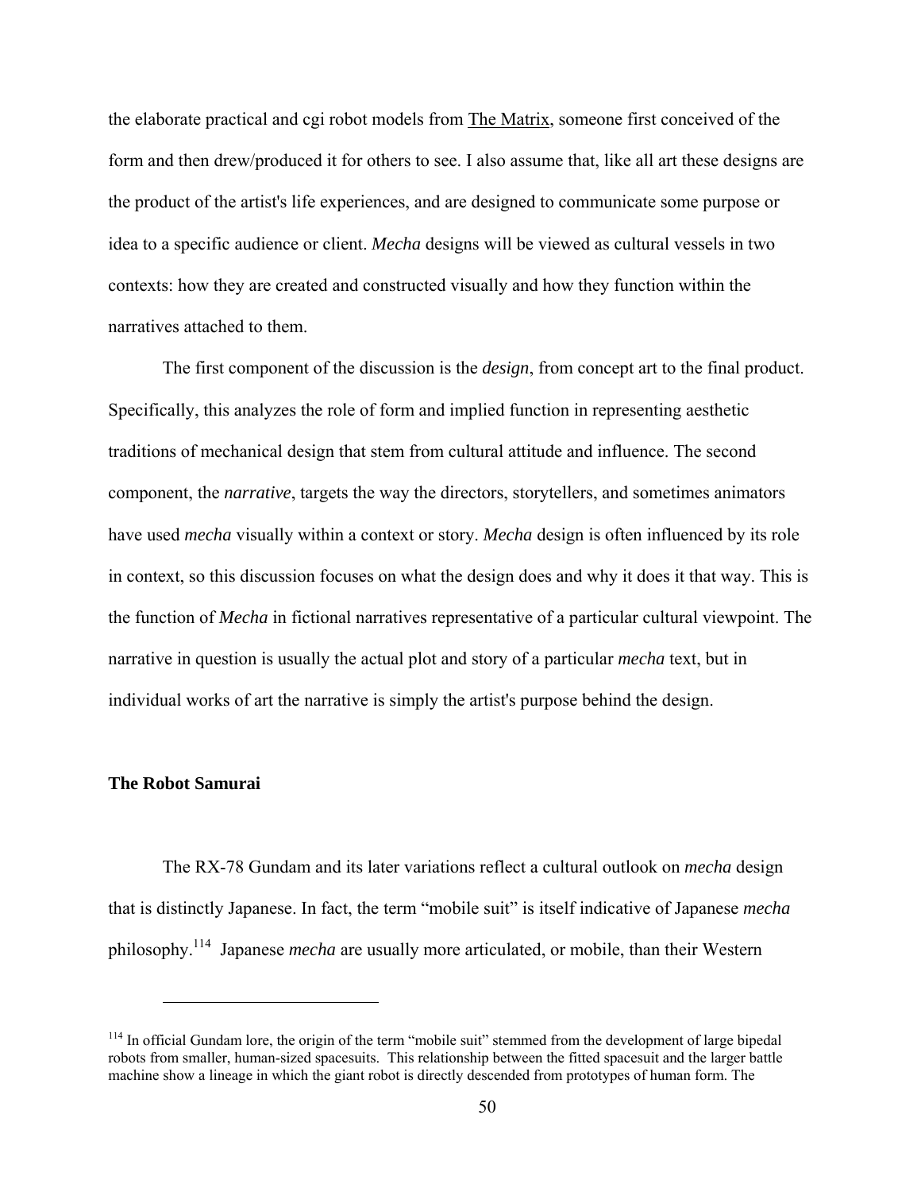the elaborate practical and cgi robot models from The Matrix, someone first conceived of the form and then drew/produced it for others to see. I also assume that, like all art these designs are the product of the artist's life experiences, and are designed to communicate some purpose or idea to a specific audience or client. *Mecha* designs will be viewed as cultural vessels in two contexts: how they are created and constructed visually and how they function within the narratives attached to them.

The first component of the discussion is the *design*, from concept art to the final product. Specifically, this analyzes the role of form and implied function in representing aesthetic traditions of mechanical design that stem from cultural attitude and influence. The second component, the *narrative*, targets the way the directors, storytellers, and sometimes animators have used *mecha* visually within a context or story. *Mecha* design is often influenced by its role in context, so this discussion focuses on what the design does and why it does it that way. This is the function of *Mecha* in fictional narratives representative of a particular cultural viewpoint. The narrative in question is usually the actual plot and story of a particular *mecha* text, but in individual works of art the narrative is simply the artist's purpose behind the design.

**The Robot Samurai**

The RX-78 Gundam and its later variations reflect a cultural outlook on *mecha* design that is distinctly Japanese. In fact, the term "mobile suit" is itself indicative of Japanese *mecha* philosophy.[114] Japanese *mecha* are usually more articulated, or mobile, than their Western

---

[114] In official Gundam lore, the origin of the term "mobile suit" stemmed from the development of large bipedal robots from smaller, human-sized spacesuits. This relationship between the fitted spacesuit and the larger battle machine show a lineage in which the giant robot is directly descended from prototypes of human form. The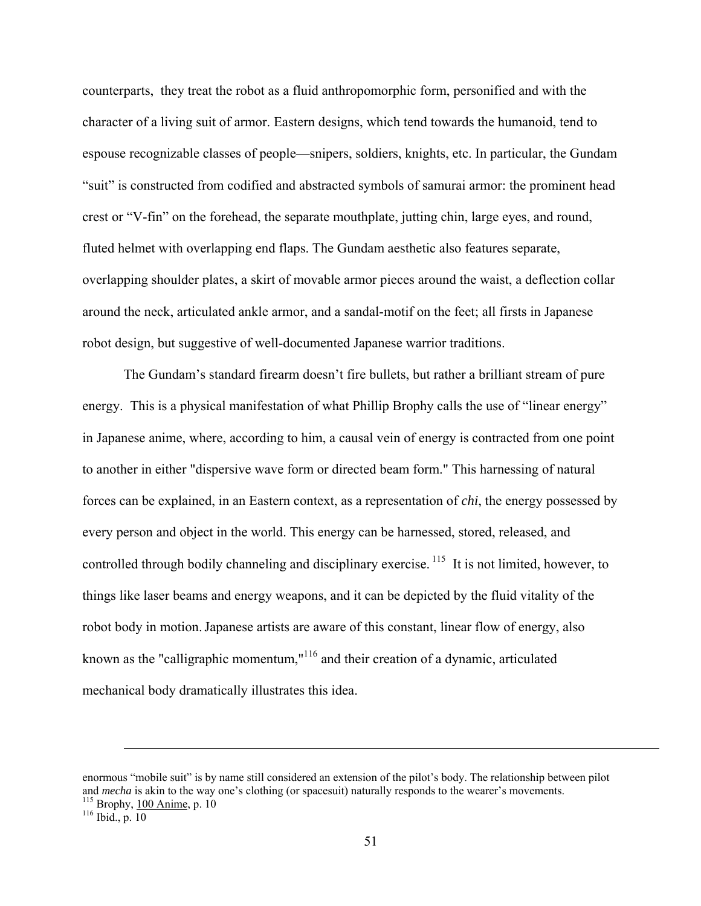counterparts, they treat the robot as a fluid anthropomorphic form, personified and with the character of a living suit of armor. Eastern designs, which tend towards the humanoid, tend to espouse recognizable classes of people—snipers, soldiers, knights, etc. In particular, the Gundam "suit" is constructed from codified and abstracted symbols of samurai armor: the prominent head crest or "V-fin" on the forehead, the separate mouthplate, jutting chin, large eyes, and round, fluted helmet with overlapping end flaps. The Gundam aesthetic also features separate, overlapping shoulder plates, a skirt of movable armor pieces around the waist, a deflection collar around the neck, articulated ankle armor, and a sandal-motif on the feet; all firsts in Japanese robot design, but suggestive of well-documented Japanese warrior traditions.

The Gundam's standard firearm doesn't fire bullets, but rather a brilliant stream of pure energy. This is a physical manifestation of what Phillip Brophy calls the use of "linear energy" in Japanese anime, where, according to him, a causal vein of energy is contracted from one point to another in either "dispersive wave form or directed beam form." This harnessing of natural forces can be explained, in an Eastern context, as a representation of *chi*, the energy possessed by every person and object in the world. This energy can be harnessed, stored, released, and controlled through bodily channeling and disciplinary exercise.[115] It is not limited, however, to things like laser beams and energy weapons, and it can be depicted by the fluid vitality of the robot body in motion. Japanese artists are aware of this constant, linear flow of energy, also known as the "calligraphic momentum,"[116] and their creation of a dynamic, articulated mechanical body dramatically illustrates this idea.

---

enormous "mobile suit" is by name still considered an extension of the pilot's body. The relationship between pilot and *mecha* is akin to the way one's clothing (or spacesuit) naturally responds to the wearer's movements.

[115] Brophy, 100 Anime, p. 10

[116] Ibid., p. 10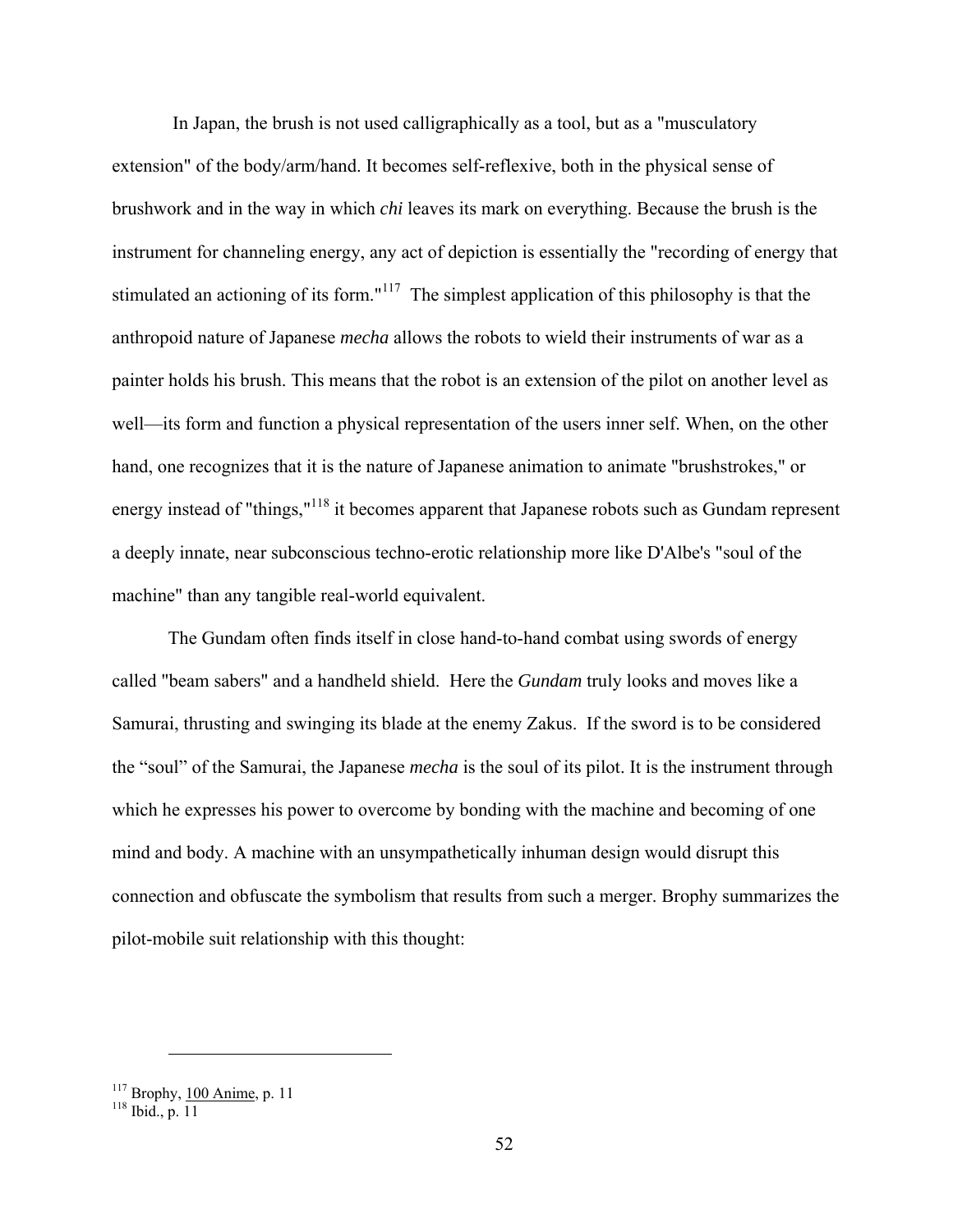In Japan, the brush is not used calligraphically as a tool, but as a "musculatory extension" of the body/arm/hand. It becomes self-reflexive, both in the physical sense of brushwork and in the way in which *chi* leaves its mark on everything. Because the brush is the instrument for channeling energy, any act of depiction is essentially the "recording of energy that stimulated an actioning of its form."[117] The simplest application of this philosophy is that the anthropoid nature of Japanese *mecha* allows the robots to wield their instruments of war as a painter holds his brush. This means that the robot is an extension of the pilot on another level as well—its form and function a physical representation of the users inner self. When, on the other hand, one recognizes that it is the nature of Japanese animation to animate "brushstrokes," or energy instead of "things,"[118] it becomes apparent that Japanese robots such as Gundam represent a deeply innate, near subconscious techno-erotic relationship more like D'Albe's "soul of the machine" than any tangible real-world equivalent.

The Gundam often finds itself in close hand-to-hand combat using swords of energy called "beam sabers" and a handheld shield. Here the *Gundam* truly looks and moves like a Samurai, thrusting and swinging its blade at the enemy Zakus. If the sword is to be considered the "soul" of the Samurai, the Japanese *mecha* is the soul of its pilot. It is the instrument through which he expresses his power to overcome by bonding with the machine and becoming of one mind and body. A machine with an unsympathetically inhuman design would disrupt this connection and obfuscate the symbolism that results from such a merger. Brophy summarizes the pilot-mobile suit relationship with this thought:

---

[117] Brophy, 100 Anime, p. 11
[118] Ibid., p. 11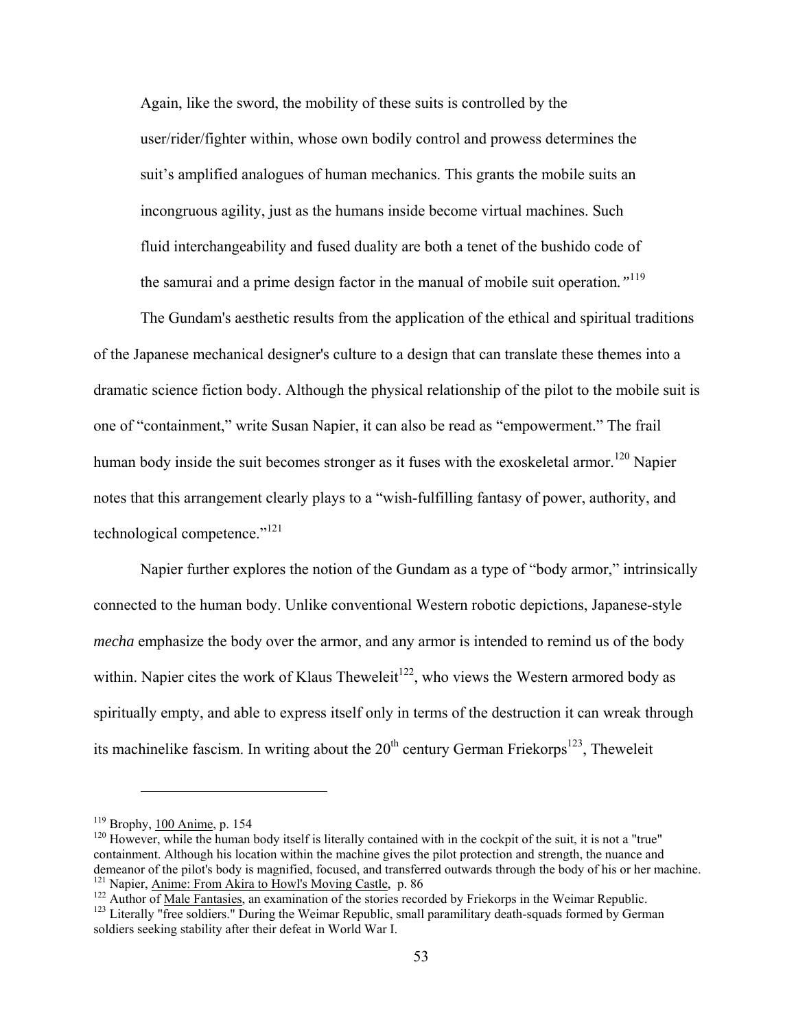Again, like the sword, the mobility of these suits is controlled by the user/rider/fighter within, whose own bodily control and prowess determines the suit's amplified analogues of human mechanics. This grants the mobile suits an incongruous agility, just as the humans inside become virtual machines. Such fluid interchangeability and fused duality are both a tenet of the bushido code of the samurai and a prime design factor in the manual of mobile suit operation.*"*[119]

The Gundam's aesthetic results from the application of the ethical and spiritual traditions of the Japanese mechanical designer's culture to a design that can translate these themes into a dramatic science fiction body. Although the physical relationship of the pilot to the mobile suit is one of "containment," write Susan Napier, it can also be read as "empowerment." The frail human body inside the suit becomes stronger as it fuses with the exoskeletal armor.[120] Napier notes that this arrangement clearly plays to a "wish-fulfilling fantasy of power, authority, and technological competence."[121]

Napier further explores the notion of the Gundam as a type of "body armor," intrinsically connected to the human body. Unlike conventional Western robotic depictions, Japanese-style *mecha* emphasize the body over the armor, and any armor is intended to remind us of the body within. Napier cites the work of Klaus Theweleit[122], who views the Western armored body as spiritually empty, and able to express itself only in terms of the destruction it can wreak through its machinelike fascism. In writing about the 20th century German Friekorps[123], Theweleit

---

[119] Brophy, 100 Anime, p. 154

[120] However, while the human body itself is literally contained with in the cockpit of the suit, it is not a "true" containment. Although his location within the machine gives the pilot protection and strength, the nuance and demeanor of the pilot's body is magnified, focused, and transferred outwards through the body of his or her machine.

[121] Napier, Anime: From Akira to Howl's Moving Castle, p. 86

[122] Author of Male Fantasies, an examination of the stories recorded by Friekorps in the Weimar Republic.

[123] Literally "free soldiers." During the Weimar Republic, small paramilitary death-squads formed by German soldiers seeking stability after their defeat in World War I.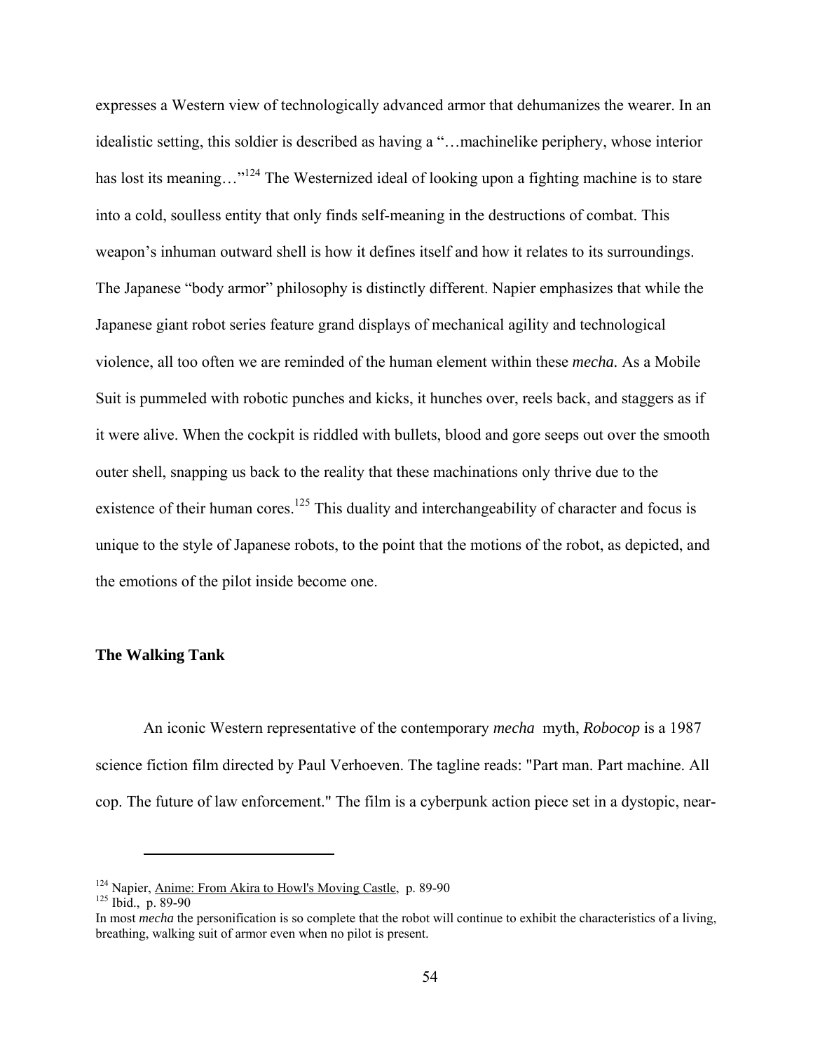expresses a Western view of technologically advanced armor that dehumanizes the wearer. In an idealistic setting, this soldier is described as having a "…machinelike periphery, whose interior has lost its meaning…"[124] The Westernized ideal of looking upon a fighting machine is to stare into a cold, soulless entity that only finds self-meaning in the destructions of combat. This weapon's inhuman outward shell is how it defines itself and how it relates to its surroundings. The Japanese "body armor" philosophy is distinctly different. Napier emphasizes that while the Japanese giant robot series feature grand displays of mechanical agility and technological violence, all too often we are reminded of the human element within these *mecha.* As a Mobile Suit is pummeled with robotic punches and kicks, it hunches over, reels back, and staggers as if it were alive. When the cockpit is riddled with bullets, blood and gore seeps out over the smooth outer shell, snapping us back to the reality that these machinations only thrive due to the existence of their human cores.[125] This duality and interchangeability of character and focus is unique to the style of Japanese robots, to the point that the motions of the robot, as depicted, and the emotions of the pilot inside become one.

### The Walking Tank

An iconic Western representative of the contemporary *mecha* myth, *Robocop* is a 1987 science fiction film directed by Paul Verhoeven. The tagline reads: "Part man. Part machine. All cop. The future of law enforcement." The film is a cyberpunk action piece set in a dystopic, near-

---

[124] Napier, Anime: From Akira to Howl's Moving Castle, p. 89-90

[125] Ibid., p. 89-90

In most *mecha* the personification is so complete that the robot will continue to exhibit the characteristics of a living, breathing, walking suit of armor even when no pilot is present.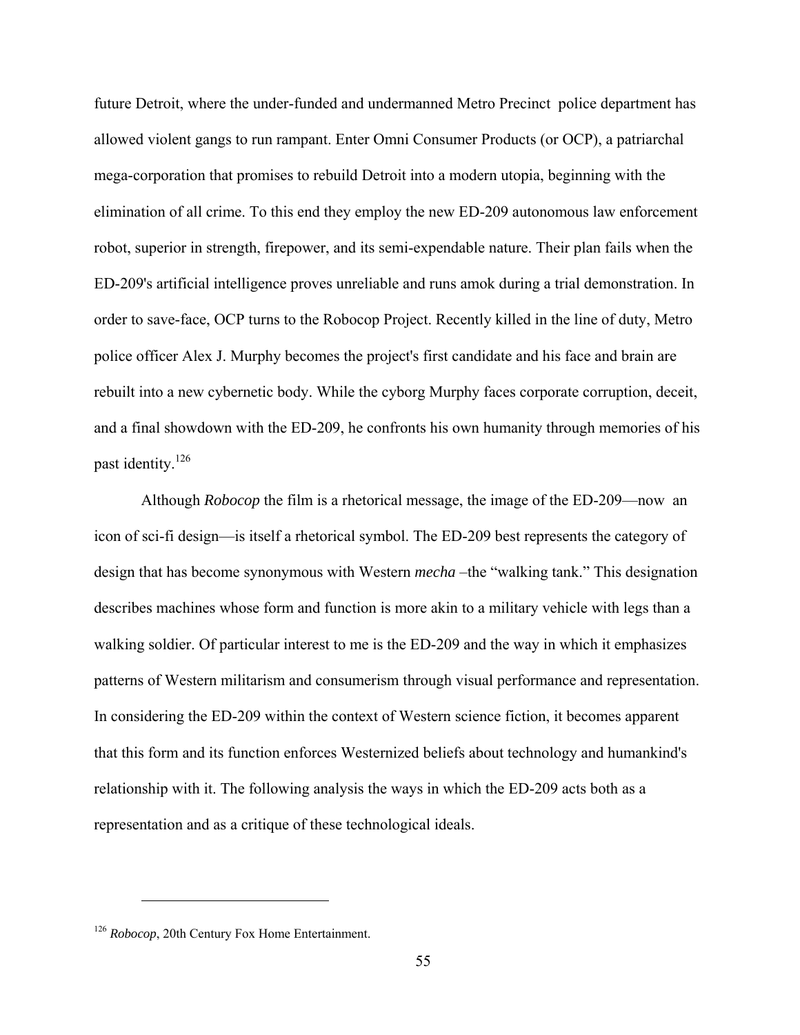future Detroit, where the under-funded and undermanned Metro Precinct police department has allowed violent gangs to run rampant. Enter Omni Consumer Products (or OCP), a patriarchal mega-corporation that promises to rebuild Detroit into a modern utopia, beginning with the elimination of all crime. To this end they employ the new ED-209 autonomous law enforcement robot, superior in strength, firepower, and its semi-expendable nature. Their plan fails when the ED-209's artificial intelligence proves unreliable and runs amok during a trial demonstration. In order to save-face, OCP turns to the Robocop Project. Recently killed in the line of duty, Metro police officer Alex J. Murphy becomes the project's first candidate and his face and brain are rebuilt into a new cybernetic body. While the cyborg Murphy faces corporate corruption, deceit, and a final showdown with the ED-209, he confronts his own humanity through memories of his past identity.[126]

Although *Robocop* the film is a rhetorical message, the image of the ED-209—now an icon of sci-fi design—is itself a rhetorical symbol. The ED-209 best represents the category of design that has become synonymous with Western *mecha* –the "walking tank." This designation describes machines whose form and function is more akin to a military vehicle with legs than a walking soldier. Of particular interest to me is the ED-209 and the way in which it emphasizes patterns of Western militarism and consumerism through visual performance and representation. In considering the ED-209 within the context of Western science fiction, it becomes apparent that this form and its function enforces Westernized beliefs about technology and humankind's relationship with it. The following analysis the ways in which the ED-209 acts both as a representation and as a critique of these technological ideals.

---

[126] *Robocop*, 20th Century Fox Home Entertainment.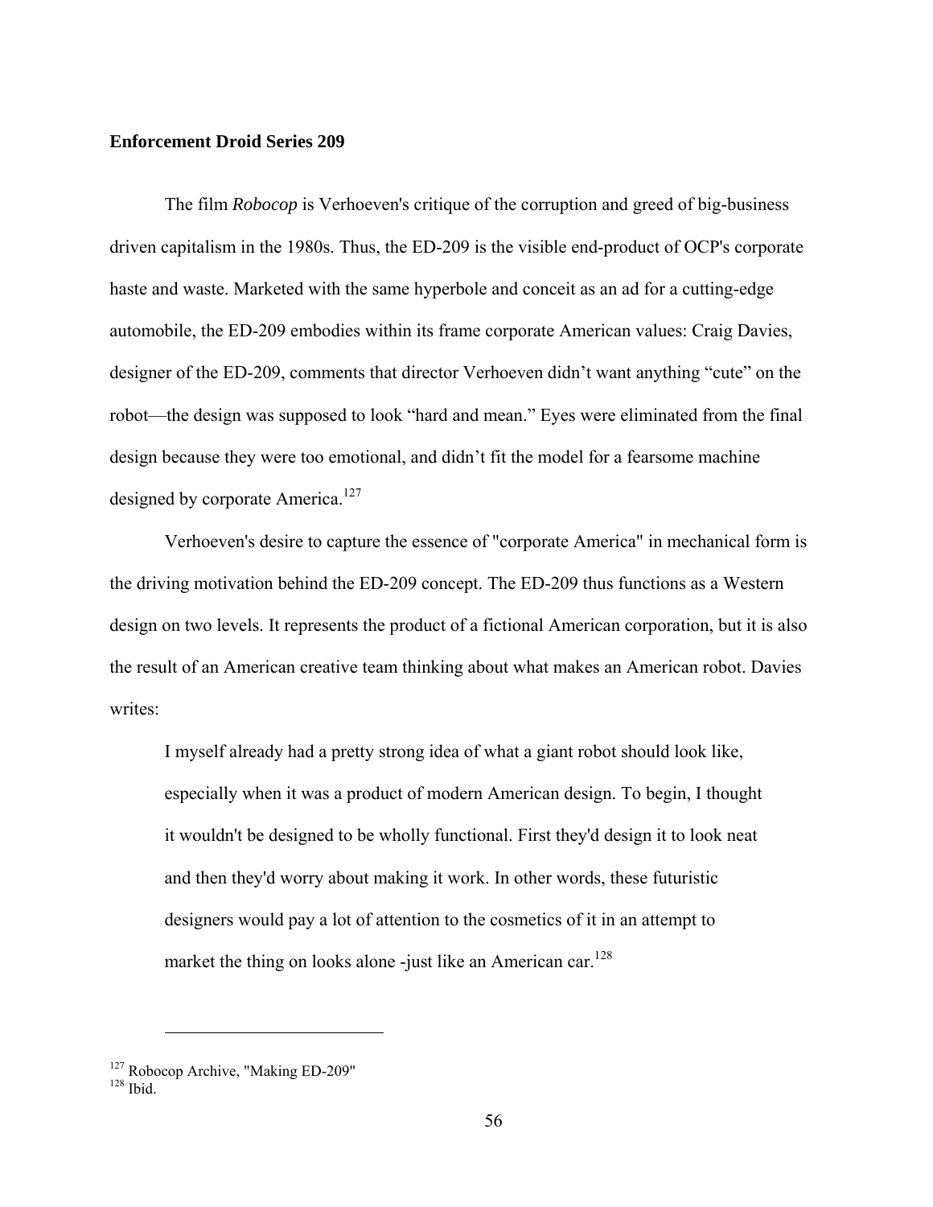**Enforcement Droid Series 209**

The film *Robocop* is Verhoeven's critique of the corruption and greed of big-business driven capitalism in the 1980s. Thus, the ED-209 is the visible end-product of OCP's corporate haste and waste. Marketed with the same hyperbole and conceit as an ad for a cutting-edge automobile, the ED-209 embodies within its frame corporate American values: Craig Davies, designer of the ED-209, comments that director Verhoeven didn't want anything "cute" on the robot—the design was supposed to look "hard and mean." Eyes were eliminated from the final design because they were too emotional, and didn't fit the model for a fearsome machine designed by corporate America.[127]

Verhoeven's desire to capture the essence of "corporate America" in mechanical form is the driving motivation behind the ED-209 concept. The ED-209 thus functions as a Western design on two levels. It represents the product of a fictional American corporation, but it is also the result of an American creative team thinking about what makes an American robot. Davies writes:

> I myself already had a pretty strong idea of what a giant robot should look like, especially when it was a product of modern American design. To begin, I thought it wouldn't be designed to be wholly functional. First they'd design it to look neat and then they'd worry about making it work. In other words, these futuristic designers would pay a lot of attention to the cosmetics of it in an attempt to market the thing on looks alone -just like an American car.[128]

---

[127] Robocop Archive, "Making ED-209"
[128] Ibid.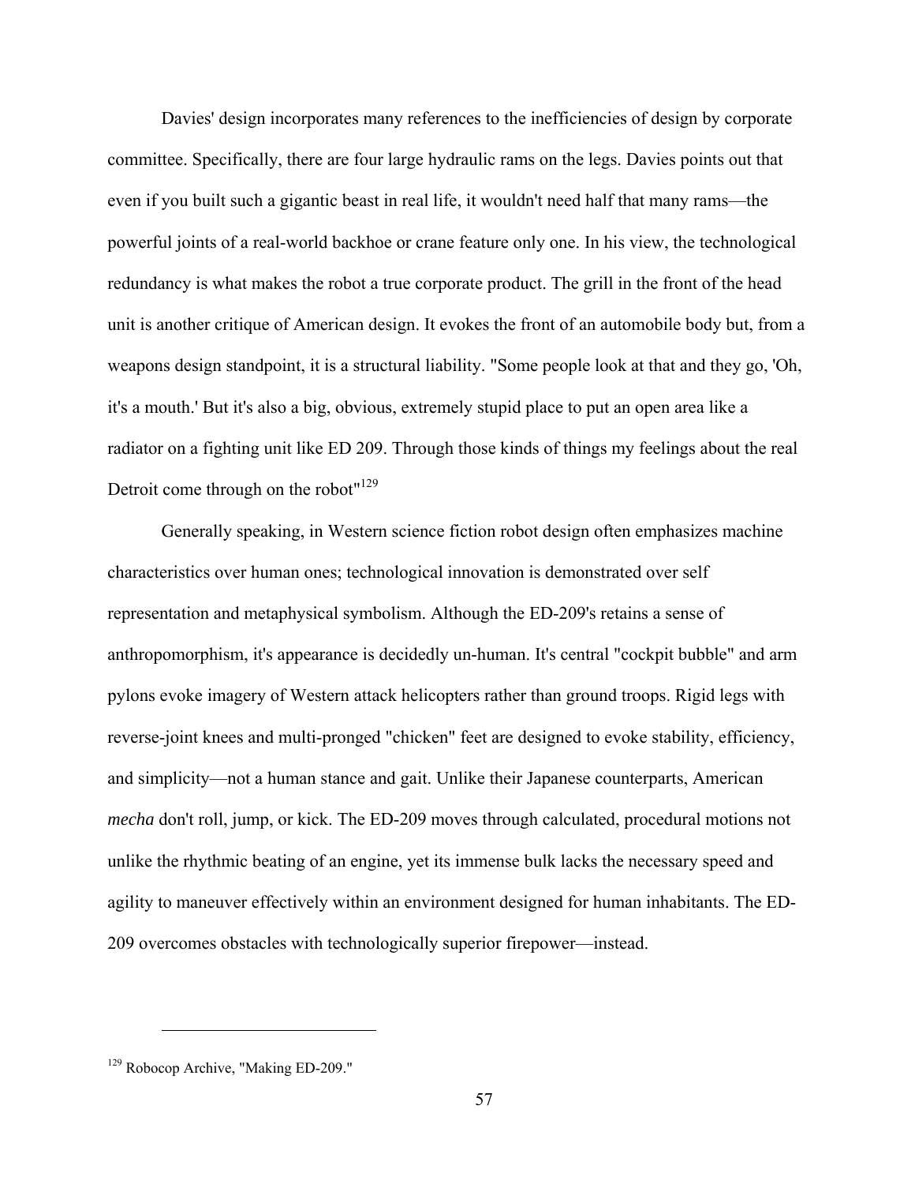Davies' design incorporates many references to the inefficiencies of design by corporate committee. Specifically, there are four large hydraulic rams on the legs. Davies points out that even if you built such a gigantic beast in real life, it wouldn't need half that many rams—the powerful joints of a real-world backhoe or crane feature only one. In his view, the technological redundancy is what makes the robot a true corporate product. The grill in the front of the head unit is another critique of American design. It evokes the front of an automobile body but, from a weapons design standpoint, it is a structural liability. "Some people look at that and they go, 'Oh, it's a mouth.' But it's also a big, obvious, extremely stupid place to put an open area like a radiator on a fighting unit like ED 209. Through those kinds of things my feelings about the real Detroit come through on the robot"[129]

Generally speaking, in Western science fiction robot design often emphasizes machine characteristics over human ones; technological innovation is demonstrated over self representation and metaphysical symbolism. Although the ED-209's retains a sense of anthropomorphism, it's appearance is decidedly un-human. It's central "cockpit bubble" and arm pylons evoke imagery of Western attack helicopters rather than ground troops. Rigid legs with reverse-joint knees and multi-pronged "chicken" feet are designed to evoke stability, efficiency, and simplicity—not a human stance and gait. Unlike their Japanese counterparts, American *mecha* don't roll, jump, or kick. The ED-209 moves through calculated, procedural motions not unlike the rhythmic beating of an engine, yet its immense bulk lacks the necessary speed and agility to maneuver effectively within an environment designed for human inhabitants. The ED-209 overcomes obstacles with technologically superior firepower—instead.

---

[129] Robocop Archive, "Making ED-209."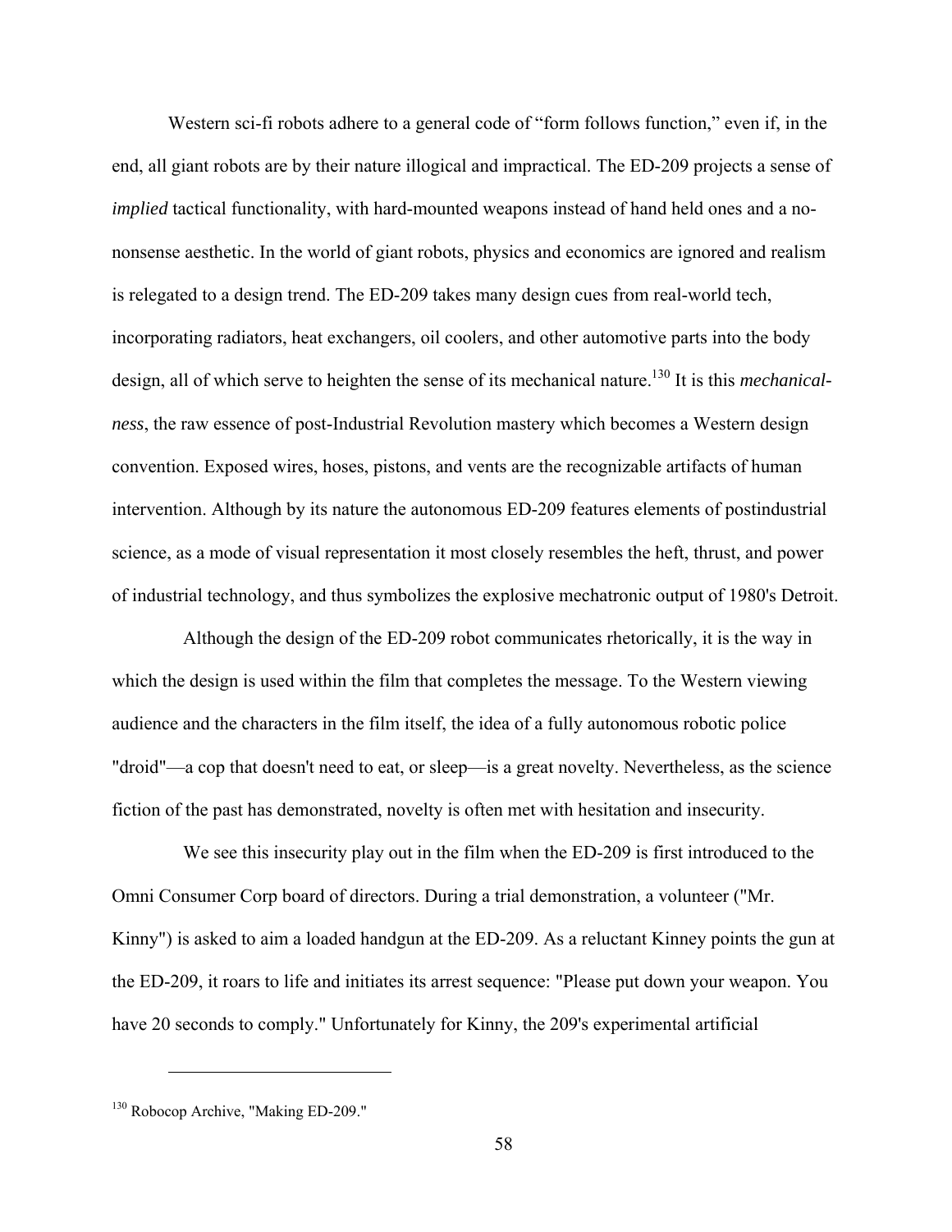Western sci-fi robots adhere to a general code of “form follows function,” even if, in the end, all giant robots are by their nature illogical and impractical. The ED-209 projects a sense of *implied* tactical functionality, with hard-mounted weapons instead of hand held ones and a no-nonsense aesthetic. In the world of giant robots, physics and economics are ignored and realism is relegated to a design trend. The ED-209 takes many design cues from real-world tech, incorporating radiators, heat exchangers, oil coolers, and other automotive parts into the body design, all of which serve to heighten the sense of its mechanical nature.[130] It is this *mechanical-ness*, the raw essence of post-Industrial Revolution mastery which becomes a Western design convention. Exposed wires, hoses, pistons, and vents are the recognizable artifacts of human intervention. Although by its nature the autonomous ED-209 features elements of postindustrial science, as a mode of visual representation it most closely resembles the heft, thrust, and power of industrial technology, and thus symbolizes the explosive mechatronic output of 1980's Detroit.

Although the design of the ED-209 robot communicates rhetorically, it is the way in which the design is used within the film that completes the message. To the Western viewing audience and the characters in the film itself, the idea of a fully autonomous robotic police "droid"—a cop that doesn't need to eat, or sleep—is a great novelty. Nevertheless, as the science fiction of the past has demonstrated, novelty is often met with hesitation and insecurity.

We see this insecurity play out in the film when the ED-209 is first introduced to the Omni Consumer Corp board of directors. During a trial demonstration, a volunteer ("Mr. Kinny") is asked to aim a loaded handgun at the ED-209. As a reluctant Kinney points the gun at the ED-209, it roars to life and initiates its arrest sequence: "Please put down your weapon. You have 20 seconds to comply." Unfortunately for Kinny, the 209's experimental artificial

---

[130] Robocop Archive, "Making ED-209."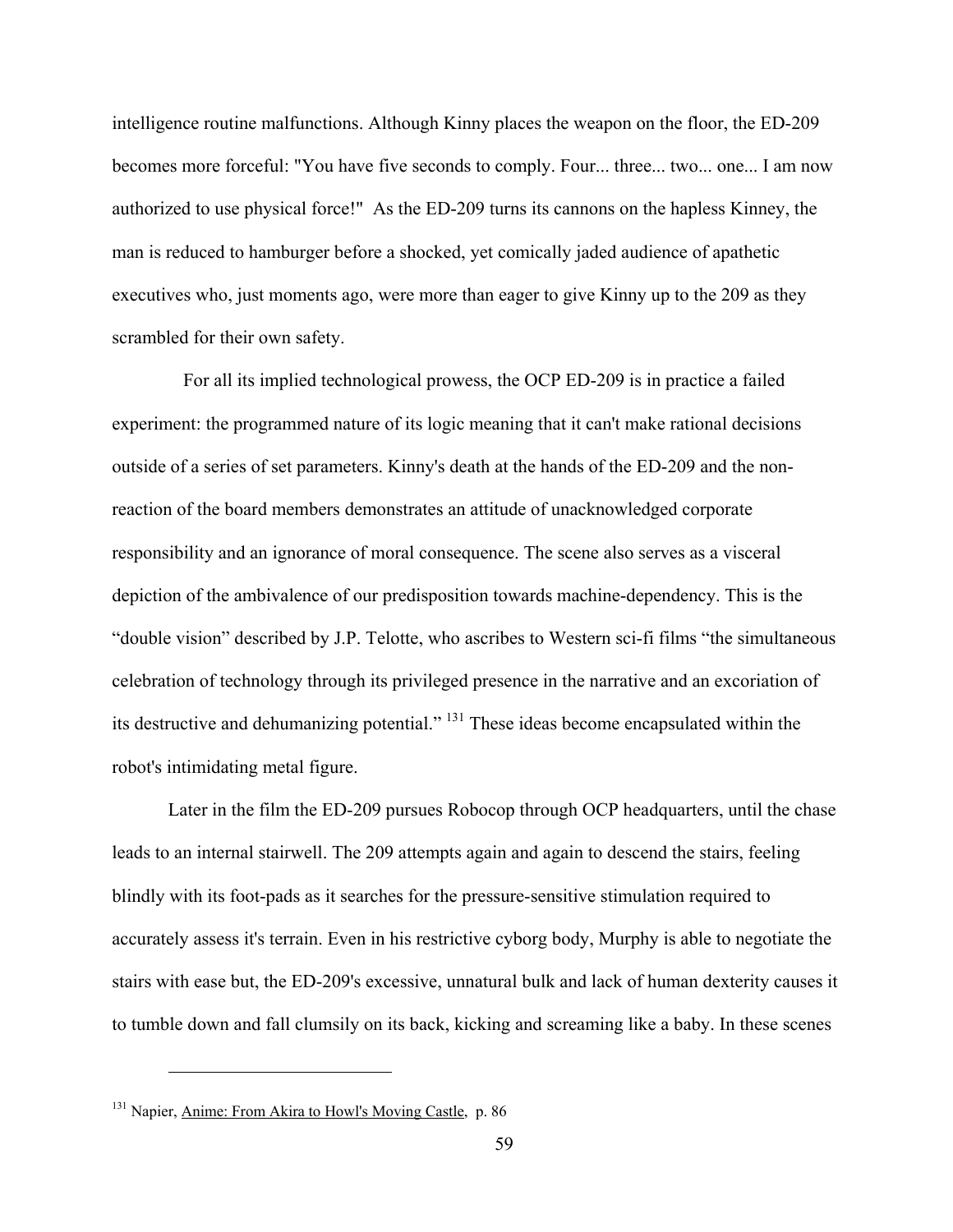intelligence routine malfunctions. Although Kinny places the weapon on the floor, the ED-209 becomes more forceful: "You have five seconds to comply. Four... three... two... one... I am now authorized to use physical force!" As the ED-209 turns its cannons on the hapless Kinney, the man is reduced to hamburger before a shocked, yet comically jaded audience of apathetic executives who, just moments ago, were more than eager to give Kinny up to the 209 as they scrambled for their own safety.

For all its implied technological prowess, the OCP ED-209 is in practice a failed experiment: the programmed nature of its logic meaning that it can't make rational decisions outside of a series of set parameters. Kinny's death at the hands of the ED-209 and the non-reaction of the board members demonstrates an attitude of unacknowledged corporate responsibility and an ignorance of moral consequence. The scene also serves as a visceral depiction of the ambivalence of our predisposition towards machine-dependency. This is the "double vision" described by J.P. Telotte, who ascribes to Western sci-fi films "the simultaneous celebration of technology through its privileged presence in the narrative and an excoriation of its destructive and dehumanizing potential." [131] These ideas become encapsulated within the robot's intimidating metal figure.

Later in the film the ED-209 pursues Robocop through OCP headquarters, until the chase leads to an internal stairwell. The 209 attempts again and again to descend the stairs, feeling blindly with its foot-pads as it searches for the pressure-sensitive stimulation required to accurately assess it's terrain. Even in his restrictive cyborg body, Murphy is able to negotiate the stairs with ease but, the ED-209's excessive, unnatural bulk and lack of human dexterity causes it to tumble down and fall clumsily on its back, kicking and screaming like a baby. In these scenes

---

[131] Napier, Anime: From Akira to Howl's Moving Castle, p. 86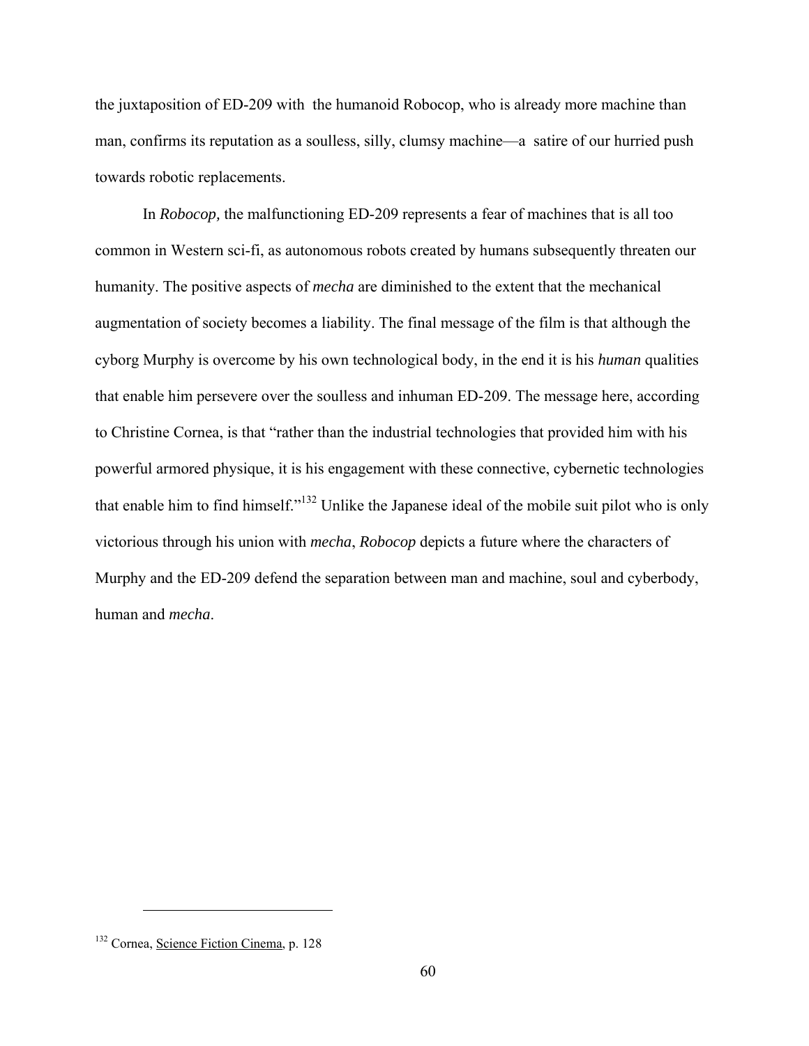the juxtaposition of ED-209 with the humanoid Robocop, who is already more machine than man, confirms its reputation as a soulless, silly, clumsy machine—a satire of our hurried push towards robotic replacements.

In *Robocop,* the malfunctioning ED-209 represents a fear of machines that is all too common in Western sci-fi, as autonomous robots created by humans subsequently threaten our humanity. The positive aspects of *mecha* are diminished to the extent that the mechanical augmentation of society becomes a liability. The final message of the film is that although the cyborg Murphy is overcome by his own technological body, in the end it is his *human* qualities that enable him persevere over the soulless and inhuman ED-209. The message here, according to Christine Cornea, is that "rather than the industrial technologies that provided him with his powerful armored physique, it is his engagement with these connective, cybernetic technologies that enable him to find himself."[132] Unlike the Japanese ideal of the mobile suit pilot who is only victorious through his union with *mecha*, *Robocop* depicts a future where the characters of Murphy and the ED-209 defend the separation between man and machine, soul and cyberbody, human and *mecha*.

---

[132] Cornea, Science Fiction Cinema, p. 128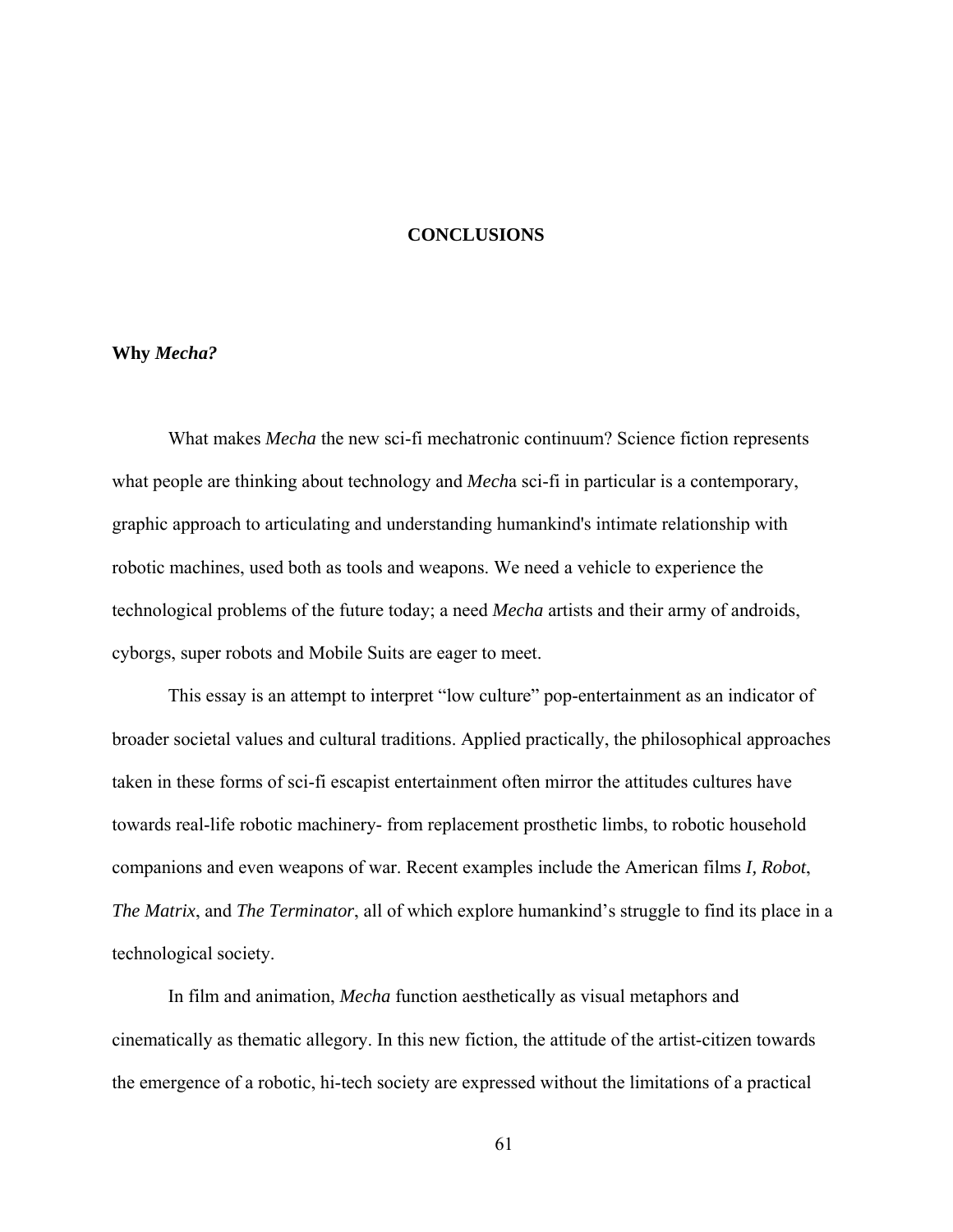# CONCLUSIONS

## Why *Mecha?*

What makes *Mecha* the new sci-fi mechatronic continuum? Science fiction represents what people are thinking about technology and *Mech*a sci-fi in particular is a contemporary, graphic approach to articulating and understanding humankind's intimate relationship with robotic machines, used both as tools and weapons. We need a vehicle to experience the technological problems of the future today; a need *Mecha* artists and their army of androids, cyborgs, super robots and Mobile Suits are eager to meet.

This essay is an attempt to interpret "low culture" pop-entertainment as an indicator of broader societal values and cultural traditions. Applied practically, the philosophical approaches taken in these forms of sci-fi escapist entertainment often mirror the attitudes cultures have towards real-life robotic machinery- from replacement prosthetic limbs, to robotic household companions and even weapons of war. Recent examples include the American films *I, Robot*, *The Matrix*, and *The Terminator*, all of which explore humankind's struggle to find its place in a technological society.

In film and animation, *Mecha* function aesthetically as visual metaphors and cinematically as thematic allegory. In this new fiction, the attitude of the artist-citizen towards the emergence of a robotic, hi-tech society are expressed without the limitations of a practical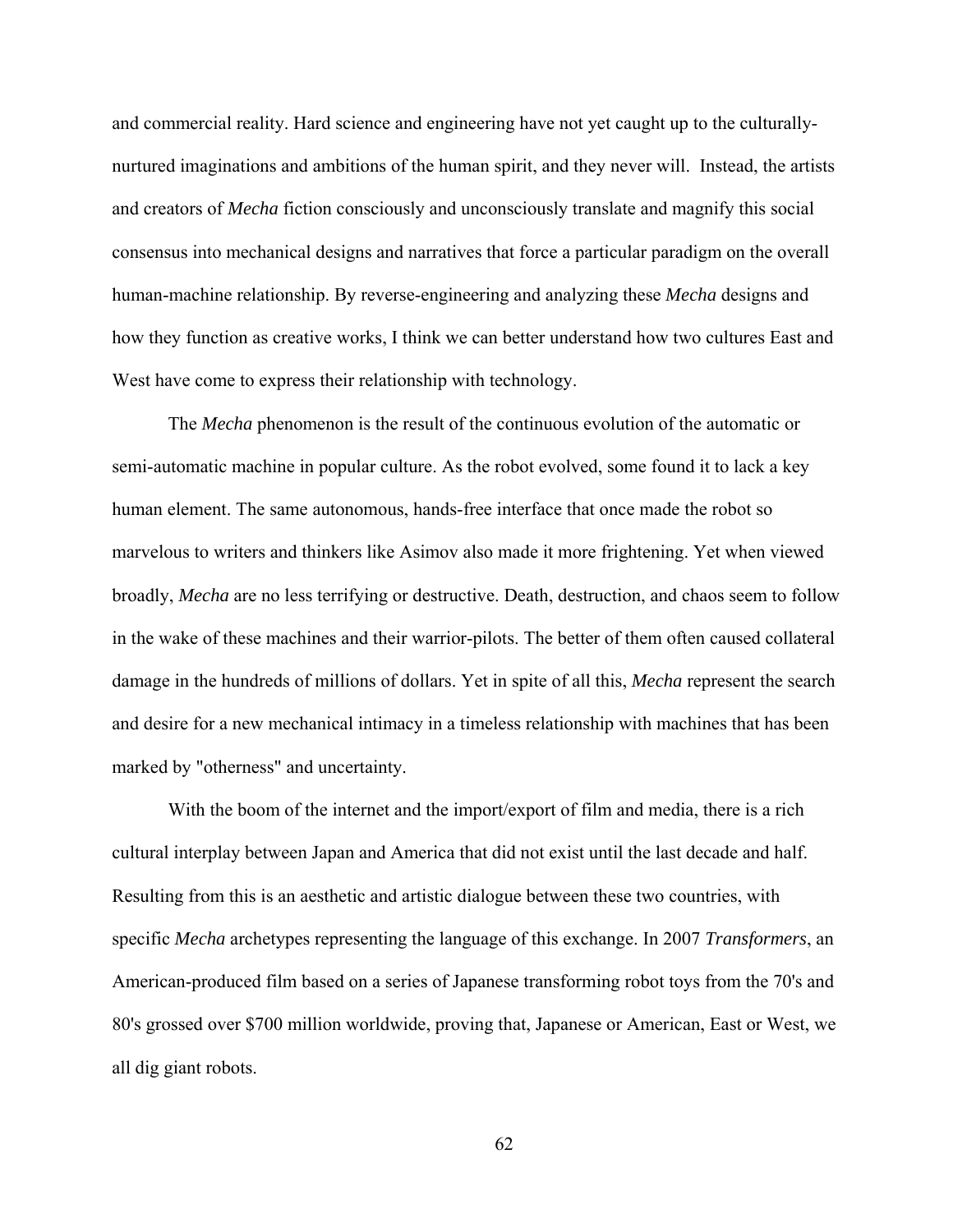and commercial reality. Hard science and engineering have not yet caught up to the culturally-nurtured imaginations and ambitions of the human spirit, and they never will. Instead, the artists and creators of *Mecha* fiction consciously and unconsciously translate and magnify this social consensus into mechanical designs and narratives that force a particular paradigm on the overall human-machine relationship. By reverse-engineering and analyzing these *Mecha* designs and how they function as creative works, I think we can better understand how two cultures East and West have come to express their relationship with technology.

The *Mecha* phenomenon is the result of the continuous evolution of the automatic or semi-automatic machine in popular culture. As the robot evolved, some found it to lack a key human element. The same autonomous, hands-free interface that once made the robot so marvelous to writers and thinkers like Asimov also made it more frightening. Yet when viewed broadly, *Mecha* are no less terrifying or destructive. Death, destruction, and chaos seem to follow in the wake of these machines and their warrior-pilots. The better of them often caused collateral damage in the hundreds of millions of dollars. Yet in spite of all this, *Mecha* represent the search and desire for a new mechanical intimacy in a timeless relationship with machines that has been marked by "otherness" and uncertainty.

With the boom of the internet and the import/export of film and media, there is a rich cultural interplay between Japan and America that did not exist until the last decade and half. Resulting from this is an aesthetic and artistic dialogue between these two countries, with specific *Mecha* archetypes representing the language of this exchange. In 2007 *Transformers*, an American-produced film based on a series of Japanese transforming robot toys from the 70's and 80's grossed over $700 million worldwide, proving that, Japanese or American, East or West, we all dig giant robots.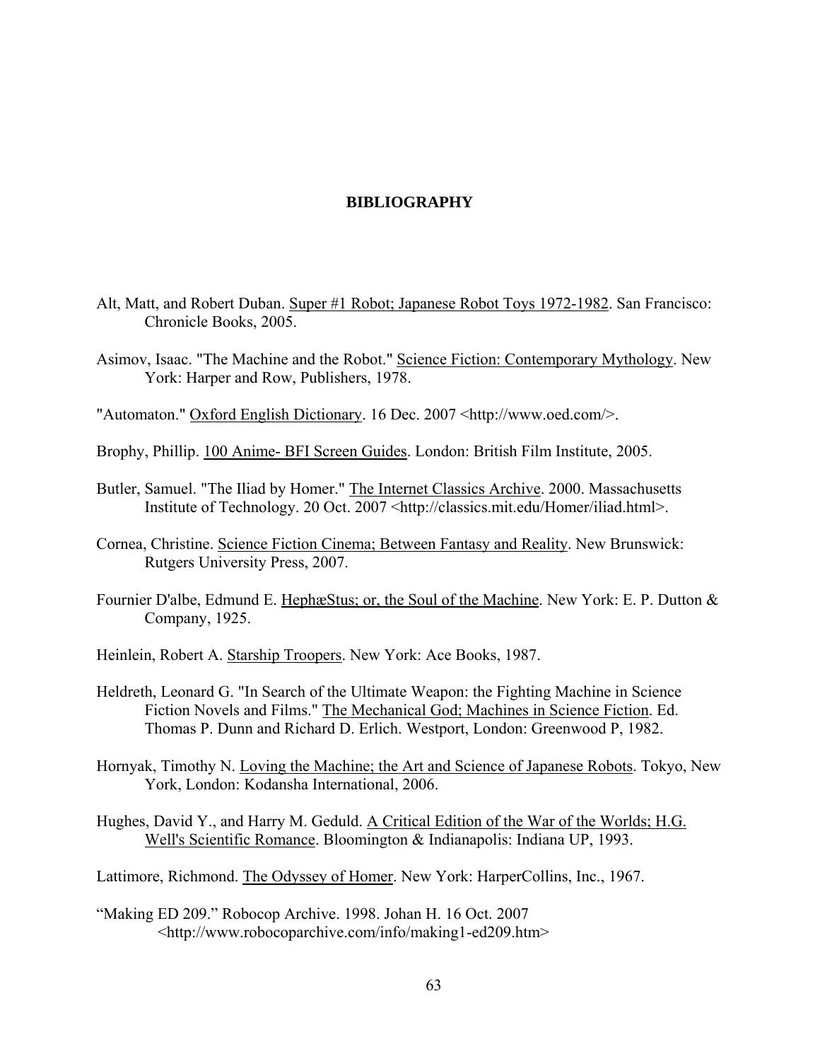# BIBLIOGRAPHY

Alt, Matt, and Robert Duban. Super #1 Robot; Japanese Robot Toys 1972-1982. San Francisco: Chronicle Books, 2005.

Asimov, Isaac. "The Machine and the Robot." Science Fiction: Contemporary Mythology. New York: Harper and Row, Publishers, 1978.

"Automaton." Oxford English Dictionary. 16 Dec. 2007 <http://www.oed.com/>.

Brophy, Phillip. 100 Anime- BFI Screen Guides. London: British Film Institute, 2005.

Butler, Samuel. "The Iliad by Homer." The Internet Classics Archive. 2000. Massachusetts Institute of Technology. 20 Oct. 2007 <http://classics.mit.edu/Homer/iliad.html>.

Cornea, Christine. Science Fiction Cinema; Between Fantasy and Reality. New Brunswick: Rutgers University Press, 2007.

Fournier D'albe, Edmund E. HephæStus; or, the Soul of the Machine. New York: E. P. Dutton & Company, 1925.

Heinlein, Robert A. Starship Troopers. New York: Ace Books, 1987.

Heldreth, Leonard G. "In Search of the Ultimate Weapon: the Fighting Machine in Science Fiction Novels and Films." The Mechanical God; Machines in Science Fiction. Ed. Thomas P. Dunn and Richard D. Erlich. Westport, London: Greenwood P, 1982.

Hornyak, Timothy N. Loving the Machine; the Art and Science of Japanese Robots. Tokyo, New York, London: Kodansha International, 2006.

Hughes, David Y., and Harry M. Geduld. A Critical Edition of the War of the Worlds; H.G. Well's Scientific Romance. Bloomington & Indianapolis: Indiana UP, 1993.

Lattimore, Richmond. The Odyssey of Homer. New York: HarperCollins, Inc., 1967.

"Making ED 209." Robocop Archive. 1998. Johan H. 16 Oct. 2007 <http://www.robocoparchive.com/info/making1-ed209.htm>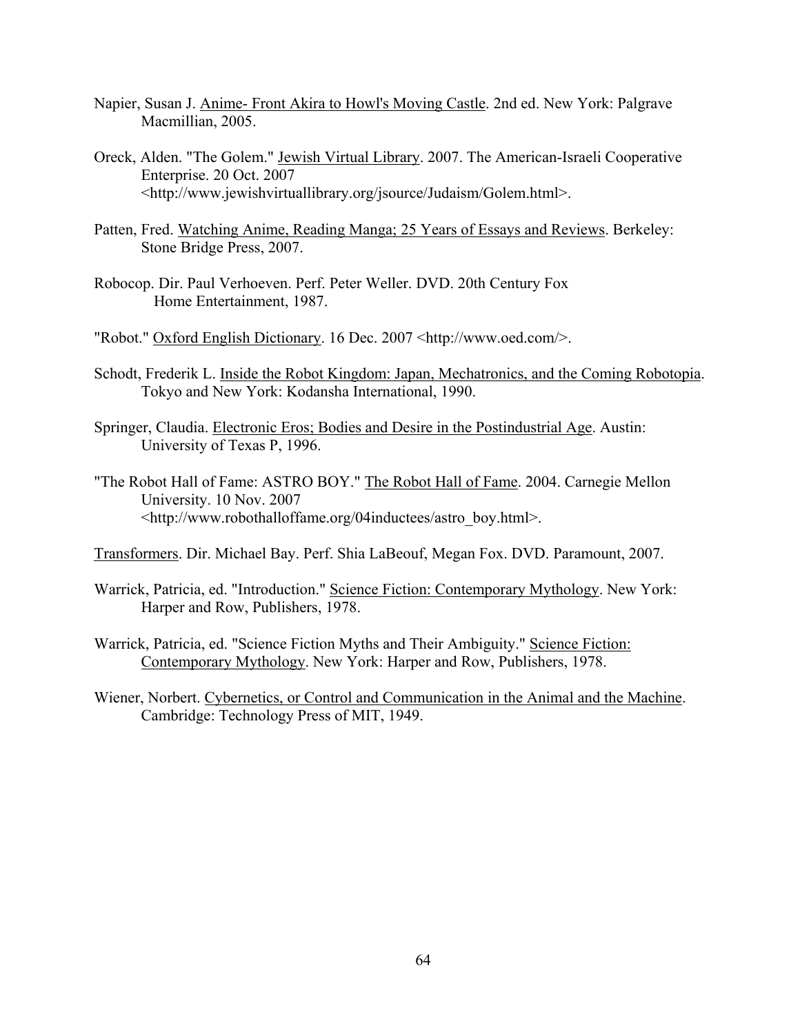Napier, Susan J. Anime- Front Akira to Howl's Moving Castle. 2nd ed. New York: Palgrave Macmillian, 2005.

Oreck, Alden. "The Golem." Jewish Virtual Library. 2007. The American-Israeli Cooperative Enterprise. 20 Oct. 2007 <http://www.jewishvirtuallibrary.org/jsource/Judaism/Golem.html>.

Patten, Fred. Watching Anime, Reading Manga; 25 Years of Essays and Reviews. Berkeley: Stone Bridge Press, 2007.

Robocop. Dir. Paul Verhoeven. Perf. Peter Weller. DVD. 20th Century Fox Home Entertainment, 1987.

"Robot." Oxford English Dictionary. 16 Dec. 2007 <http://www.oed.com/>.

Schodt, Frederik L. Inside the Robot Kingdom: Japan, Mechatronics, and the Coming Robotopia. Tokyo and New York: Kodansha International, 1990.

Springer, Claudia. Electronic Eros; Bodies and Desire in the Postindustrial Age. Austin: University of Texas P, 1996.

"The Robot Hall of Fame: ASTRO BOY." The Robot Hall of Fame. 2004. Carnegie Mellon University. 10 Nov. 2007 <http://www.robothalloffame.org/04inductees/astro_boy.html>.

Transformers. Dir. Michael Bay. Perf. Shia LaBeouf, Megan Fox. DVD. Paramount, 2007.

Warrick, Patricia, ed. "Introduction." Science Fiction: Contemporary Mythology. New York: Harper and Row, Publishers, 1978.

Warrick, Patricia, ed. "Science Fiction Myths and Their Ambiguity." Science Fiction: Contemporary Mythology. New York: Harper and Row, Publishers, 1978.

Wiener, Norbert. Cybernetics, or Control and Communication in the Animal and the Machine. Cambridge: Technology Press of MIT, 1949.